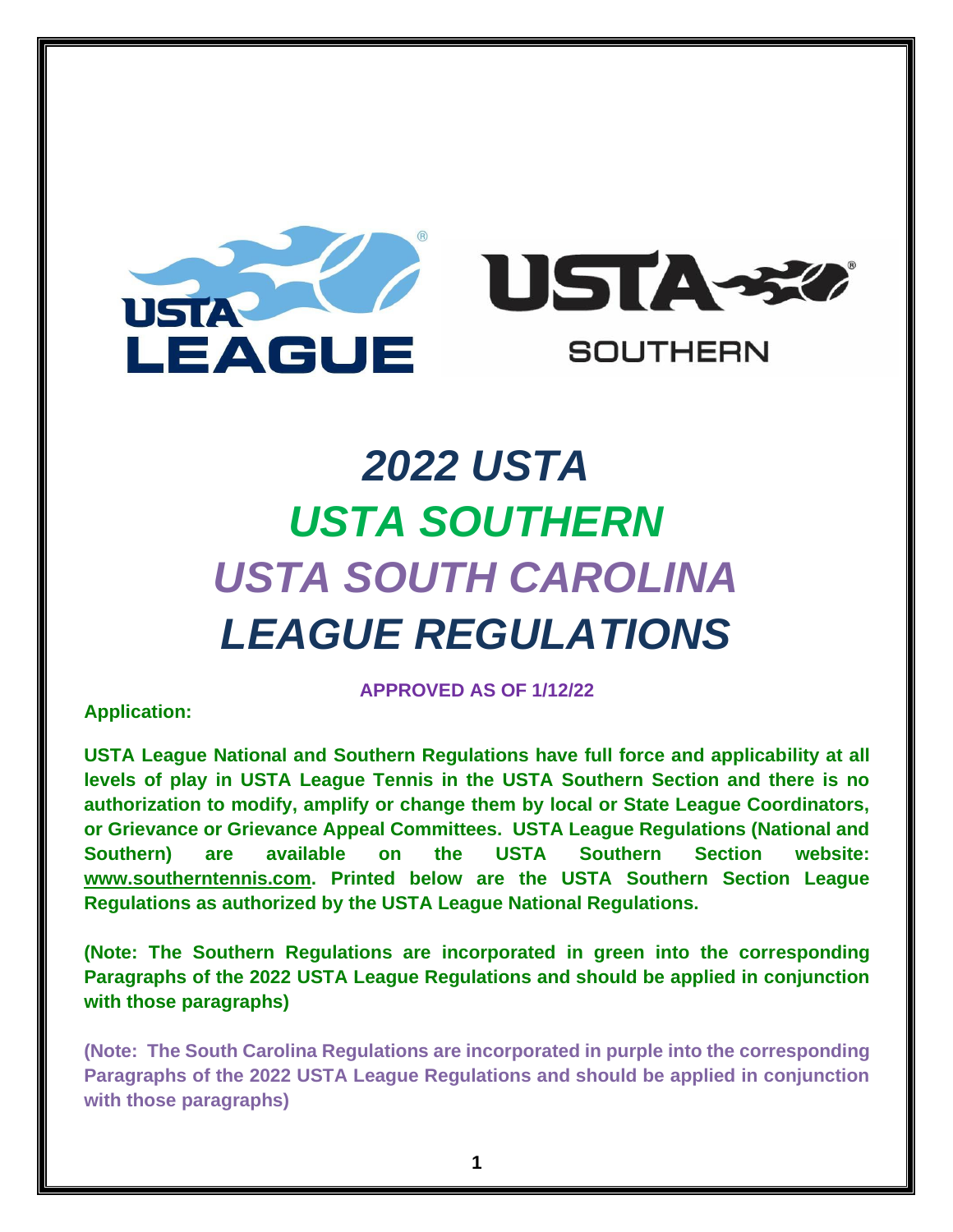# *2022 USTA*
# *USTA SOUTHERN*
# *USTA SOUTH CAROLINA*
# *LEAGUE REGULATIONS*

**APPROVED AS OF 1/12/22**

**Application:**

**USTA League National and Southern Regulations have full force and applicability at all levels of play in USTA League Tennis in the USTA Southern Section and there is no authorization to modify, amplify or change them by local or State League Coordinators, or Grievance or Grievance Appeal Committees. USTA League Regulations (National and Southern) are available on the USTA Southern Section website: www.southerntennis.com. Printed below are the USTA Southern Section League Regulations as authorized by the USTA League National Regulations.**

**(Note: The Southern Regulations are incorporated in green into the corresponding Paragraphs of the 2022 USTA League Regulations and should be applied in conjunction with those paragraphs)**

**(Note: The South Carolina Regulations are incorporated in purple into the corresponding Paragraphs of the 2022 USTA League Regulations and should be applied in conjunction with those paragraphs)**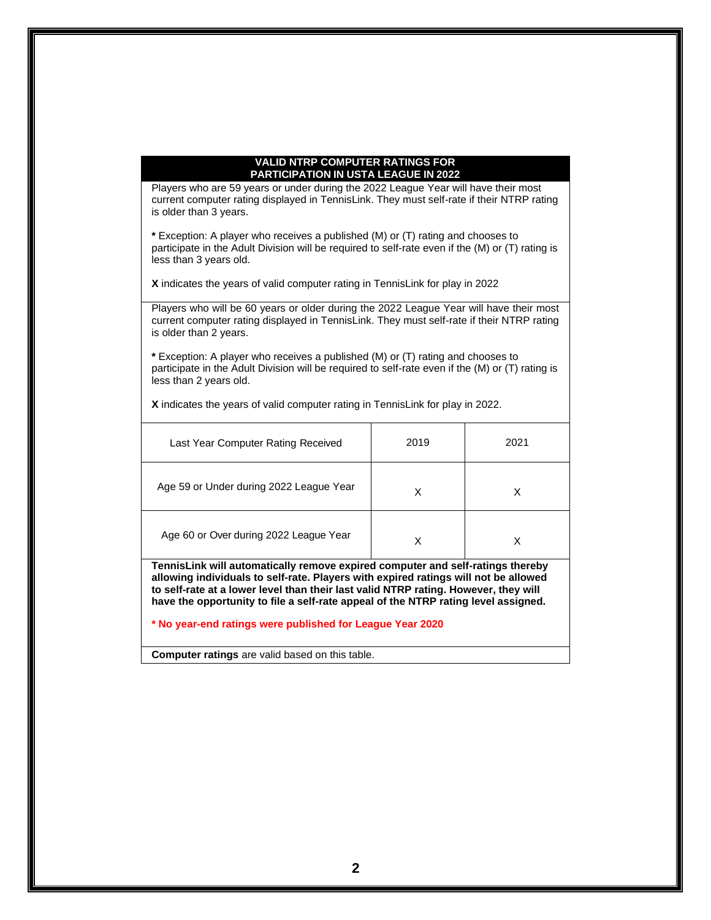## VALID NTRP COMPUTER RATINGS FOR PARTICIPATION IN USTA LEAGUE IN 2022

Players who are 59 years or under during the 2022 League Year will have their most current computer rating displayed in TennisLink. They must self-rate if their NTRP rating is older than 3 years.

**\*** Exception: A player who receives a published (M) or (T) rating and chooses to participate in the Adult Division will be required to self-rate even if the (M) or (T) rating is less than 3 years old.

**X** indicates the years of valid computer rating in TennisLink for play in 2022

Players who will be 60 years or older during the 2022 League Year will have their most current computer rating displayed in TennisLink. They must self-rate if their NTRP rating is older than 2 years.

**\*** Exception: A player who receives a published (M) or (T) rating and chooses to participate in the Adult Division will be required to self-rate even if the (M) or (T) rating is less than 2 years old.

**X** indicates the years of valid computer rating in TennisLink for play in 2022.

| Last Year Computer Rating Received | 2019 | 2021 |
|---|---|---|
| Age 59 or Under during 2022 League Year | X | X |
| Age 60 or Over during 2022 League Year | X | X |

**TennisLink will automatically remove expired computer and self-ratings thereby allowing individuals to self-rate. Players with expired ratings will not be allowed to self-rate at a lower level than their last valid NTRP rating. However, they will have the opportunity to file a self-rate appeal of the NTRP rating level assigned.**

**\* No year-end ratings were published for League Year 2020**

**Computer ratings** are valid based on this table.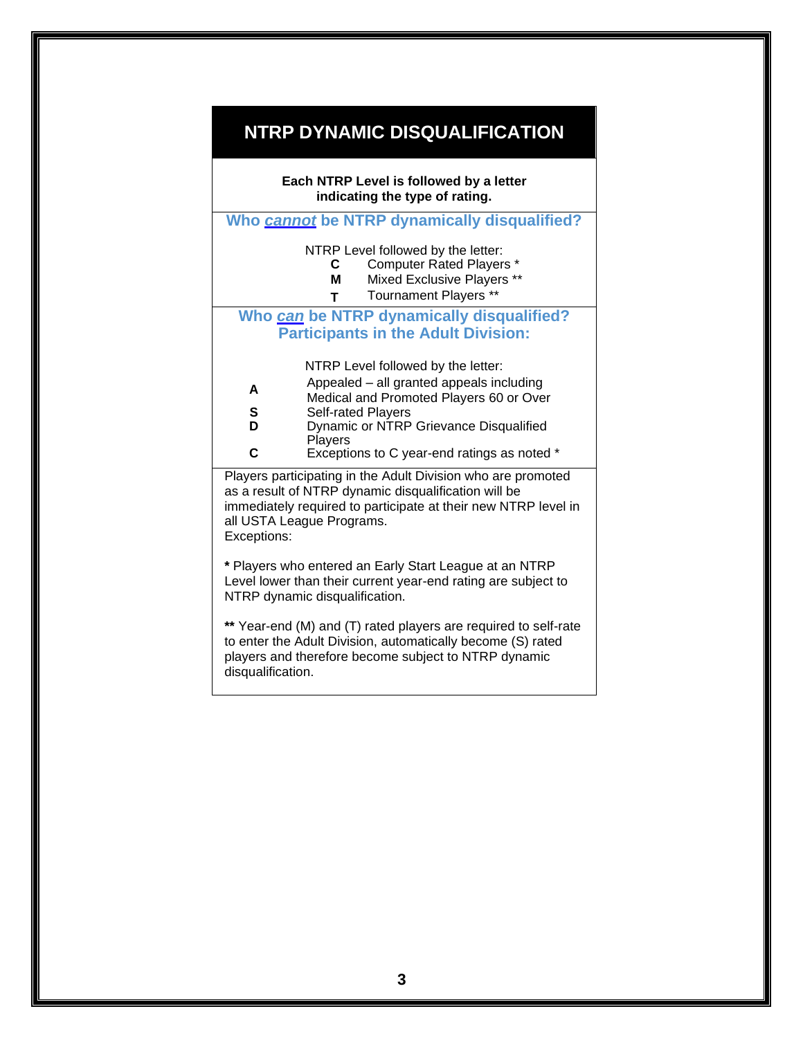# NTRP DYNAMIC DISQUALIFICATION

**Each NTRP Level is followed by a letter indicating the type of rating.**

## Who *cannot* be NTRP dynamically disqualified?

NTRP Level followed by the letter:

- **C** Computer Rated Players *
- **M** Mixed Exclusive Players **
- **T** Tournament Players **

## Who *can* be NTRP dynamically disqualified? Participants in the Adult Division:

NTRP Level followed by the letter:

- **A** Appealed – all granted appeals including Medical and Promoted Players 60 or Over
- **S** Self-rated Players
- **D** Dynamic or NTRP Grievance Disqualified Players
- **C** Exceptions to C year-end ratings as noted *

Players participating in the Adult Division who are promoted as a result of NTRP dynamic disqualification will be immediately required to participate at their new NTRP level in all USTA League Programs.
Exceptions:

**\*** Players who entered an Early Start League at an NTRP Level lower than their current year-end rating are subject to NTRP dynamic disqualification.

**\*\*** Year-end (M) and (T) rated players are required to self-rate to enter the Adult Division, automatically become (S) rated players and therefore become subject to NTRP dynamic disqualification.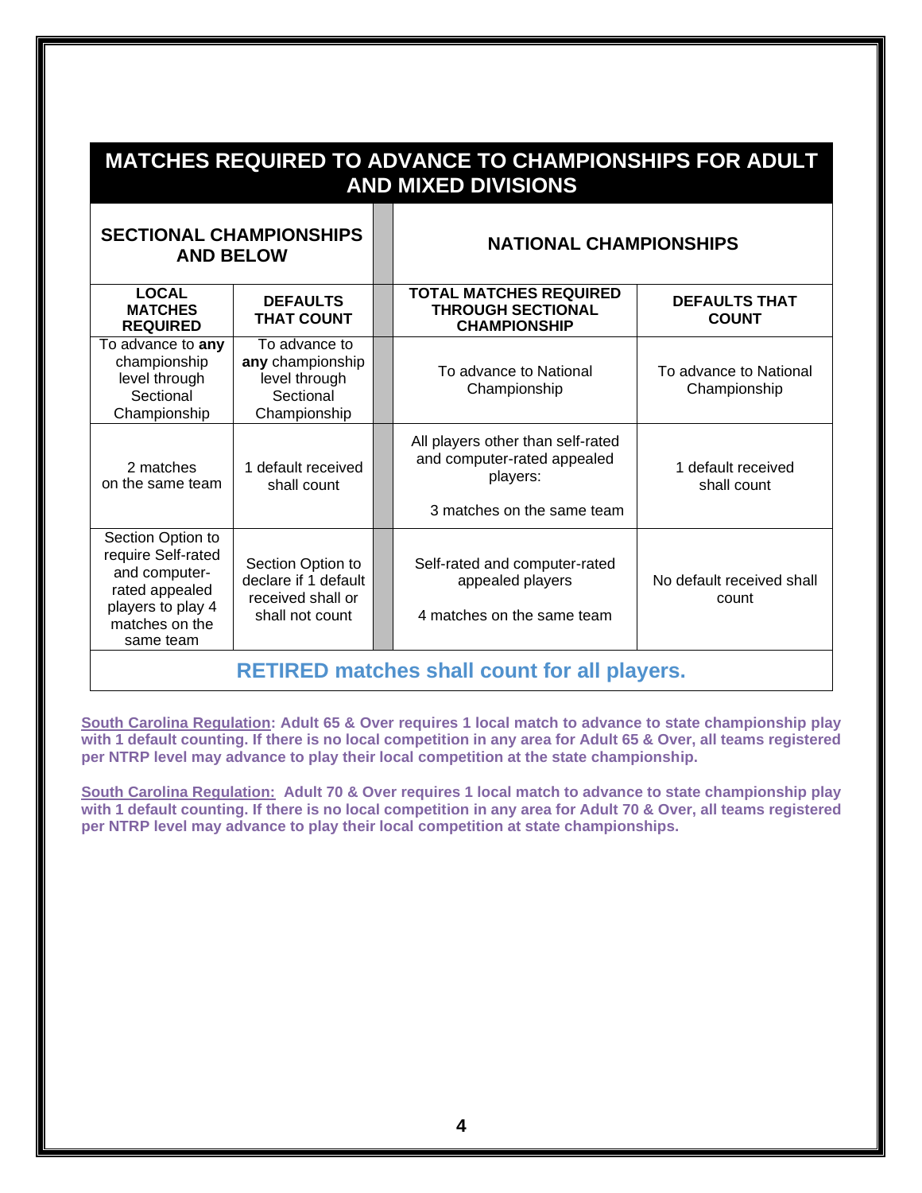## MATCHES REQUIRED TO ADVANCE TO CHAMPIONSHIPS FOR ADULT AND MIXED DIVISIONS

| SECTIONAL CHAMPIONSHIPS AND BELOW | | NATIONAL CHAMPIONSHIPS | |
|---|---|---|---|
| **LOCAL MATCHES REQUIRED** | **DEFAULTS THAT COUNT** | **TOTAL MATCHES REQUIRED THROUGH SECTIONAL CHAMPIONSHIP** | **DEFAULTS THAT COUNT** |
| To advance to **any** championship level through Sectional Championship | To advance to **any** championship level through Sectional Championship | To advance to National Championship | To advance to National Championship |
| 2 matches on the same team | 1 default received shall count | All players other than self-rated and computer-rated appealed players: 3 matches on the same team | 1 default received shall count |
| Section Option to require Self-rated and computer-rated appealed players to play 4 matches on the same team | Section Option to declare if 1 default received shall or shall not count | Self-rated and computer-rated appealed players 4 matches on the same team | No default received shall count |

**RETIRED matches shall count for all players.**

**South Carolina Regulation: Adult 65 & Over requires 1 local match to advance to state championship play with 1 default counting. If there is no local competition in any area for Adult 65 & Over, all teams registered per NTRP level may advance to play their local competition at the state championship.**

**South Carolina Regulation: Adult 70 & Over requires 1 local match to advance to state championship play with 1 default counting. If there is no local competition in any area for Adult 70 & Over, all teams registered per NTRP level may advance to play their local competition at state championships.**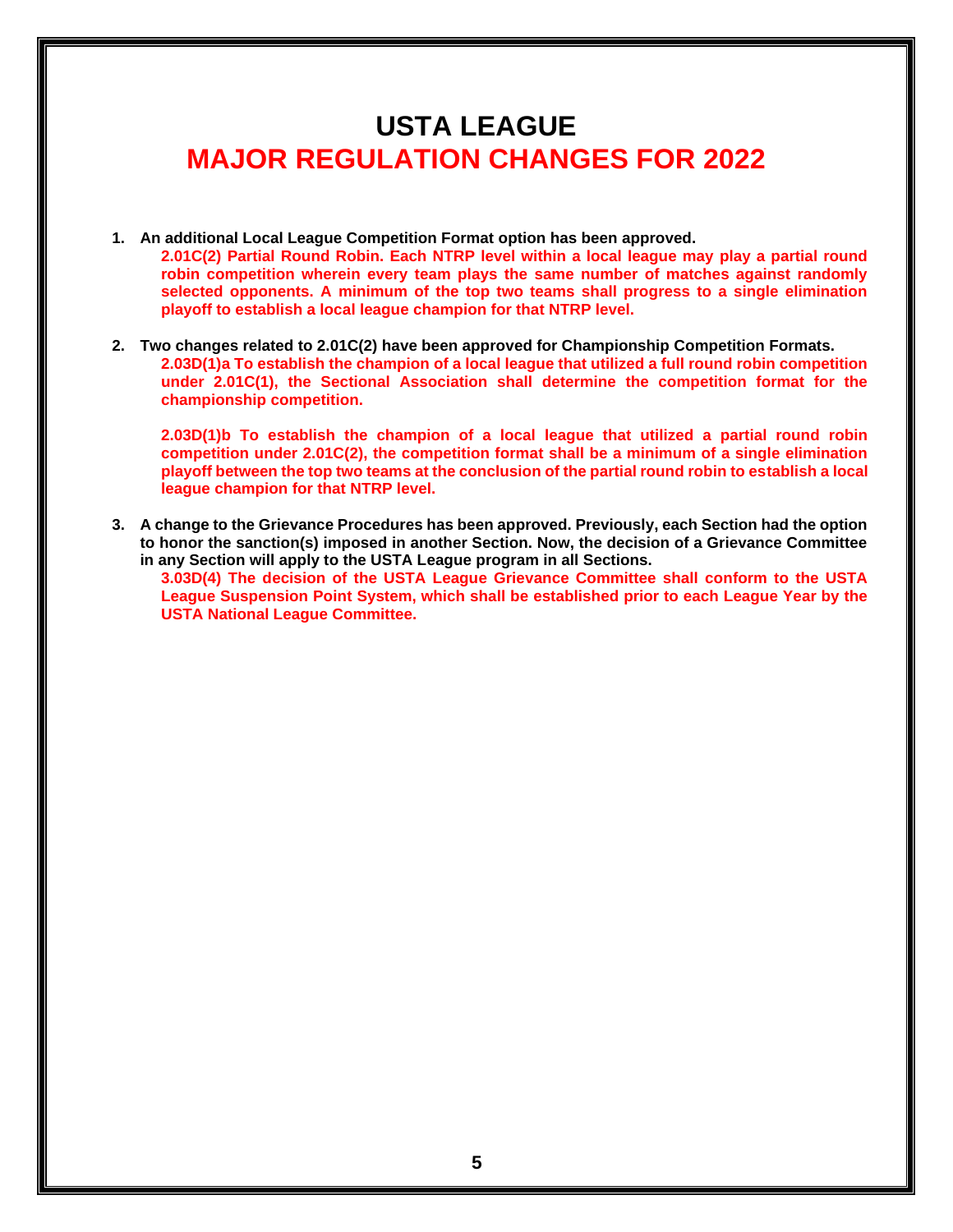# USTA LEAGUE

# MAJOR REGULATION CHANGES FOR 2022

1. **An additional Local League Competition Format option has been approved.**

   **2.01C(2) Partial Round Robin. Each NTRP level within a local league may play a partial round robin competition wherein every team plays the same number of matches against randomly selected opponents. A minimum of the top two teams shall progress to a single elimination playoff to establish a local league champion for that NTRP level.**

2. **Two changes related to 2.01C(2) have been approved for Championship Competition Formats.**

   **2.03D(1)a To establish the champion of a local league that utilized a full round robin competition under 2.01C(1), the Sectional Association shall determine the competition format for the championship competition.**

   **2.03D(1)b To establish the champion of a local league that utilized a partial round robin competition under 2.01C(2), the competition format shall be a minimum of a single elimination playoff between the top two teams at the conclusion of the partial round robin to establish a local league champion for that NTRP level.**

3. **A change to the Grievance Procedures has been approved. Previously, each Section had the option to honor the sanction(s) imposed in another Section. Now, the decision of a Grievance Committee in any Section will apply to the USTA League program in all Sections.**

   **3.03D(4) The decision of the USTA League Grievance Committee shall conform to the USTA League Suspension Point System, which shall be established prior to each League Year by the USTA National League Committee.**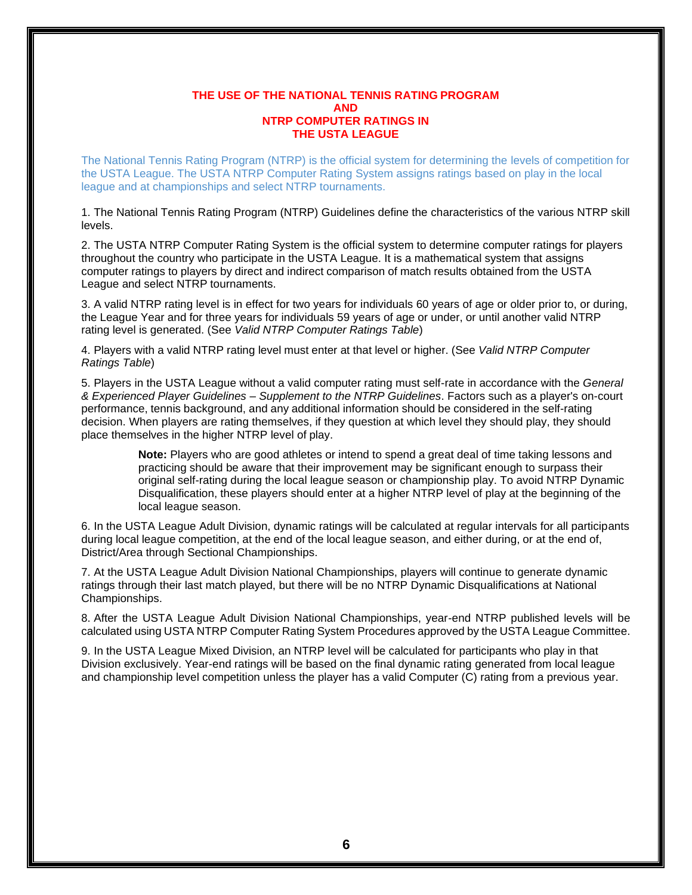# THE USE OF THE NATIONAL TENNIS RATING PROGRAM AND NTRP COMPUTER RATINGS IN THE USTA LEAGUE

The National Tennis Rating Program (NTRP) is the official system for determining the levels of competition for the USTA League. The USTA NTRP Computer Rating System assigns ratings based on play in the local league and at championships and select NTRP tournaments.

1. The National Tennis Rating Program (NTRP) Guidelines define the characteristics of the various NTRP skill levels.

2. The USTA NTRP Computer Rating System is the official system to determine computer ratings for players throughout the country who participate in the USTA League. It is a mathematical system that assigns computer ratings to players by direct and indirect comparison of match results obtained from the USTA League and select NTRP tournaments.

3. A valid NTRP rating level is in effect for two years for individuals 60 years of age or older prior to, or during, the League Year and for three years for individuals 59 years of age or under, or until another valid NTRP rating level is generated. (See *Valid NTRP Computer Ratings Table*)

4. Players with a valid NTRP rating level must enter at that level or higher. (See *Valid NTRP Computer Ratings Table*)

5. Players in the USTA League without a valid computer rating must self-rate in accordance with the *General & Experienced Player Guidelines – Supplement to the NTRP Guidelines*. Factors such as a player's on-court performance, tennis background, and any additional information should be considered in the self-rating decision. When players are rating themselves, if they question at which level they should play, they should place themselves in the higher NTRP level of play.

> **Note:** Players who are good athletes or intend to spend a great deal of time taking lessons and practicing should be aware that their improvement may be significant enough to surpass their original self-rating during the local league season or championship play. To avoid NTRP Dynamic Disqualification, these players should enter at a higher NTRP level of play at the beginning of the local league season.

6. In the USTA League Adult Division, dynamic ratings will be calculated at regular intervals for all participants during local league competition, at the end of the local league season, and either during, or at the end of, District/Area through Sectional Championships.

7. At the USTA League Adult Division National Championships, players will continue to generate dynamic ratings through their last match played, but there will be no NTRP Dynamic Disqualifications at National Championships.

8. After the USTA League Adult Division National Championships, year-end NTRP published levels will be calculated using USTA NTRP Computer Rating System Procedures approved by the USTA League Committee.

9. In the USTA League Mixed Division, an NTRP level will be calculated for participants who play in that Division exclusively. Year-end ratings will be based on the final dynamic rating generated from local league and championship level competition unless the player has a valid Computer (C) rating from a previous year.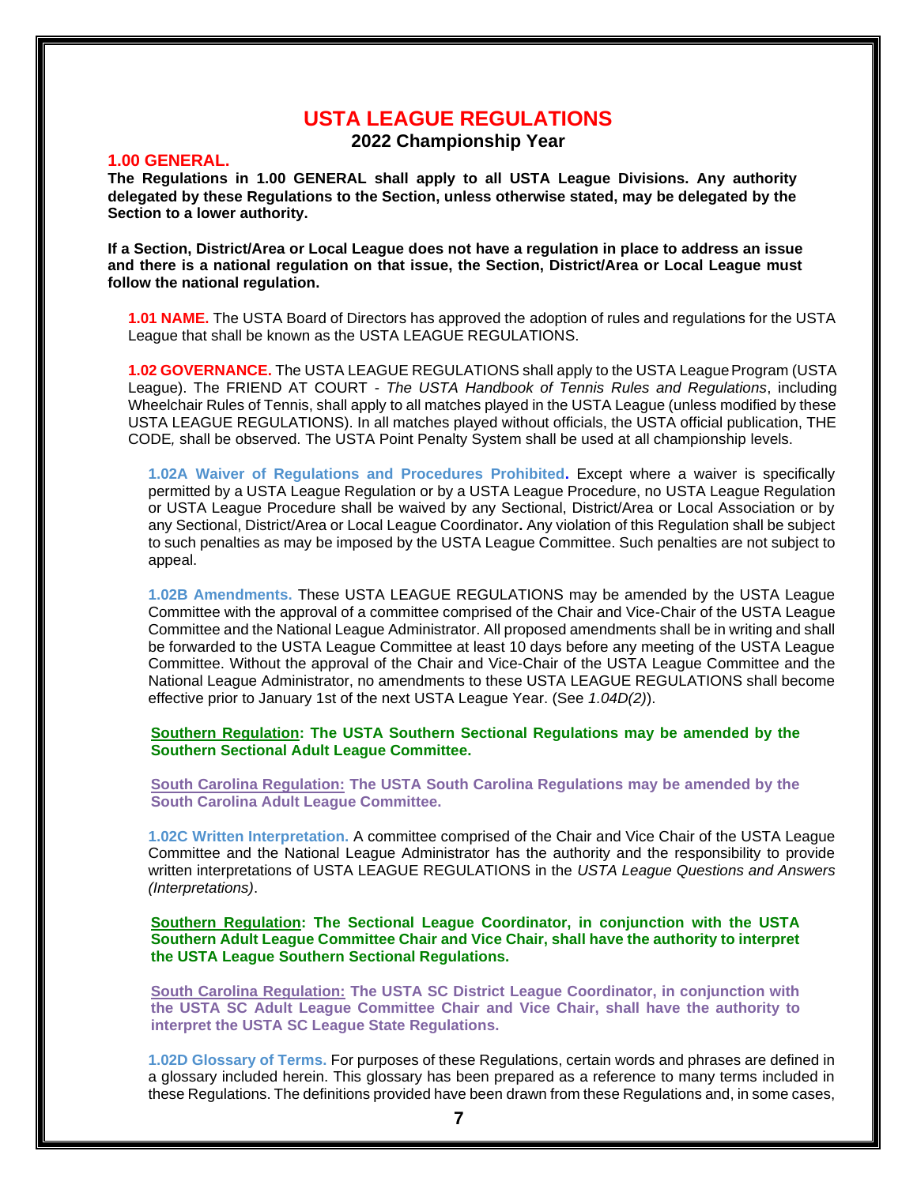# USTA LEAGUE REGULATIONS

## 2022 Championship Year

## 1.00 GENERAL.

**The Regulations in 1.00 GENERAL shall apply to all USTA League Divisions. Any authority delegated by these Regulations to the Section, unless otherwise stated, may be delegated by the Section to a lower authority.**

**If a Section, District/Area or Local League does not have a regulation in place to address an issue and there is a national regulation on that issue, the Section, District/Area or Local League must follow the national regulation.**

**1.01 NAME.** The USTA Board of Directors has approved the adoption of rules and regulations for the USTA League that shall be known as the USTA LEAGUE REGULATIONS.

**1.02 GOVERNANCE.** The USTA LEAGUE REGULATIONS shall apply to the USTA League Program (USTA League). The FRIEND AT COURT - *The USTA Handbook of Tennis Rules and Regulations*, including Wheelchair Rules of Tennis, shall apply to all matches played in the USTA League (unless modified by these USTA LEAGUE REGULATIONS). In all matches played without officials, the USTA official publication, THE CODE*,* shall be observed. The USTA Point Penalty System shall be used at all championship levels.

**1.02A Waiver of Regulations and Procedures Prohibited.** Except where a waiver is specifically permitted by a USTA League Regulation or by a USTA League Procedure, no USTA League Regulation or USTA League Procedure shall be waived by any Sectional, District/Area or Local Association or by any Sectional, District/Area or Local League Coordinator**.** Any violation of this Regulation shall be subject to such penalties as may be imposed by the USTA League Committee. Such penalties are not subject to appeal.

**1.02B Amendments.** These USTA LEAGUE REGULATIONS may be amended by the USTA League Committee with the approval of a committee comprised of the Chair and Vice-Chair of the USTA League Committee and the National League Administrator. All proposed amendments shall be in writing and shall be forwarded to the USTA League Committee at least 10 days before any meeting of the USTA League Committee. Without the approval of the Chair and Vice-Chair of the USTA League Committee and the National League Administrator, no amendments to these USTA LEAGUE REGULATIONS shall become effective prior to January 1st of the next USTA League Year. (See *1.04D(2)*).

**Southern Regulation: The USTA Southern Sectional Regulations may be amended by the Southern Sectional Adult League Committee.**

**South Carolina Regulation: The USTA South Carolina Regulations may be amended by the South Carolina Adult League Committee.**

**1.02C Written Interpretation.** A committee comprised of the Chair and Vice Chair of the USTA League Committee and the National League Administrator has the authority and the responsibility to provide written interpretations of USTA LEAGUE REGULATIONS in the *USTA League Questions and Answers (Interpretations)*.

**Southern Regulation: The Sectional League Coordinator, in conjunction with the USTA Southern Adult League Committee Chair and Vice Chair, shall have the authority to interpret the USTA League Southern Sectional Regulations.**

**South Carolina Regulation: The USTA SC District League Coordinator, in conjunction with the USTA SC Adult League Committee Chair and Vice Chair, shall have the authority to interpret the USTA SC League State Regulations.**

**1.02D Glossary of Terms.** For purposes of these Regulations, certain words and phrases are defined in a glossary included herein. This glossary has been prepared as a reference to many terms included in these Regulations. The definitions provided have been drawn from these Regulations and, in some cases,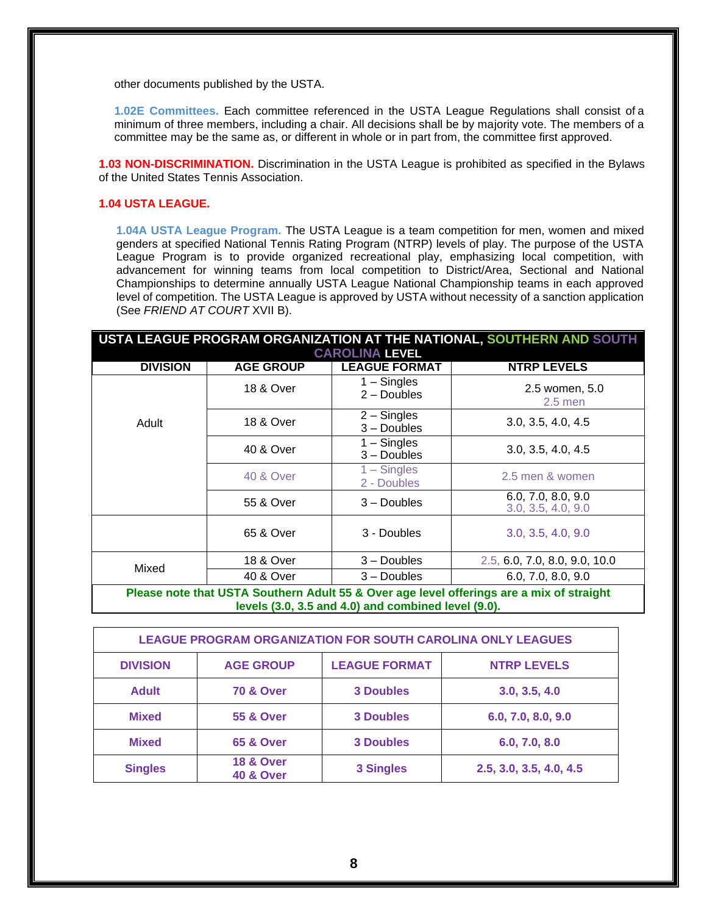other documents published by the USTA.

**1.02E Committees.** Each committee referenced in the USTA League Regulations shall consist of a minimum of three members, including a chair. All decisions shall be by majority vote. The members of a committee may be the same as, or different in whole or in part from, the committee first approved.

**1.03 NON-DISCRIMINATION.** Discrimination in the USTA League is prohibited as specified in the Bylaws of the United States Tennis Association.

**1.04 USTA LEAGUE.**

**1.04A USTA League Program.** The USTA League is a team competition for men, women and mixed genders at specified National Tennis Rating Program (NTRP) levels of play. The purpose of the USTA League Program is to provide organized recreational play, emphasizing local competition, with advancement for winning teams from local competition to District/Area, Sectional and National Championships to determine annually USTA League National Championship teams in each approved level of competition. The USTA League is approved by USTA without necessity of a sanction application (See *FRIEND AT COURT* XVII B).

| USTA LEAGUE PROGRAM ORGANIZATION AT THE NATIONAL, SOUTHERN AND SOUTH CAROLINA LEVEL | | | |
|---|---|---|---|
| **DIVISION** | **AGE GROUP** | **LEAGUE FORMAT** | **NTRP LEVELS** |
| Adult | 18 & Over | 1 – Singles<br>2 – Doubles | 2.5 women, 5.0<br>2.5 men |
| | 18 & Over | 2 – Singles<br>3 – Doubles | 3.0, 3.5, 4.0, 4.5 |
| | 40 & Over | 1 – Singles<br>3 – Doubles | 3.0, 3.5, 4.0, 4.5 |
| | 40 & Over | 1 – Singles<br>2 - Doubles | 2.5 men & women |
| | 55 & Over | 3 – Doubles | 6.0, 7.0, 8.0, 9.0<br>3.0, 3.5, 4.0, 9.0 |
| | 65 & Over | 3 - Doubles | 3.0, 3.5, 4.0, 9.0 |
| Mixed | 18 & Over | 3 – Doubles | 2.5, 6.0, 7.0, 8.0, 9.0, 10.0 |
| | 40 & Over | 3 – Doubles | 6.0, 7.0, 8.0, 9.0 |
| **Please note that USTA Southern Adult 55 & Over age level offerings are a mix of straight levels (3.0, 3.5 and 4.0) and combined level (9.0).** | | | |

| LEAGUE PROGRAM ORGANIZATION FOR SOUTH CAROLINA ONLY LEAGUES | | | |
|---|---|---|---|
| **DIVISION** | **AGE GROUP** | **LEAGUE FORMAT** | **NTRP LEVELS** |
| **Adult** | **70 & Over** | **3 Doubles** | **3.0, 3.5, 4.0** |
| **Mixed** | **55 & Over** | **3 Doubles** | **6.0, 7.0, 8.0, 9.0** |
| **Mixed** | **65 & Over** | **3 Doubles** | **6.0, 7.0, 8.0** |
| **Singles** | **18 & Over**<br>**40 & Over** | **3 Singles** | **2.5, 3.0, 3.5, 4.0, 4.5** |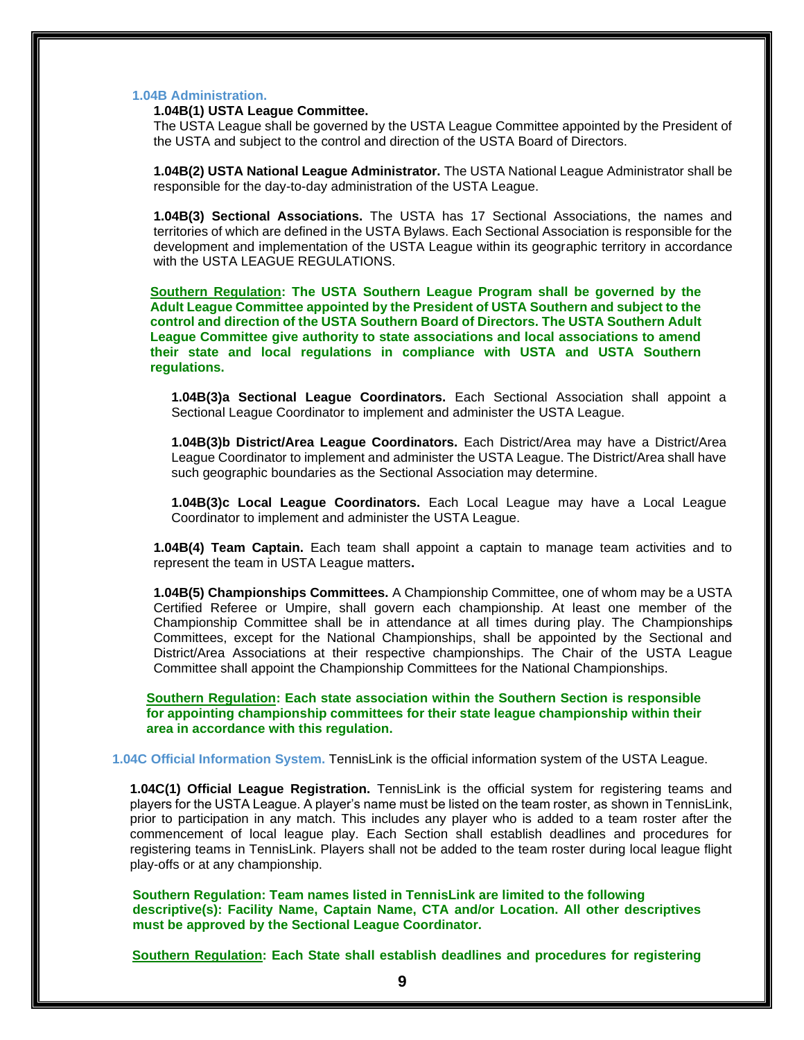### 1.04B Administration.

**1.04B(1) USTA League Committee.**
The USTA League shall be governed by the USTA League Committee appointed by the President of the USTA and subject to the control and direction of the USTA Board of Directors.

**1.04B(2) USTA National League Administrator.** The USTA National League Administrator shall be responsible for the day-to-day administration of the USTA League.

**1.04B(3) Sectional Associations.** The USTA has 17 Sectional Associations, the names and territories of which are defined in the USTA Bylaws. Each Sectional Association is responsible for the development and implementation of the USTA League within its geographic territory in accordance with the USTA LEAGUE REGULATIONS.

**Southern Regulation: The USTA Southern League Program shall be governed by the Adult League Committee appointed by the President of USTA Southern and subject to the control and direction of the USTA Southern Board of Directors. The USTA Southern Adult League Committee give authority to state associations and local associations to amend their state and local regulations in compliance with USTA and USTA Southern regulations.**

**1.04B(3)a Sectional League Coordinators.** Each Sectional Association shall appoint a Sectional League Coordinator to implement and administer the USTA League.

**1.04B(3)b District/Area League Coordinators.** Each District/Area may have a District/Area League Coordinator to implement and administer the USTA League. The District/Area shall have such geographic boundaries as the Sectional Association may determine.

**1.04B(3)c Local League Coordinators.** Each Local League may have a Local League Coordinator to implement and administer the USTA League.

**1.04B(4) Team Captain.** Each team shall appoint a captain to manage team activities and to represent the team in USTA League matters.

**1.04B(5) Championships Committees.** A Championship Committee, one of whom may be a USTA Certified Referee or Umpire, shall govern each championship. At least one member of the Championship Committee shall be in attendance at all times during play. The Championships Committees, except for the National Championships, shall be appointed by the Sectional and District/Area Associations at their respective championships. The Chair of the USTA League Committee shall appoint the Championship Committees for the National Championships.

**Southern Regulation: Each state association within the Southern Section is responsible for appointing championship committees for their state league championship within their area in accordance with this regulation.**

### 1.04C Official Information System.
TennisLink is the official information system of the USTA League.

**1.04C(1) Official League Registration.** TennisLink is the official system for registering teams and players for the USTA League. A player's name must be listed on the team roster, as shown in TennisLink, prior to participation in any match. This includes any player who is added to a team roster after the commencement of local league play. Each Section shall establish deadlines and procedures for registering teams in TennisLink. Players shall not be added to the team roster during local league flight play-offs or at any championship.

**Southern Regulation: Team names listed in TennisLink are limited to the following descriptive(s): Facility Name, Captain Name, CTA and/or Location. All other descriptives must be approved by the Sectional League Coordinator.**

**Southern Regulation: Each State shall establish deadlines and procedures for registering**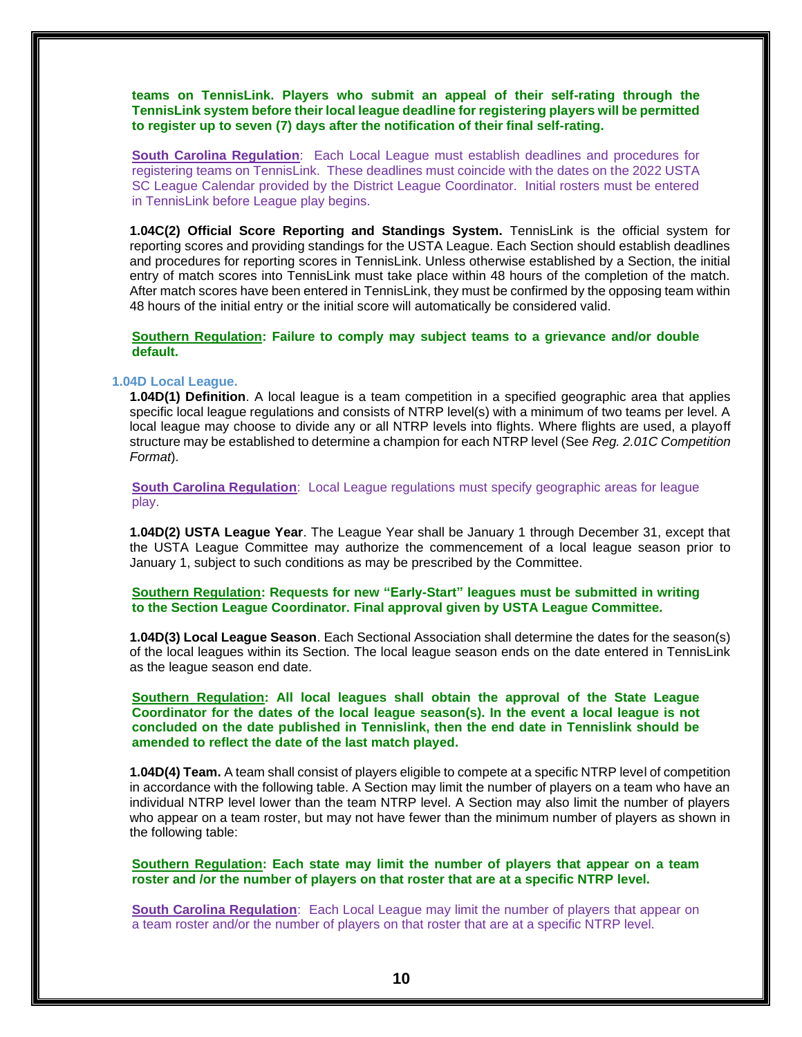**teams on TennisLink. Players who submit an appeal of their self-rating through the TennisLink system before their local league deadline for registering players will be permitted to register up to seven (7) days after the notification of their final self-rating.**

**South Carolina Regulation**: Each Local League must establish deadlines and procedures for registering teams on TennisLink. These deadlines must coincide with the dates on the 2022 USTA SC League Calendar provided by the District League Coordinator. Initial rosters must be entered in TennisLink before League play begins.

**1.04C(2) Official Score Reporting and Standings System.** TennisLink is the official system for reporting scores and providing standings for the USTA League. Each Section should establish deadlines and procedures for reporting scores in TennisLink. Unless otherwise established by a Section, the initial entry of match scores into TennisLink must take place within 48 hours of the completion of the match. After match scores have been entered in TennisLink, they must be confirmed by the opposing team within 48 hours of the initial entry or the initial score will automatically be considered valid.

**Southern Regulation: Failure to comply may subject teams to a grievance and/or double default.**

### 1.04D Local League.

**1.04D(1) Definition**. A local league is a team competition in a specified geographic area that applies specific local league regulations and consists of NTRP level(s) with a minimum of two teams per level. A local league may choose to divide any or all NTRP levels into flights. Where flights are used, a playoff structure may be established to determine a champion for each NTRP level (See *Reg. 2.01C Competition Format*).

**South Carolina Regulation**: Local League regulations must specify geographic areas for league play.

**1.04D(2) USTA League Year**. The League Year shall be January 1 through December 31, except that the USTA League Committee may authorize the commencement of a local league season prior to January 1, subject to such conditions as may be prescribed by the Committee.

**Southern Regulation: Requests for new "Early-Start" leagues must be submitted in writing to the Section League Coordinator. Final approval given by USTA League Committee.**

**1.04D(3) Local League Season**. Each Sectional Association shall determine the dates for the season(s) of the local leagues within its Section. The local league season ends on the date entered in TennisLink as the league season end date.

**Southern Regulation: All local leagues shall obtain the approval of the State League Coordinator for the dates of the local league season(s). In the event a local league is not concluded on the date published in Tennislink, then the end date in Tennislink should be amended to reflect the date of the last match played.**

**1.04D(4) Team.** A team shall consist of players eligible to compete at a specific NTRP level of competition in accordance with the following table. A Section may limit the number of players on a team who have an individual NTRP level lower than the team NTRP level. A Section may also limit the number of players who appear on a team roster, but may not have fewer than the minimum number of players as shown in the following table:

**Southern Regulation: Each state may limit the number of players that appear on a team roster and /or the number of players on that roster that are at a specific NTRP level.**

**South Carolina Regulation**: Each Local League may limit the number of players that appear on a team roster and/or the number of players on that roster that are at a specific NTRP level.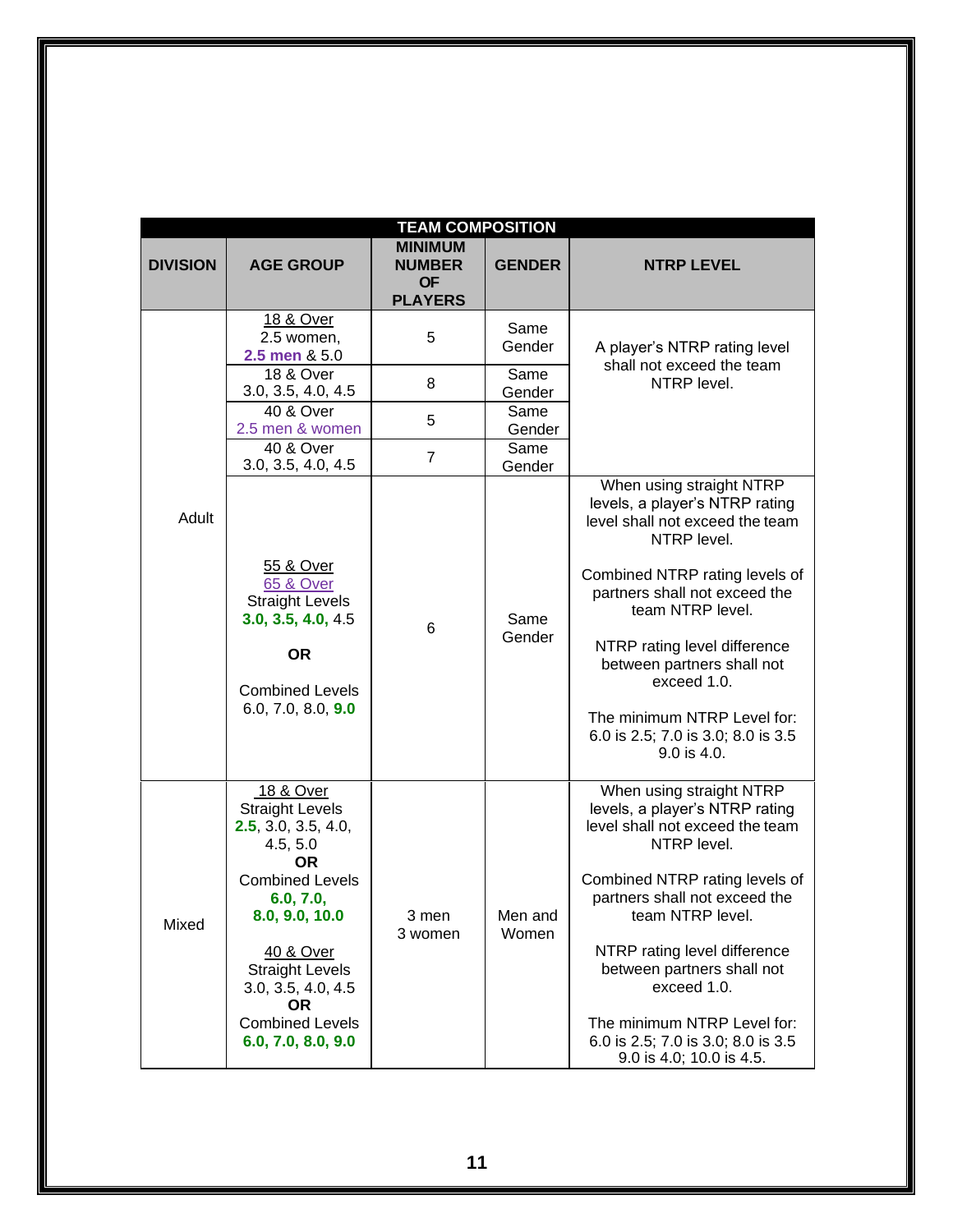| TEAM COMPOSITION | | | | |
|---|---|---|---|---|
| **DIVISION** | **AGE GROUP** | **MINIMUM NUMBER OF PLAYERS** | **GENDER** | **NTRP LEVEL** |
| Adult | 18 & Over<br>2.5 women,<br>**2.5 men** & 5.0 | 5 | Same Gender | A player's NTRP rating level shall not exceed the team NTRP level. |
| | 18 & Over<br>3.0, 3.5, 4.0, 4.5 | 8 | Same Gender | |
| | 40 & Over<br>2.5 men & women | 5 | Same Gender | |
| | 40 & Over<br>3.0, 3.5, 4.0, 4.5 | 7 | Same Gender | |
| | 55 & Over<br>65 & Over<br>Straight Levels<br>**3.0, 3.5, 4.0,** 4.5<br><br>**OR**<br><br>Combined Levels<br>6.0, 7.0, 8.0, **9.0** | 6 | Same Gender | When using straight NTRP levels, a player's NTRP rating level shall not exceed the team NTRP level.<br><br>Combined NTRP rating levels of partners shall not exceed the team NTRP level.<br><br>NTRP rating level difference between partners shall not exceed 1.0.<br><br>The minimum NTRP Level for: 6.0 is 2.5; 7.0 is 3.0; 8.0 is 3.5 9.0 is 4.0. |
| Mixed | 18 & Over<br>Straight Levels<br>**2.5**, 3.0, 3.5, 4.0, 4.5, 5.0<br>**OR**<br>Combined Levels<br>**6.0, 7.0, 8.0, 9.0, 10.0**<br><br>40 & Over<br>Straight Levels<br>3.0, 3.5, 4.0, 4.5<br>**OR**<br>Combined Levels<br>**6.0, 7.0, 8.0, 9.0** | 3 men<br>3 women | Men and Women | When using straight NTRP levels, a player's NTRP rating level shall not exceed the team NTRP level.<br><br>Combined NTRP rating levels of partners shall not exceed the team NTRP level.<br><br>NTRP rating level difference between partners shall not exceed 1.0.<br><br>The minimum NTRP Level for: 6.0 is 2.5; 7.0 is 3.0; 8.0 is 3.5 9.0 is 4.0; 10.0 is 4.5. |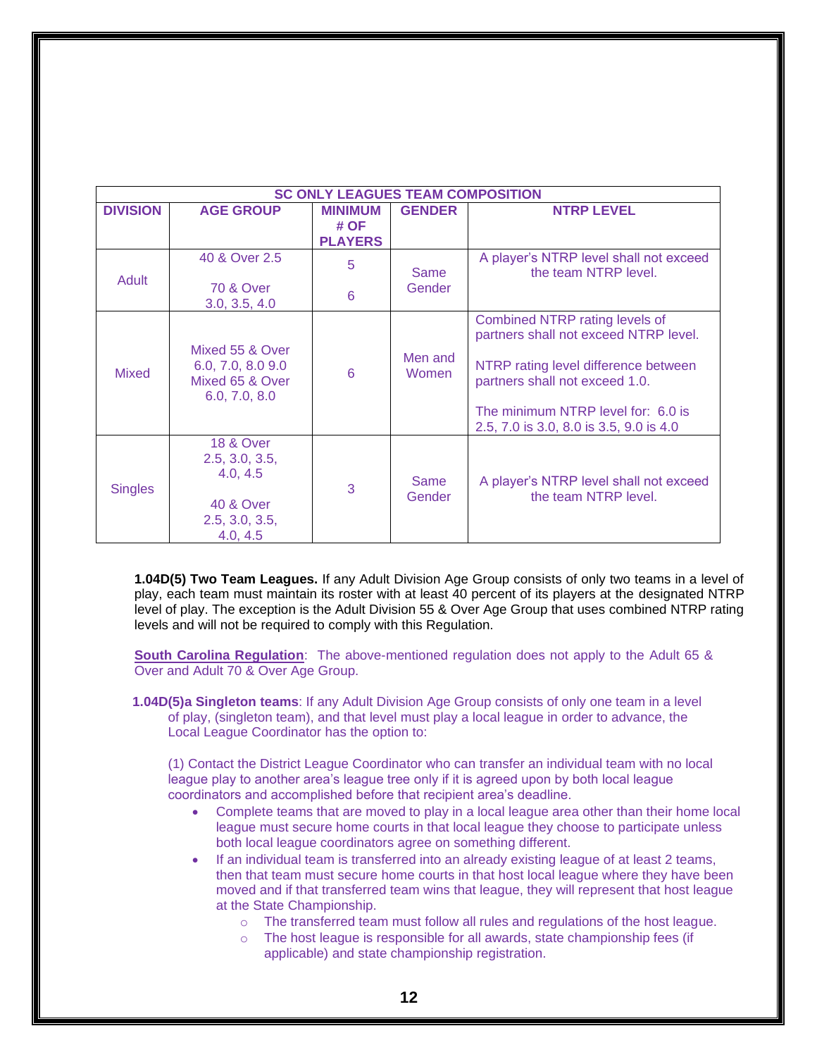| SC ONLY LEAGUES TEAM COMPOSITION | | | | |
|---|---|---|---|---|
| **DIVISION** | **AGE GROUP** | **MINIMUM # OF PLAYERS** | **GENDER** | **NTRP LEVEL** |
| Adult | 40 & Over 2.5<br><br>70 & Over 3.0, 3.5, 4.0 | 5<br><br>6 | Same Gender | A player's NTRP level shall not exceed the team NTRP level. |
| Mixed | Mixed 55 & Over 6.0, 7.0, 8.0 9.0<br>Mixed 65 & Over 6.0, 7.0, 8.0 | 6 | Men and Women | Combined NTRP rating levels of partners shall not exceed NTRP level.<br><br>NTRP rating level difference between partners shall not exceed 1.0.<br><br>The minimum NTRP level for: 6.0 is 2.5, 7.0 is 3.0, 8.0 is 3.5, 9.0 is 4.0 |
| Singles | 18 & Over 2.5, 3.0, 3.5, 4.0, 4.5<br><br>40 & Over 2.5, 3.0, 3.5, 4.0, 4.5 | 3 | Same Gender | A player's NTRP level shall not exceed the team NTRP level. |

**1.04D(5) Two Team Leagues.** If any Adult Division Age Group consists of only two teams in a level of play, each team must maintain its roster with at least 40 percent of its players at the designated NTRP level of play. The exception is the Adult Division 55 & Over Age Group that uses combined NTRP rating levels and will not be required to comply with this Regulation.

**South Carolina Regulation**: The above-mentioned regulation does not apply to the Adult 65 & Over and Adult 70 & Over Age Group.

**1.04D(5)a Singleton teams**: If any Adult Division Age Group consists of only one team in a level of play, (singleton team), and that level must play a local league in order to advance, the Local League Coordinator has the option to:

(1) Contact the District League Coordinator who can transfer an individual team with no local league play to another area's league tree only if it is agreed upon by both local league coordinators and accomplished before that recipient area's deadline.

- Complete teams that are moved to play in a local league area other than their home local league must secure home courts in that local league they choose to participate unless both local league coordinators agree on something different.
- If an individual team is transferred into an already existing league of at least 2 teams, then that team must secure home courts in that host local league where they have been moved and if that transferred team wins that league, they will represent that host league at the State Championship.
  - The transferred team must follow all rules and regulations of the host league.
  - The host league is responsible for all awards, state championship fees (if applicable) and state championship registration.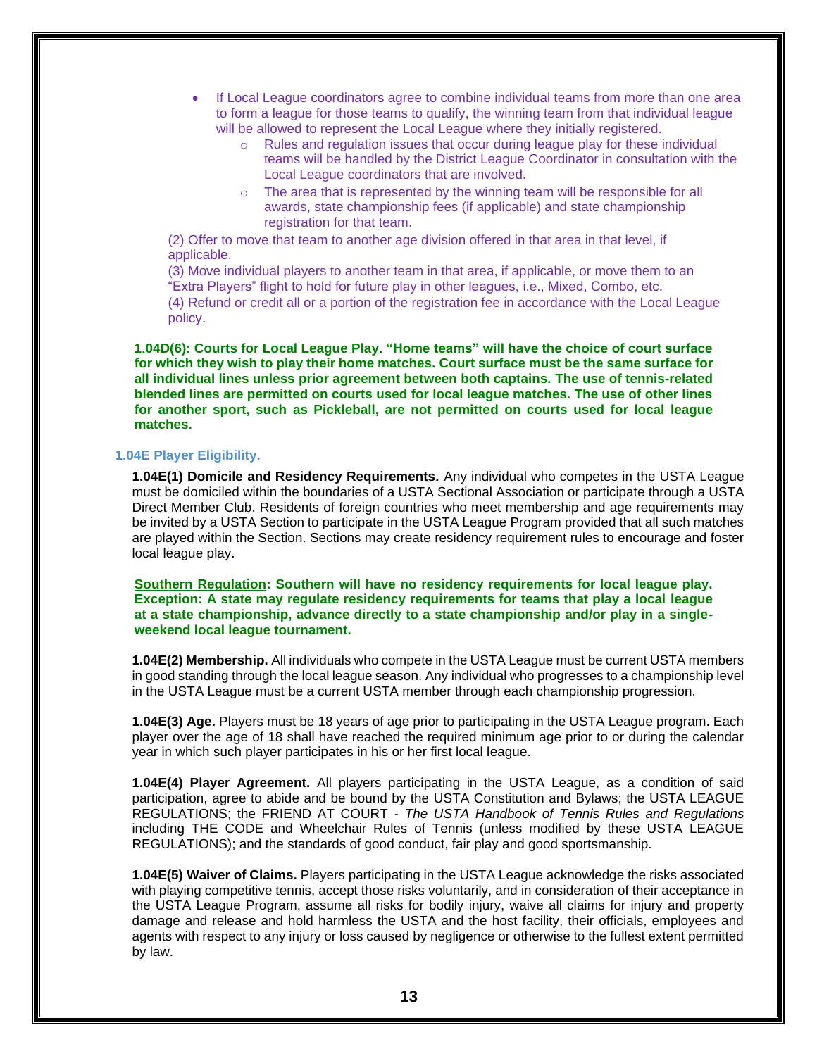- If Local League coordinators agree to combine individual teams from more than one area to form a league for those teams to qualify, the winning team from that individual league will be allowed to represent the Local League where they initially registered.
  - Rules and regulation issues that occur during league play for these individual teams will be handled by the District League Coordinator in consultation with the Local League coordinators that are involved.
  - The area that is represented by the winning team will be responsible for all awards, state championship fees (if applicable) and state championship registration for that team.

(2) Offer to move that team to another age division offered in that area in that level, if applicable.

(3) Move individual players to another team in that area, if applicable, or move them to an "Extra Players" flight to hold for future play in other leagues, i.e., Mixed, Combo, etc.

(4) Refund or credit all or a portion of the registration fee in accordance with the Local League policy.

**1.04D(6): Courts for Local League Play. "Home teams" will have the choice of court surface for which they wish to play their home matches. Court surface must be the same surface for all individual lines unless prior agreement between both captains. The use of tennis-related blended lines are permitted on courts used for local league matches. The use of other lines for another sport, such as Pickleball, are not permitted on courts used for local league matches.**

### 1.04E Player Eligibility.

**1.04E(1) Domicile and Residency Requirements.** Any individual who competes in the USTA League must be domiciled within the boundaries of a USTA Sectional Association or participate through a USTA Direct Member Club. Residents of foreign countries who meet membership and age requirements may be invited by a USTA Section to participate in the USTA League Program provided that all such matches are played within the Section. Sections may create residency requirement rules to encourage and foster local league play.

**Southern Regulation: Southern will have no residency requirements for local league play. Exception: A state may regulate residency requirements for teams that play a local league at a state championship, advance directly to a state championship and/or play in a single-weekend local league tournament.**

**1.04E(2) Membership.** All individuals who compete in the USTA League must be current USTA members in good standing through the local league season. Any individual who progresses to a championship level in the USTA League must be a current USTA member through each championship progression.

**1.04E(3) Age.** Players must be 18 years of age prior to participating in the USTA League program. Each player over the age of 18 shall have reached the required minimum age prior to or during the calendar year in which such player participates in his or her first local league.

**1.04E(4) Player Agreement.** All players participating in the USTA League, as a condition of said participation, agree to abide and be bound by the USTA Constitution and Bylaws; the USTA LEAGUE REGULATIONS; the FRIEND AT COURT - *The USTA Handbook of Tennis Rules and Regulations* including THE CODE and Wheelchair Rules of Tennis (unless modified by these USTA LEAGUE REGULATIONS); and the standards of good conduct, fair play and good sportsmanship.

**1.04E(5) Waiver of Claims.** Players participating in the USTA League acknowledge the risks associated with playing competitive tennis, accept those risks voluntarily, and in consideration of their acceptance in the USTA League Program, assume all risks for bodily injury, waive all claims for injury and property damage and release and hold harmless the USTA and the host facility, their officials, employees and agents with respect to any injury or loss caused by negligence or otherwise to the fullest extent permitted by law.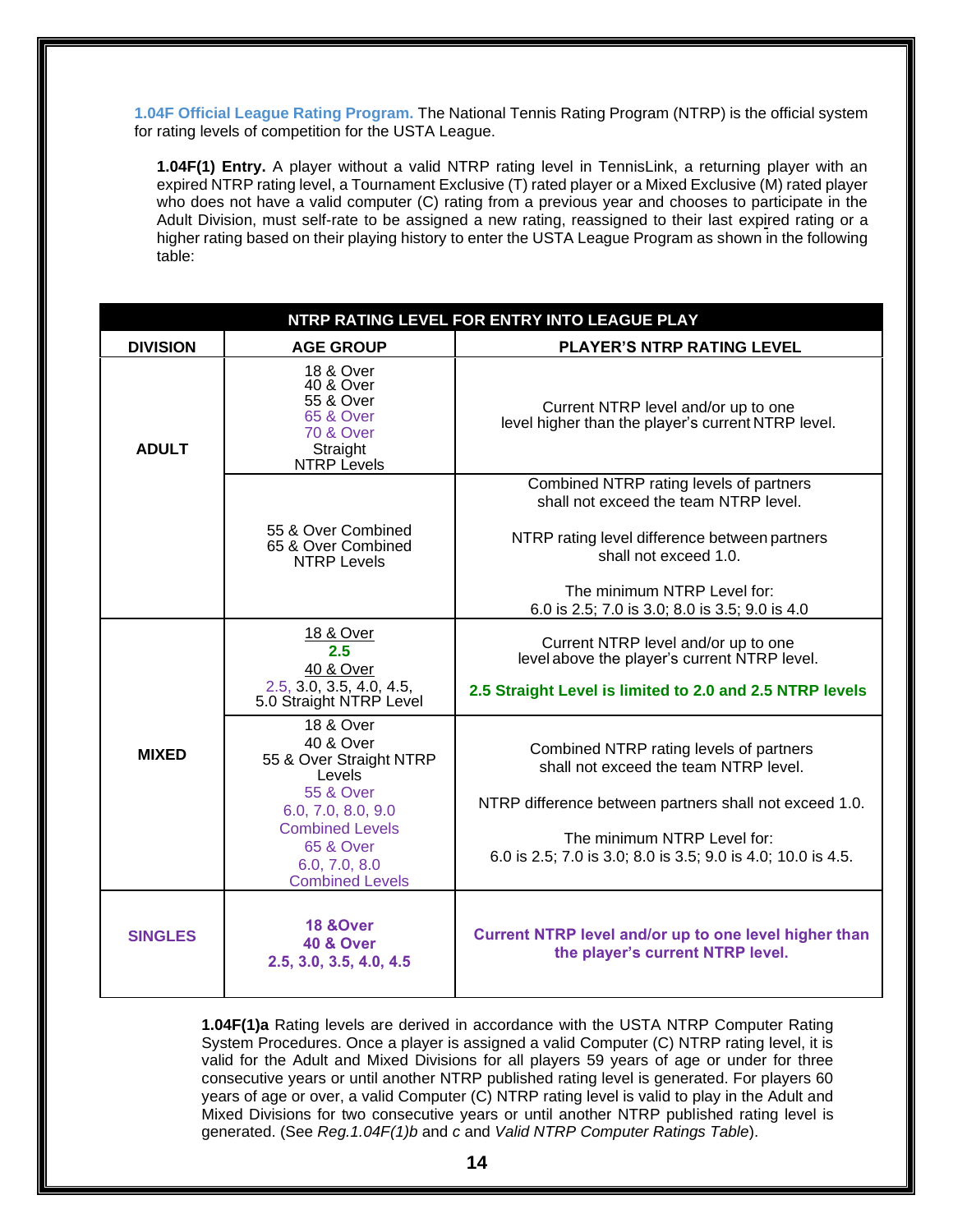**1.04F Official League Rating Program.** The National Tennis Rating Program (NTRP) is the official system for rating levels of competition for the USTA League.

**1.04F(1) Entry.** A player without a valid NTRP rating level in TennisLink, a returning player with an expired NTRP rating level, a Tournament Exclusive (T) rated player or a Mixed Exclusive (M) rated player who does not have a valid computer (C) rating from a previous year and chooses to participate in the Adult Division, must self-rate to be assigned a new rating, reassigned to their last expired rating or a higher rating based on their playing history to enter the USTA League Program as shown in the following table:

| NTRP RATING LEVEL FOR ENTRY INTO LEAGUE PLAY | | |
|---|---|---|
| **DIVISION** | **AGE GROUP** | **PLAYER'S NTRP RATING LEVEL** |
| **ADULT** | 18 & Over<br>40 & Over<br>55 & Over<br>65 & Over<br>70 & Over<br>Straight<br>NTRP Levels | Current NTRP level and/or up to one level higher than the player's current NTRP level. |
| | 55 & Over Combined<br>65 & Over Combined<br>NTRP Levels | Combined NTRP rating levels of partners shall not exceed the team NTRP level.<br><br>NTRP rating level difference between partners shall not exceed 1.0.<br><br>The minimum NTRP Level for:<br>6.0 is 2.5; 7.0 is 3.0; 8.0 is 3.5; 9.0 is 4.0 |
| **MIXED** | 18 & Over<br>**2.5**<br>40 & Over<br>2.5, 3.0, 3.5, 4.0, 4.5,<br>5.0 Straight NTRP Level | Current NTRP level and/or up to one level above the player's current NTRP level.<br><br>**2.5 Straight Level is limited to 2.0 and 2.5 NTRP levels** |
| | 18 & Over<br>40 & Over<br>55 & Over Straight NTRP Levels<br>55 & Over<br>6.0, 7.0, 8.0, 9.0<br>Combined Levels<br>65 & Over<br>6.0, 7.0, 8.0<br>Combined Levels | Combined NTRP rating levels of partners shall not exceed the team NTRP level.<br><br>NTRP difference between partners shall not exceed 1.0.<br><br>The minimum NTRP Level for:<br>6.0 is 2.5; 7.0 is 3.0; 8.0 is 3.5; 9.0 is 4.0; 10.0 is 4.5. |
| **SINGLES** | **18 &Over**<br>**40 & Over**<br>**2.5, 3.0, 3.5, 4.0, 4.5** | **Current NTRP level and/or up to one level higher than the player's current NTRP level.** |

**1.04F(1)a** Rating levels are derived in accordance with the USTA NTRP Computer Rating System Procedures. Once a player is assigned a valid Computer (C) NTRP rating level, it is valid for the Adult and Mixed Divisions for all players 59 years of age or under for three consecutive years or until another NTRP published rating level is generated. For players 60 years of age or over, a valid Computer (C) NTRP rating level is valid to play in the Adult and Mixed Divisions for two consecutive years or until another NTRP published rating level is generated. (See *Reg.1.04F(1)b* and *c* and *Valid NTRP Computer Ratings Table*).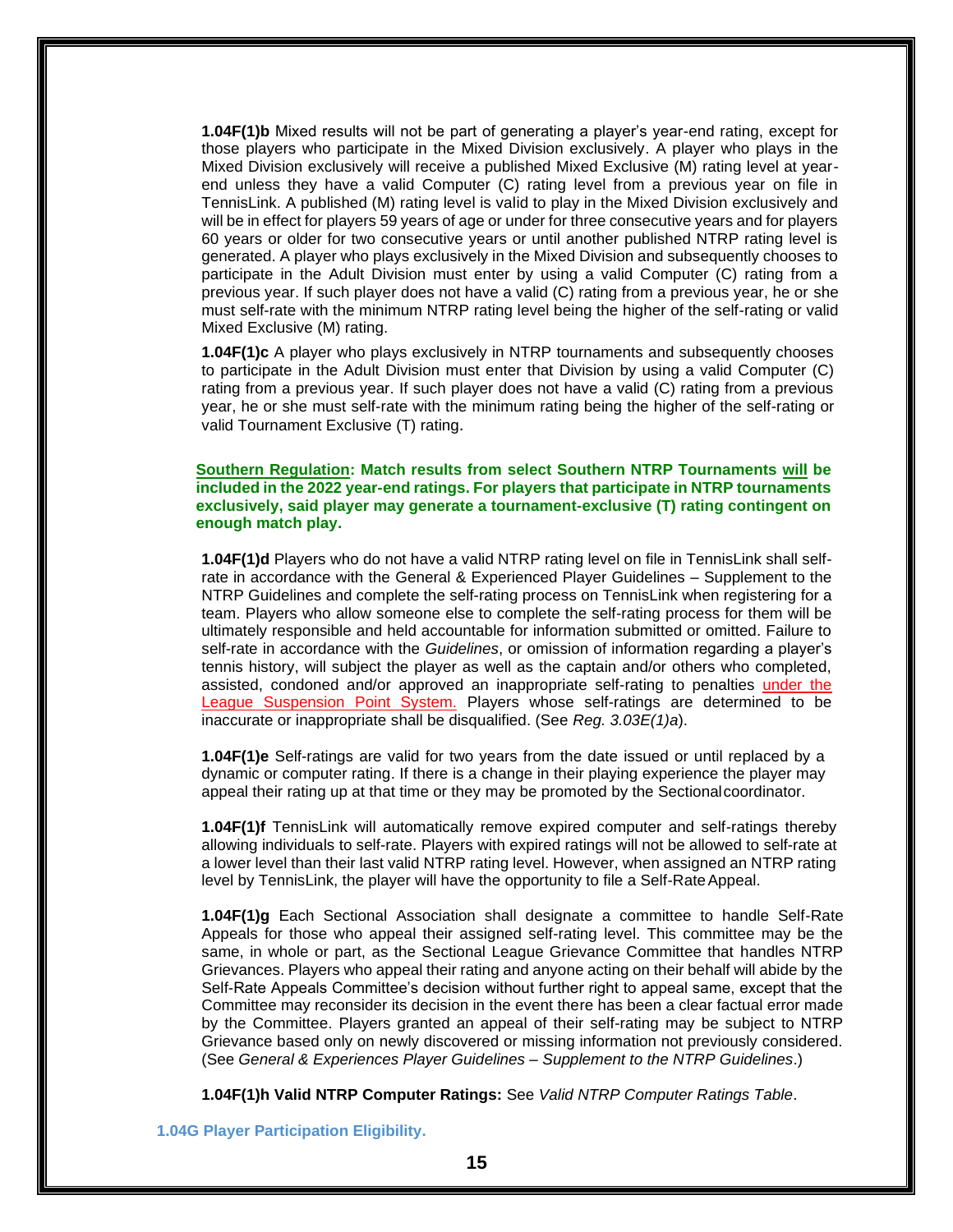**1.04F(1)b** Mixed results will not be part of generating a player's year-end rating, except for those players who participate in the Mixed Division exclusively. A player who plays in the Mixed Division exclusively will receive a published Mixed Exclusive (M) rating level at year-end unless they have a valid Computer (C) rating level from a previous year on file in TennisLink. A published (M) rating level is valid to play in the Mixed Division exclusively and will be in effect for players 59 years of age or under for three consecutive years and for players 60 years or older for two consecutive years or until another published NTRP rating level is generated. A player who plays exclusively in the Mixed Division and subsequently chooses to participate in the Adult Division must enter by using a valid Computer (C) rating from a previous year. If such player does not have a valid (C) rating from a previous year, he or she must self-rate with the minimum NTRP rating level being the higher of the self-rating or valid Mixed Exclusive (M) rating.

**1.04F(1)c** A player who plays exclusively in NTRP tournaments and subsequently chooses to participate in the Adult Division must enter that Division by using a valid Computer (C) rating from a previous year. If such player does not have a valid (C) rating from a previous year, he or she must self-rate with the minimum rating being the higher of the self-rating or valid Tournament Exclusive (T) rating.

**Southern Regulation: Match results from select Southern NTRP Tournaments will be included in the 2022 year-end ratings. For players that participate in NTRP tournaments exclusively, said player may generate a tournament-exclusive (T) rating contingent on enough match play.**

**1.04F(1)d** Players who do not have a valid NTRP rating level on file in TennisLink shall self-rate in accordance with the General & Experienced Player Guidelines – Supplement to the NTRP Guidelines and complete the self-rating process on TennisLink when registering for a team. Players who allow someone else to complete the self-rating process for them will be ultimately responsible and held accountable for information submitted or omitted. Failure to self-rate in accordance with the *Guidelines*, or omission of information regarding a player's tennis history, will subject the player as well as the captain and/or others who completed, assisted, condoned and/or approved an inappropriate self-rating to penalties under the League Suspension Point System. Players whose self-ratings are determined to be inaccurate or inappropriate shall be disqualified. (See *Reg. 3.03E(1)a*).

**1.04F(1)e** Self-ratings are valid for two years from the date issued or until replaced by a dynamic or computer rating. If there is a change in their playing experience the player may appeal their rating up at that time or they may be promoted by the Sectional coordinator.

**1.04F(1)f** TennisLink will automatically remove expired computer and self-ratings thereby allowing individuals to self-rate. Players with expired ratings will not be allowed to self-rate at a lower level than their last valid NTRP rating level. However, when assigned an NTRP rating level by TennisLink, the player will have the opportunity to file a Self-Rate Appeal.

**1.04F(1)g** Each Sectional Association shall designate a committee to handle Self-Rate Appeals for those who appeal their assigned self-rating level. This committee may be the same, in whole or part, as the Sectional League Grievance Committee that handles NTRP Grievances. Players who appeal their rating and anyone acting on their behalf will abide by the Self-Rate Appeals Committee's decision without further right to appeal same, except that the Committee may reconsider its decision in the event there has been a clear factual error made by the Committee. Players granted an appeal of their self-rating may be subject to NTRP Grievance based only on newly discovered or missing information not previously considered. (See *General & Experiences Player Guidelines – Supplement to the NTRP Guidelines*.)

**1.04F(1)h Valid NTRP Computer Ratings:** See *Valid NTRP Computer Ratings Table*.

### 1.04G Player Participation Eligibility.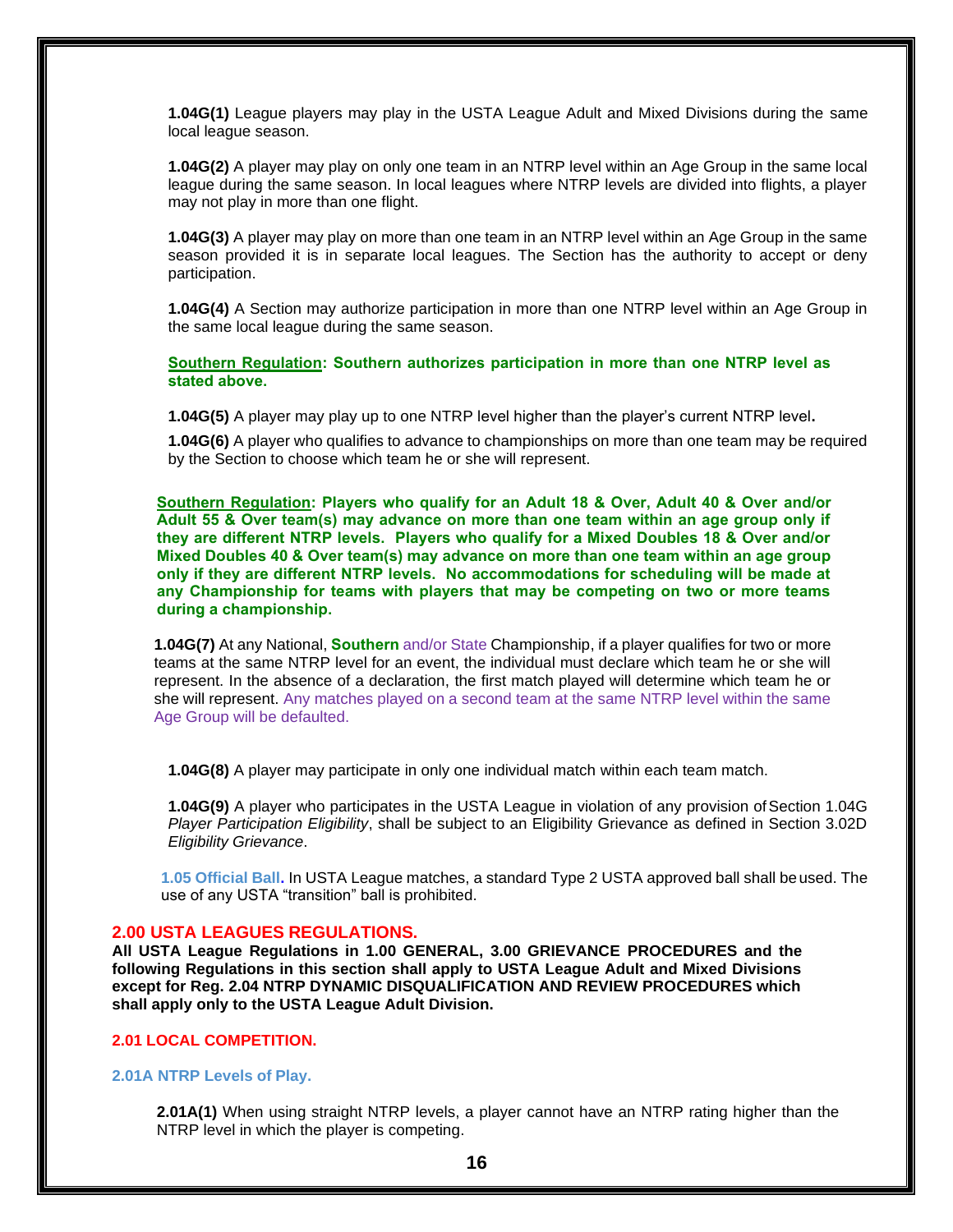**1.04G(1)** League players may play in the USTA League Adult and Mixed Divisions during the same local league season.

**1.04G(2)** A player may play on only one team in an NTRP level within an Age Group in the same local league during the same season. In local leagues where NTRP levels are divided into flights, a player may not play in more than one flight.

**1.04G(3)** A player may play on more than one team in an NTRP level within an Age Group in the same season provided it is in separate local leagues. The Section has the authority to accept or deny participation.

**1.04G(4)** A Section may authorize participation in more than one NTRP level within an Age Group in the same local league during the same season.

**Southern Regulation: Southern authorizes participation in more than one NTRP level as stated above.**

**1.04G(5)** A player may play up to one NTRP level higher than the player's current NTRP level**.**

**1.04G(6)** A player who qualifies to advance to championships on more than one team may be required by the Section to choose which team he or she will represent.

**Southern Regulation: Players who qualify for an Adult 18 & Over, Adult 40 & Over and/or Adult 55 & Over team(s) may advance on more than one team within an age group only if they are different NTRP levels. Players who qualify for a Mixed Doubles 18 & Over and/or Mixed Doubles 40 & Over team(s) may advance on more than one team within an age group only if they are different NTRP levels. No accommodations for scheduling will be made at any Championship for teams with players that may be competing on two or more teams during a championship.**

**1.04G(7)** At any National, **Southern** and/or State Championship, if a player qualifies for two or more teams at the same NTRP level for an event, the individual must declare which team he or she will represent. In the absence of a declaration, the first match played will determine which team he or she will represent. Any matches played on a second team at the same NTRP level within the same Age Group will be defaulted.

**1.04G(8)** A player may participate in only one individual match within each team match.

**1.04G(9)** A player who participates in the USTA League in violation of any provision of Section 1.04G *Player Participation Eligibility*, shall be subject to an Eligibility Grievance as defined in Section 3.02D *Eligibility Grievance*.

**1.05 Official Ball.** In USTA League matches, a standard Type 2 USTA approved ball shall be used. The use of any USTA "transition" ball is prohibited.

## 2.00 USTA LEAGUES REGULATIONS.

**All USTA League Regulations in 1.00 GENERAL, 3.00 GRIEVANCE PROCEDURES and the following Regulations in this section shall apply to USTA League Adult and Mixed Divisions except for Reg. 2.04 NTRP DYNAMIC DISQUALIFICATION AND REVIEW PROCEDURES which shall apply only to the USTA League Adult Division.**

### 2.01 LOCAL COMPETITION.

#### 2.01A NTRP Levels of Play.

**2.01A(1)** When using straight NTRP levels, a player cannot have an NTRP rating higher than the NTRP level in which the player is competing.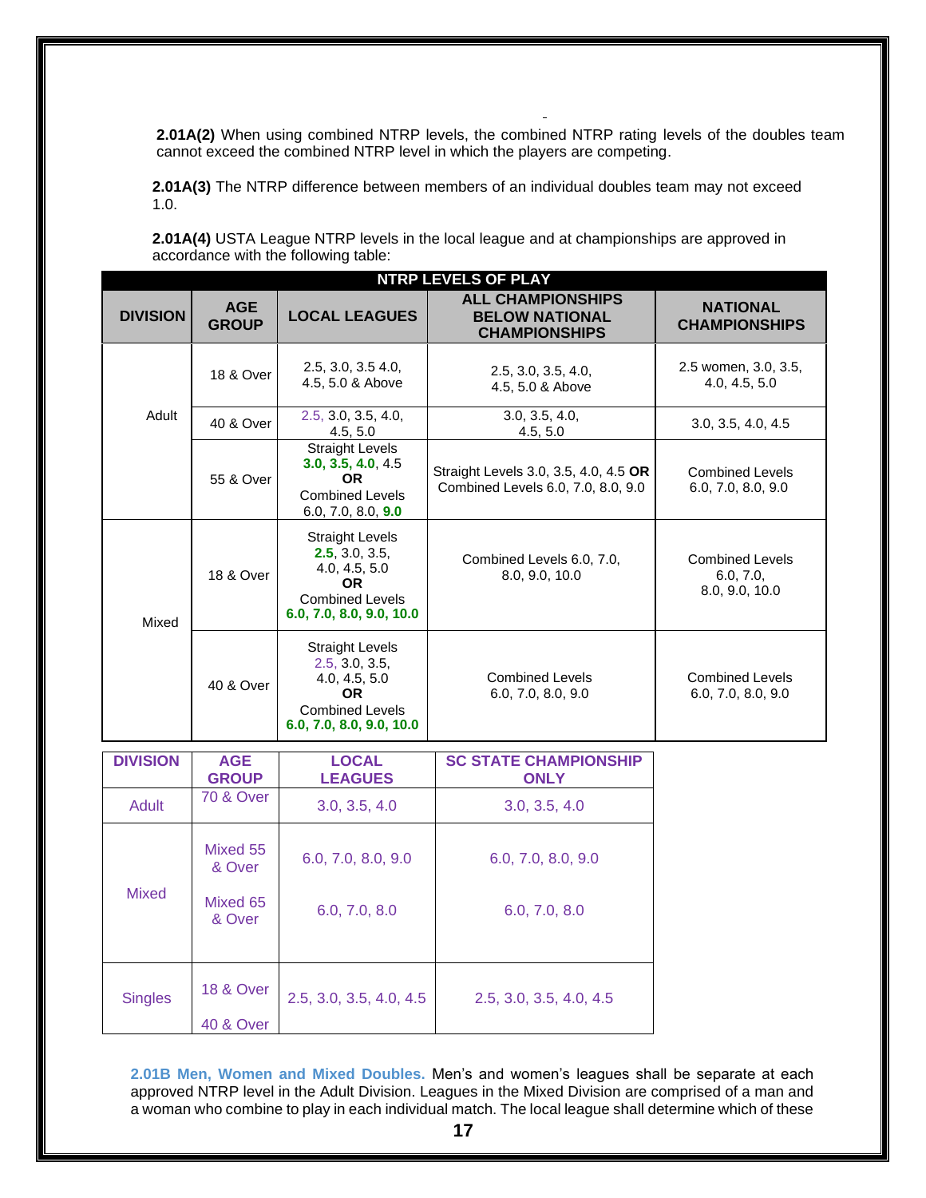**2.01A(2)** When using combined NTRP levels, the combined NTRP rating levels of the doubles team cannot exceed the combined NTRP level in which the players are competing.

**2.01A(3)** The NTRP difference between members of an individual doubles team may not exceed 1.0.

**2.01A(4)** USTA League NTRP levels in the local league and at championships are approved in accordance with the following table:

| NTRP LEVELS OF PLAY | | | | |
|---|---|---|---|---|
| **DIVISION** | **AGE GROUP** | **LOCAL LEAGUES** | **ALL CHAMPIONSHIPS BELOW NATIONAL CHAMPIONSHIPS** | **NATIONAL CHAMPIONSHIPS** |
| Adult | 18 & Over | 2.5, 3.0, 3.5 4.0, 4.5, 5.0 & Above | 2.5, 3.0, 3.5, 4.0, 4.5, 5.0 & Above | 2.5 women, 3.0, 3.5, 4.0, 4.5, 5.0 |
| | 40 & Over | 2.5, 3.0, 3.5, 4.0, 4.5, 5.0 | 3.0, 3.5, 4.0, 4.5, 5.0 | 3.0, 3.5, 4.0, 4.5 |
| | 55 & Over | Straight Levels **3.0, 3.5, 4.0**, 4.5 **OR** Combined Levels 6.0, 7.0, 8.0, **9.0** | Straight Levels 3.0, 3.5, 4.0, 4.5 **OR** Combined Levels 6.0, 7.0, 8.0, 9.0 | Combined Levels 6.0, 7.0, 8.0, 9.0 |
| Mixed | 18 & Over | Straight Levels **2.5**, 3.0, 3.5, 4.0, 4.5, 5.0 **OR** Combined Levels **6.0, 7.0, 8.0, 9.0, 10.0** | Combined Levels 6.0, 7.0, 8.0, 9.0, 10.0 | Combined Levels 6.0, 7.0, 8.0, 9.0, 10.0 |
| | 40 & Over | Straight Levels 2.5, 3.0, 3.5, 4.0, 4.5, 5.0 **OR** Combined Levels **6.0, 7.0, 8.0, 9.0, 10.0** | Combined Levels 6.0, 7.0, 8.0, 9.0 | Combined Levels 6.0, 7.0, 8.0, 9.0 |

| **DIVISION** | **AGE GROUP** | **LOCAL LEAGUES** | **SC STATE CHAMPIONSHIP ONLY** |
|---|---|---|---|
| Adult | 70 & Over | 3.0, 3.5, 4.0 | 3.0, 3.5, 4.0 |
| Mixed | Mixed 55 & Over | 6.0, 7.0, 8.0, 9.0 | 6.0, 7.0, 8.0, 9.0 |
| | Mixed 65 & Over | 6.0, 7.0, 8.0 | 6.0, 7.0, 8.0 |
| Singles | 18 & Over<br>40 & Over | 2.5, 3.0, 3.5, 4.0, 4.5 | 2.5, 3.0, 3.5, 4.0, 4.5 |

**2.01B Men, Women and Mixed Doubles.** Men's and women's leagues shall be separate at each approved NTRP level in the Adult Division. Leagues in the Mixed Division are comprised of a man and a woman who combine to play in each individual match. The local league shall determine which of these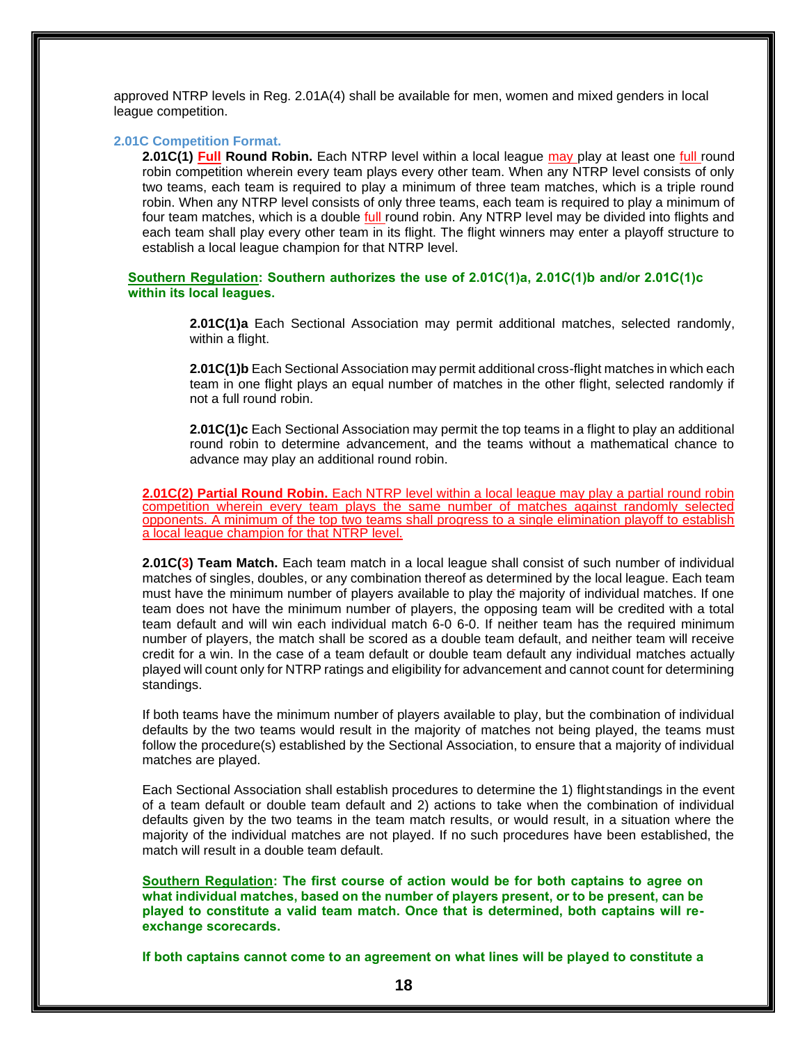approved NTRP levels in Reg. 2.01A(4) shall be available for men, women and mixed genders in local league competition.

### 2.01C Competition Format.

**2.01C(1) Full Round Robin.** Each NTRP level within a local league may play at least one full round robin competition wherein every team plays every other team. When any NTRP level consists of only two teams, each team is required to play a minimum of three team matches, which is a triple round robin. When any NTRP level consists of only three teams, each team is required to play a minimum of four team matches, which is a double full round robin. Any NTRP level may be divided into flights and each team shall play every other team in its flight. The flight winners may enter a playoff structure to establish a local league champion for that NTRP level.

**Southern Regulation: Southern authorizes the use of 2.01C(1)a, 2.01C(1)b and/or 2.01C(1)c within its local leagues.**

**2.01C(1)a** Each Sectional Association may permit additional matches, selected randomly, within a flight.

**2.01C(1)b** Each Sectional Association may permit additional cross-flight matches in which each team in one flight plays an equal number of matches in the other flight, selected randomly if not a full round robin.

**2.01C(1)c** Each Sectional Association may permit the top teams in a flight to play an additional round robin to determine advancement, and the teams without a mathematical chance to advance may play an additional round robin.

**2.01C(2) Partial Round Robin.** Each NTRP level within a local league may play a partial round robin competition wherein every team plays the same number of matches against randomly selected opponents. A minimum of the top two teams shall progress to a single elimination playoff to establish a local league champion for that NTRP level.

**2.01C(3) Team Match.** Each team match in a local league shall consist of such number of individual matches of singles, doubles, or any combination thereof as determined by the local league. Each team must have the minimum number of players available to play the majority of individual matches. If one team does not have the minimum number of players, the opposing team will be credited with a total team default and will win each individual match 6-0 6-0. If neither team has the required minimum number of players, the match shall be scored as a double team default, and neither team will receive credit for a win. In the case of a team default or double team default any individual matches actually played will count only for NTRP ratings and eligibility for advancement and cannot count for determining standings.

If both teams have the minimum number of players available to play, but the combination of individual defaults by the two teams would result in the majority of matches not being played, the teams must follow the procedure(s) established by the Sectional Association, to ensure that a majority of individual matches are played.

Each Sectional Association shall establish procedures to determine the 1) flight standings in the event of a team default or double team default and 2) actions to take when the combination of individual defaults given by the two teams in the team match results, or would result, in a situation where the majority of the individual matches are not played. If no such procedures have been established, the match will result in a double team default.

**Southern Regulation: The first course of action would be for both captains to agree on what individual matches, based on the number of players present, or to be present, can be played to constitute a valid team match. Once that is determined, both captains will re-exchange scorecards.**

**If both captains cannot come to an agreement on what lines will be played to constitute a**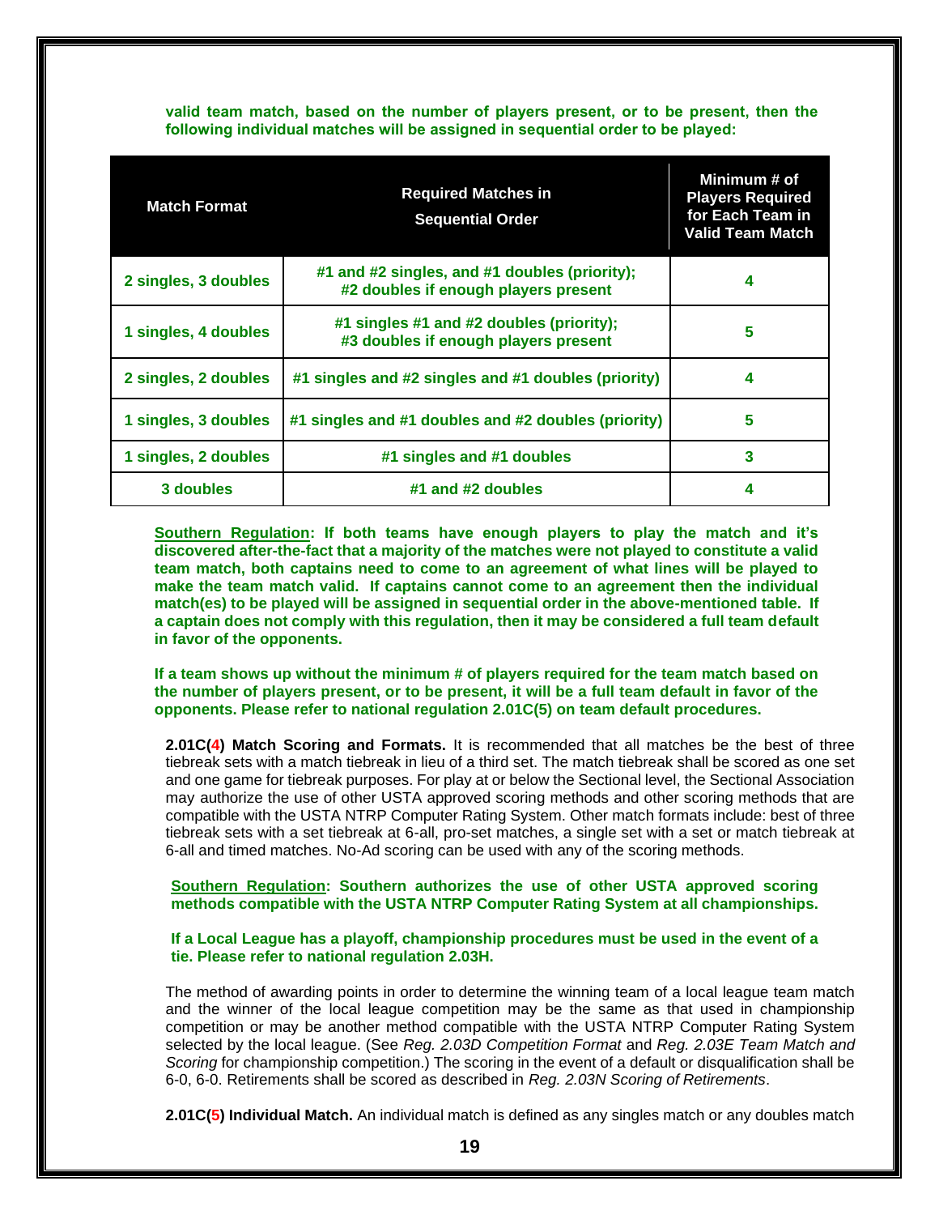**valid team match, based on the number of players present, or to be present, then the following individual matches will be assigned in sequential order to be played:**

| Match Format | Required Matches in Sequential Order | Minimum # of Players Required for Each Team in Valid Team Match |
|---|---|---|
| 2 singles, 3 doubles | #1 and #2 singles, and #1 doubles (priority); #2 doubles if enough players present | 4 |
| 1 singles, 4 doubles | #1 singles #1 and #2 doubles (priority); #3 doubles if enough players present | 5 |
| 2 singles, 2 doubles | #1 singles and #2 singles and #1 doubles (priority) | 4 |
| 1 singles, 3 doubles | #1 singles and #1 doubles and #2 doubles (priority) | 5 |
| 1 singles, 2 doubles | #1 singles and #1 doubles | 3 |
| 3 doubles | #1 and #2 doubles | 4 |

**Southern Regulation: If both teams have enough players to play the match and it's discovered after-the-fact that a majority of the matches were not played to constitute a valid team match, both captains need to come to an agreement of what lines will be played to make the team match valid. If captains cannot come to an agreement then the individual match(es) to be played will be assigned in sequential order in the above-mentioned table. If a captain does not comply with this regulation, then it may be considered a full team default in favor of the opponents.**

**If a team shows up without the minimum # of players required for the team match based on the number of players present, or to be present, it will be a full team default in favor of the opponents. Please refer to national regulation 2.01C(5) on team default procedures.**

**2.01C(4) Match Scoring and Formats.** It is recommended that all matches be the best of three tiebreak sets with a match tiebreak in lieu of a third set. The match tiebreak shall be scored as one set and one game for tiebreak purposes. For play at or below the Sectional level, the Sectional Association may authorize the use of other USTA approved scoring methods and other scoring methods that are compatible with the USTA NTRP Computer Rating System. Other match formats include: best of three tiebreak sets with a set tiebreak at 6-all, pro-set matches, a single set with a set or match tiebreak at 6-all and timed matches. No-Ad scoring can be used with any of the scoring methods.

**Southern Regulation: Southern authorizes the use of other USTA approved scoring methods compatible with the USTA NTRP Computer Rating System at all championships.**

**If a Local League has a playoff, championship procedures must be used in the event of a tie. Please refer to national regulation 2.03H.**

The method of awarding points in order to determine the winning team of a local league team match and the winner of the local league competition may be the same as that used in championship competition or may be another method compatible with the USTA NTRP Computer Rating System selected by the local league. (See *Reg. 2.03D Competition Format* and *Reg. 2.03E Team Match and Scoring* for championship competition.) The scoring in the event of a default or disqualification shall be 6-0, 6-0. Retirements shall be scored as described in *Reg. 2.03N Scoring of Retirements*.

**2.01C(5) Individual Match.** An individual match is defined as any singles match or any doubles match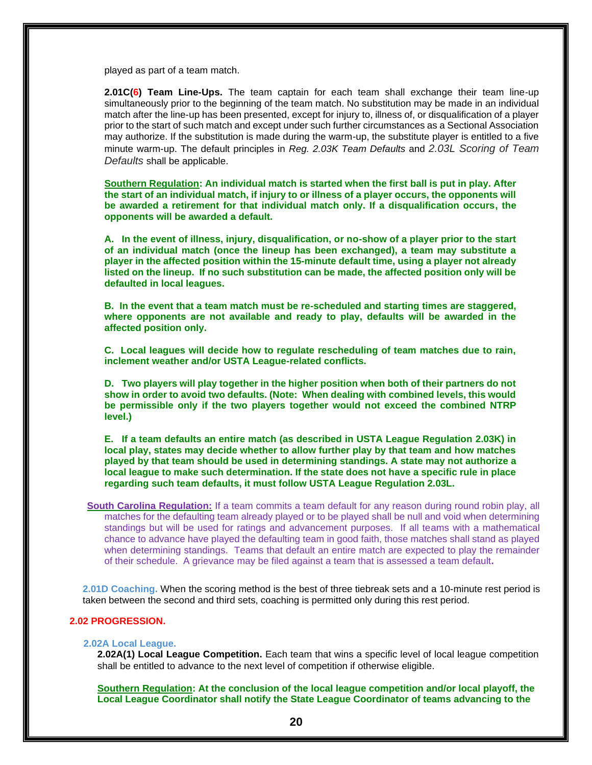played as part of a team match.

**2.01C(6) Team Line-Ups.** The team captain for each team shall exchange their team line-up simultaneously prior to the beginning of the team match. No substitution may be made in an individual match after the line-up has been presented, except for injury to, illness of, or disqualification of a player prior to the start of such match and except under such further circumstances as a Sectional Association may authorize. If the substitution is made during the warm-up, the substitute player is entitled to a five minute warm-up. The default principles in *Reg. 2.03K Team Defaults* and *2.03L Scoring of Team Defaults* shall be applicable.

**Southern Regulation: An individual match is started when the first ball is put in play. After the start of an individual match, if injury to or illness of a player occurs, the opponents will be awarded a retirement for that individual match only. If a disqualification occurs, the opponents will be awarded a default.**

**A. In the event of illness, injury, disqualification, or no-show of a player prior to the start of an individual match (once the lineup has been exchanged), a team may substitute a player in the affected position within the 15-minute default time, using a player not already listed on the lineup. If no such substitution can be made, the affected position only will be defaulted in local leagues.**

**B. In the event that a team match must be re-scheduled and starting times are staggered, where opponents are not available and ready to play, defaults will be awarded in the affected position only.**

**C. Local leagues will decide how to regulate rescheduling of team matches due to rain, inclement weather and/or USTA League-related conflicts.**

**D. Two players will play together in the higher position when both of their partners do not show in order to avoid two defaults. (Note: When dealing with combined levels, this would be permissible only if the two players together would not exceed the combined NTRP level.)**

**E. If a team defaults an entire match (as described in USTA League Regulation 2.03K) in local play, states may decide whether to allow further play by that team and how matches played by that team should be used in determining standings. A state may not authorize a local league to make such determination. If the state does not have a specific rule in place regarding such team defaults, it must follow USTA League Regulation 2.03L.**

**South Carolina Regulation:** If a team commits a team default for any reason during round robin play, all matches for the defaulting team already played or to be played shall be null and void when determining standings but will be used for ratings and advancement purposes. If all teams with a mathematical chance to advance have played the defaulting team in good faith, those matches shall stand as played when determining standings. Teams that default an entire match are expected to play the remainder of their schedule. A grievance may be filed against a team that is assessed a team default.

**2.01D Coaching.** When the scoring method is the best of three tiebreak sets and a 10-minute rest period is taken between the second and third sets, coaching is permitted only during this rest period.

## 2.02 PROGRESSION.

### 2.02A Local League.

**2.02A(1) Local League Competition.** Each team that wins a specific level of local league competition shall be entitled to advance to the next level of competition if otherwise eligible.

**Southern Regulation: At the conclusion of the local league competition and/or local playoff, the Local League Coordinator shall notify the State League Coordinator of teams advancing to the**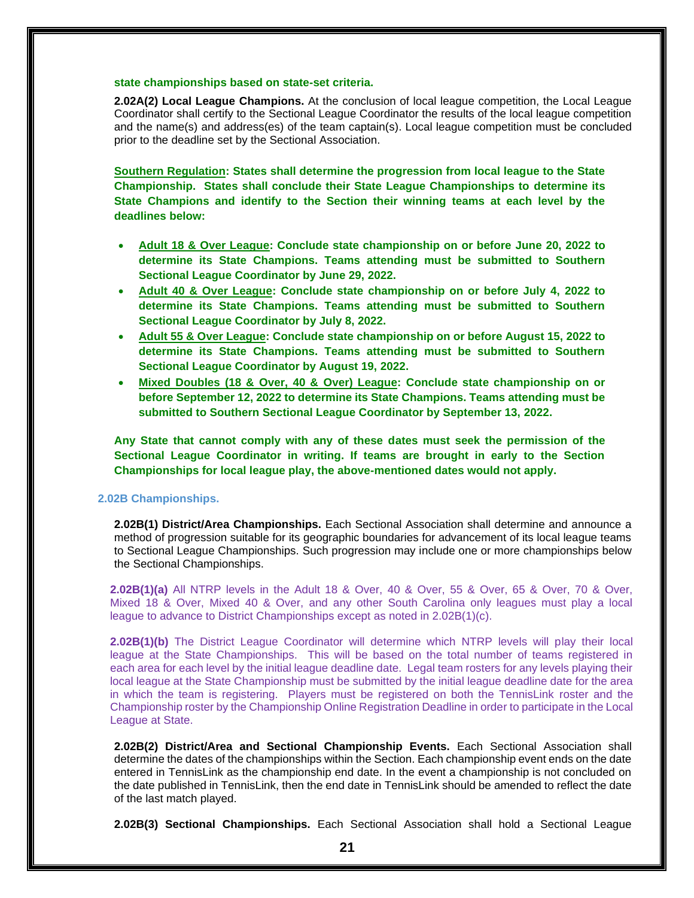**state championships based on state-set criteria.**

**2.02A(2) Local League Champions.** At the conclusion of local league competition, the Local League Coordinator shall certify to the Sectional League Coordinator the results of the local league competition and the name(s) and address(es) of the team captain(s). Local league competition must be concluded prior to the deadline set by the Sectional Association.

**Southern Regulation: States shall determine the progression from local league to the State Championship. States shall conclude their State League Championships to determine its State Champions and identify to the Section their winning teams at each level by the deadlines below:**

- **Adult 18 & Over League: Conclude state championship on or before June 20, 2022 to determine its State Champions. Teams attending must be submitted to Southern Sectional League Coordinator by June 29, 2022.**
- **Adult 40 & Over League: Conclude state championship on or before July 4, 2022 to determine its State Champions. Teams attending must be submitted to Southern Sectional League Coordinator by July 8, 2022.**
- **Adult 55 & Over League: Conclude state championship on or before August 15, 2022 to determine its State Champions. Teams attending must be submitted to Southern Sectional League Coordinator by August 19, 2022.**
- **Mixed Doubles (18 & Over, 40 & Over) League: Conclude state championship on or before September 12, 2022 to determine its State Champions. Teams attending must be submitted to Southern Sectional League Coordinator by September 13, 2022.**

**Any State that cannot comply with any of these dates must seek the permission of the Sectional League Coordinator in writing. If teams are brought in early to the Section Championships for local league play, the above-mentioned dates would not apply.**

### 2.02B Championships.

**2.02B(1) District/Area Championships.** Each Sectional Association shall determine and announce a method of progression suitable for its geographic boundaries for advancement of its local league teams to Sectional League Championships. Such progression may include one or more championships below the Sectional Championships.

**2.02B(1)(a)** All NTRP levels in the Adult 18 & Over, 40 & Over, 55 & Over, 65 & Over, 70 & Over, Mixed 18 & Over, Mixed 40 & Over, and any other South Carolina only leagues must play a local league to advance to District Championships except as noted in 2.02B(1)(c).

**2.02B(1)(b)** The District League Coordinator will determine which NTRP levels will play their local league at the State Championships. This will be based on the total number of teams registered in each area for each level by the initial league deadline date. Legal team rosters for any levels playing their local league at the State Championship must be submitted by the initial league deadline date for the area in which the team is registering. Players must be registered on both the TennisLink roster and the Championship roster by the Championship Online Registration Deadline in order to participate in the Local League at State.

**2.02B(2) District/Area and Sectional Championship Events.** Each Sectional Association shall determine the dates of the championships within the Section. Each championship event ends on the date entered in TennisLink as the championship end date. In the event a championship is not concluded on the date published in TennisLink, then the end date in TennisLink should be amended to reflect the date of the last match played.

**2.02B(3) Sectional Championships.** Each Sectional Association shall hold a Sectional League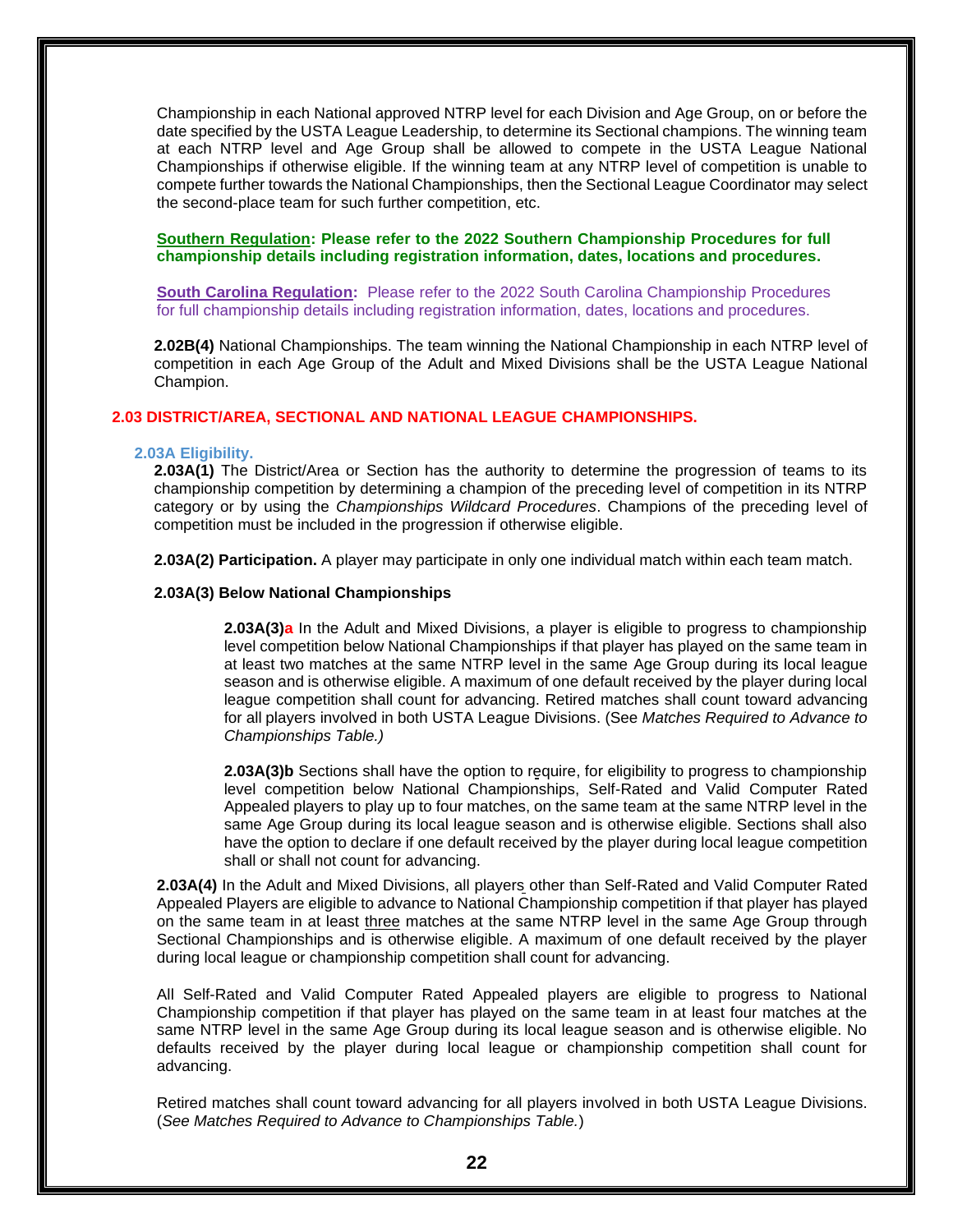Championship in each National approved NTRP level for each Division and Age Group, on or before the date specified by the USTA League Leadership, to determine its Sectional champions. The winning team at each NTRP level and Age Group shall be allowed to compete in the USTA League National Championships if otherwise eligible. If the winning team at any NTRP level of competition is unable to compete further towards the National Championships, then the Sectional League Coordinator may select the second-place team for such further competition, etc.

**Southern Regulation: Please refer to the 2022 Southern Championship Procedures for full championship details including registration information, dates, locations and procedures.**

**South Carolina Regulation:** Please refer to the 2022 South Carolina Championship Procedures for full championship details including registration information, dates, locations and procedures.

**2.02B(4)** National Championships. The team winning the National Championship in each NTRP level of competition in each Age Group of the Adult and Mixed Divisions shall be the USTA League National Champion.

## 2.03 DISTRICT/AREA, SECTIONAL AND NATIONAL LEAGUE CHAMPIONSHIPS.

### 2.03A Eligibility.

**2.03A(1)** The District/Area or Section has the authority to determine the progression of teams to its championship competition by determining a champion of the preceding level of competition in its NTRP category or by using the *Championships Wildcard Procedures*. Champions of the preceding level of competition must be included in the progression if otherwise eligible.

**2.03A(2) Participation.** A player may participate in only one individual match within each team match.

**2.03A(3) Below National Championships**

**2.03A(3)a** In the Adult and Mixed Divisions, a player is eligible to progress to championship level competition below National Championships if that player has played on the same team in at least two matches at the same NTRP level in the same Age Group during its local league season and is otherwise eligible. A maximum of one default received by the player during local league competition shall count for advancing. Retired matches shall count toward advancing for all players involved in both USTA League Divisions. (See *Matches Required to Advance to Championships Table.)*

**2.03A(3)b** Sections shall have the option to require, for eligibility to progress to championship level competition below National Championships, Self-Rated and Valid Computer Rated Appealed players to play up to four matches, on the same team at the same NTRP level in the same Age Group during its local league season and is otherwise eligible. Sections shall also have the option to declare if one default received by the player during local league competition shall or shall not count for advancing.

**2.03A(4)** In the Adult and Mixed Divisions, all players other than Self-Rated and Valid Computer Rated Appealed Players are eligible to advance to National Championship competition if that player has played on the same team in at least three matches at the same NTRP level in the same Age Group through Sectional Championships and is otherwise eligible. A maximum of one default received by the player during local league or championship competition shall count for advancing.

All Self-Rated and Valid Computer Rated Appealed players are eligible to progress to National Championship competition if that player has played on the same team in at least four matches at the same NTRP level in the same Age Group during its local league season and is otherwise eligible. No defaults received by the player during local league or championship competition shall count for advancing.

Retired matches shall count toward advancing for all players involved in both USTA League Divisions. (*See Matches Required to Advance to Championships Table.*)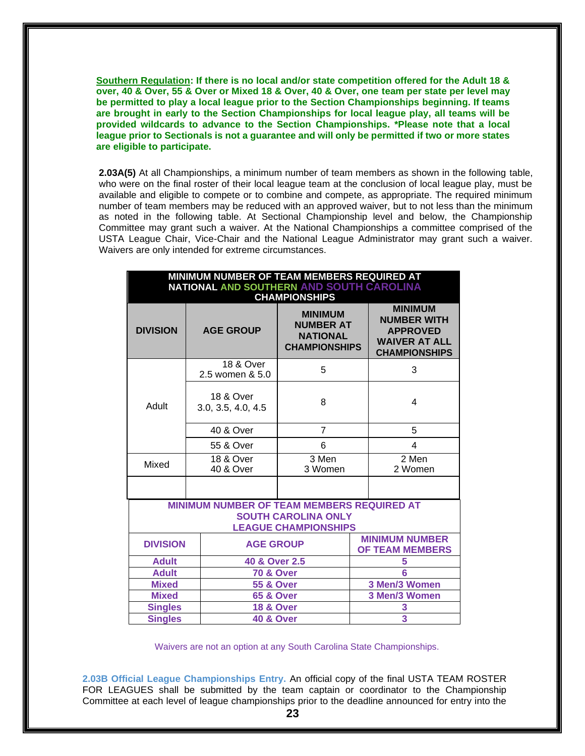**Southern Regulation: If there is no local and/or state competition offered for the Adult 18 & over, 40 & Over, 55 & Over or Mixed 18 & Over, 40 & Over, one team per state per level may be permitted to play a local league prior to the Section Championships beginning. If teams are brought in early to the Section Championships for local league play, all teams will be provided wildcards to advance to the Section Championships. *Please note that a local league prior to Sectionals is not a guarantee and will only be permitted if two or more states are eligible to participate.**

**2.03A(5)** At all Championships, a minimum number of team members as shown in the following table, who were on the final roster of their local league team at the conclusion of local league play, must be available and eligible to compete or to combine and compete, as appropriate. The required minimum number of team members may be reduced with an approved waiver, but to not less than the minimum as noted in the following table. At Sectional Championship level and below, the Championship Committee may grant such a waiver. At the National Championships a committee comprised of the USTA League Chair, Vice-Chair and the National League Administrator may grant such a waiver. Waivers are only intended for extreme circumstances.

**MINIMUM NUMBER OF TEAM MEMBERS REQUIRED AT NATIONAL AND SOUTHERN AND SOUTH CAROLINA CHAMPIONSHIPS**

| DIVISION | AGE GROUP | MINIMUM NUMBER AT NATIONAL CHAMPIONSHIPS | MINIMUM NUMBER WITH APPROVED WAIVER AT ALL CHAMPIONSHIPS |
|---|---|---|---|
| Adult | 18 & Over 2.5 women & 5.0 | 5 | 3 |
| | 18 & Over 3.0, 3.5, 4.0, 4.5 | 8 | 4 |
| | 40 & Over | 7 | 5 |
| | 55 & Over | 6 | 4 |
| Mixed | 18 & Over 40 & Over | 3 Men 3 Women | 2 Men 2 Women |

**MINIMUM NUMBER OF TEAM MEMBERS REQUIRED AT SOUTH CAROLINA ONLY LEAGUE CHAMPIONSHIPS**

| DIVISION | AGE GROUP | MINIMUM NUMBER OF TEAM MEMBERS |
|---|---|---|
| Adult | 40 & Over 2.5 | 5 |
| Adult | 70 & Over | 6 |
| Mixed | 55 & Over | 3 Men/3 Women |
| Mixed | 65 & Over | 3 Men/3 Women |
| Singles | 18 & Over | 3 |
| Singles | 40 & Over | 3 |

Waivers are not an option at any South Carolina State Championships.

**2.03B Official League Championships Entry.** An official copy of the final USTA TEAM ROSTER FOR LEAGUES shall be submitted by the team captain or coordinator to the Championship Committee at each level of league championships prior to the deadline announced for entry into the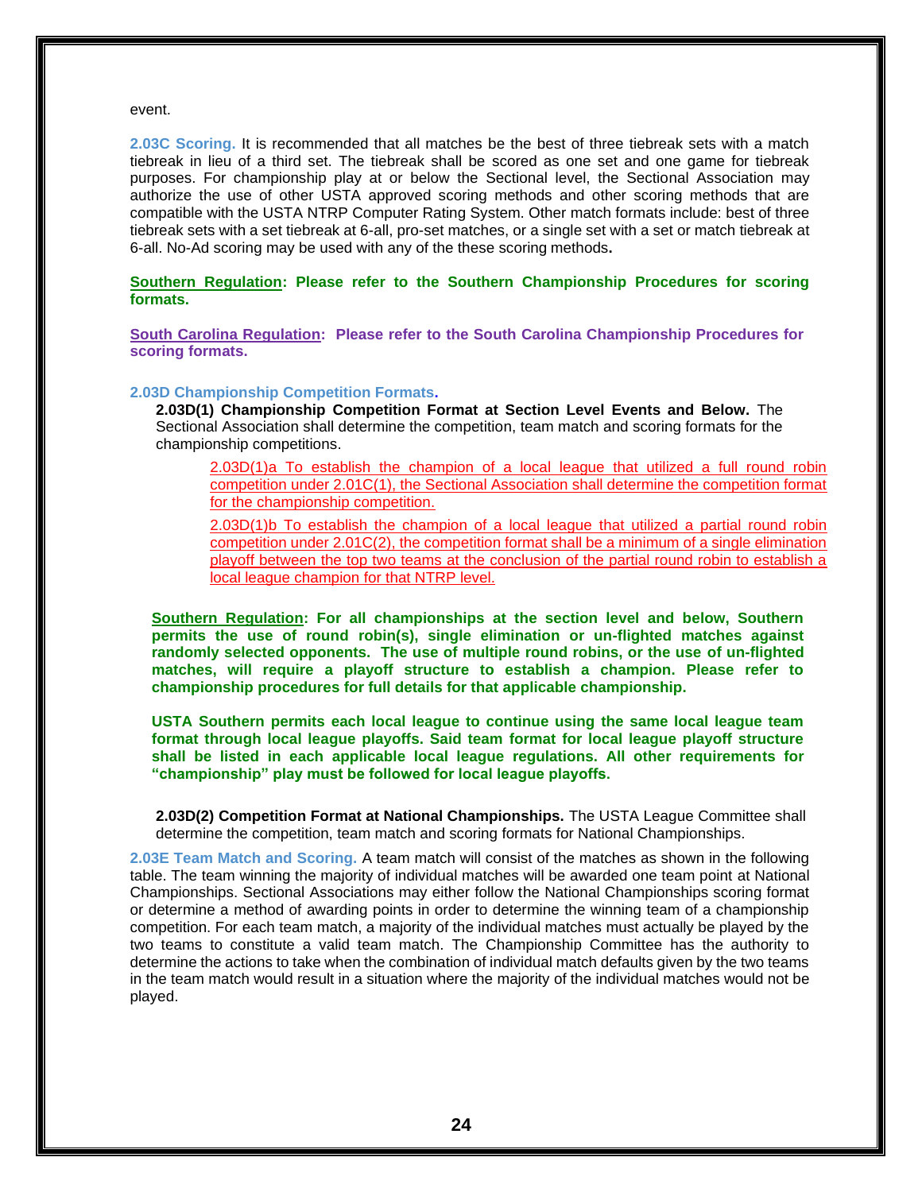event.

**2.03C Scoring.** It is recommended that all matches be the best of three tiebreak sets with a match tiebreak in lieu of a third set. The tiebreak shall be scored as one set and one game for tiebreak purposes. For championship play at or below the Sectional level, the Sectional Association may authorize the use of other USTA approved scoring methods and other scoring methods that are compatible with the USTA NTRP Computer Rating System. Other match formats include: best of three tiebreak sets with a set tiebreak at 6-all, pro-set matches, or a single set with a set or match tiebreak at 6-all. No-Ad scoring may be used with any of the these scoring methods**.**

**Southern Regulation: Please refer to the Southern Championship Procedures for scoring formats.**

**South Carolina Regulation: Please refer to the South Carolina Championship Procedures for scoring formats.**

**2.03D Championship Competition Formats.**

**2.03D(1) Championship Competition Format at Section Level Events and Below.** The Sectional Association shall determine the competition, team match and scoring formats for the championship competitions.

2.03D(1)a To establish the champion of a local league that utilized a full round robin competition under 2.01C(1), the Sectional Association shall determine the competition format for the championship competition.

2.03D(1)b To establish the champion of a local league that utilized a partial round robin competition under 2.01C(2), the competition format shall be a minimum of a single elimination playoff between the top two teams at the conclusion of the partial round robin to establish a local league champion for that NTRP level.

**Southern Regulation: For all championships at the section level and below, Southern permits the use of round robin(s), single elimination or un-flighted matches against randomly selected opponents. The use of multiple round robins, or the use of un-flighted matches, will require a playoff structure to establish a champion. Please refer to championship procedures for full details for that applicable championship.**

**USTA Southern permits each local league to continue using the same local league team format through local league playoffs. Said team format for local league playoff structure shall be listed in each applicable local league regulations. All other requirements for "championship" play must be followed for local league playoffs.**

**2.03D(2) Competition Format at National Championships.** The USTA League Committee shall determine the competition, team match and scoring formats for National Championships.

**2.03E Team Match and Scoring.** A team match will consist of the matches as shown in the following table. The team winning the majority of individual matches will be awarded one team point at National Championships. Sectional Associations may either follow the National Championships scoring format or determine a method of awarding points in order to determine the winning team of a championship competition. For each team match, a majority of the individual matches must actually be played by the two teams to constitute a valid team match. The Championship Committee has the authority to determine the actions to take when the combination of individual match defaults given by the two teams in the team match would result in a situation where the majority of the individual matches would not be played.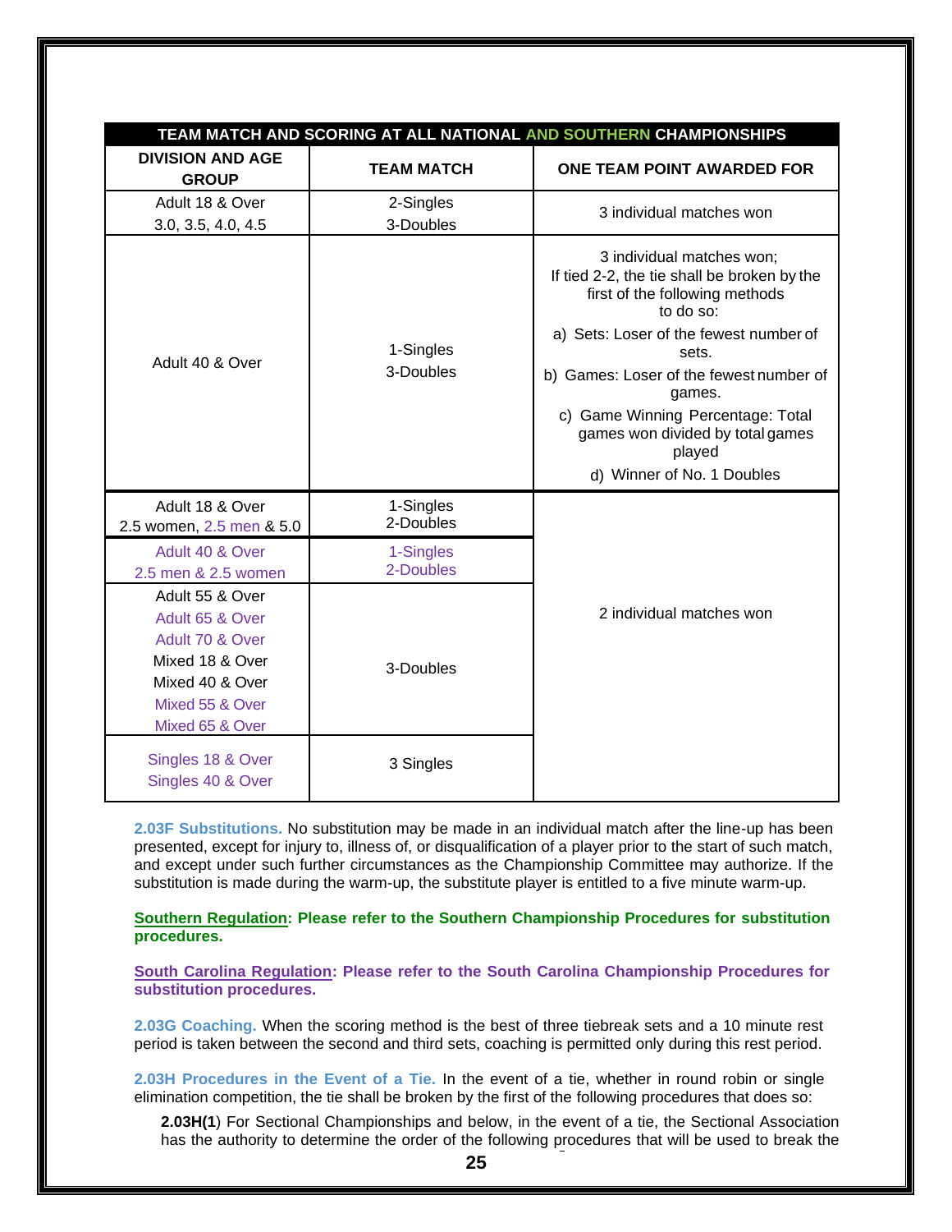| TEAM MATCH AND SCORING AT ALL NATIONAL AND SOUTHERN CHAMPIONSHIPS | | |
|---|---|---|
| **DIVISION AND AGE GROUP** | **TEAM MATCH** | **ONE TEAM POINT AWARDED FOR** |
| Adult 18 & Over<br>3.0, 3.5, 4.0, 4.5 | 2-Singles<br>3-Doubles | 3 individual matches won |
| Adult 40 & Over | 1-Singles<br>3-Doubles | 3 individual matches won;<br>If tied 2-2, the tie shall be broken by the first of the following methods to do so:<br>a) Sets: Loser of the fewest number of sets.<br>b) Games: Loser of the fewest number of games.<br>c) Game Winning Percentage: Total games won divided by total games played<br>d) Winner of No. 1 Doubles |
| Adult 18 & Over<br>2.5 women, 2.5 men & 5.0 | 1-Singles<br>2-Doubles | 2 individual matches won |
| Adult 40 & Over<br>2.5 men & 2.5 women | 1-Singles<br>2-Doubles | 2 individual matches won |
| Adult 55 & Over<br>Adult 65 & Over<br>Adult 70 & Over<br>Mixed 18 & Over<br>Mixed 40 & Over<br>Mixed 55 & Over<br>Mixed 65 & Over | 3-Doubles | 2 individual matches won |
| Singles 18 & Over<br>Singles 40 & Over | 3 Singles | 2 individual matches won |

**2.03F Substitutions.** No substitution may be made in an individual match after the line-up has been presented, except for injury to, illness of, or disqualification of a player prior to the start of such match, and except under such further circumstances as the Championship Committee may authorize. If the substitution is made during the warm-up, the substitute player is entitled to a five minute warm-up.

**Southern Regulation: Please refer to the Southern Championship Procedures for substitution procedures.**

**South Carolina Regulation: Please refer to the South Carolina Championship Procedures for substitution procedures.**

**2.03G Coaching.** When the scoring method is the best of three tiebreak sets and a 10 minute rest period is taken between the second and third sets, coaching is permitted only during this rest period.

**2.03H Procedures in the Event of a Tie.** In the event of a tie, whether in round robin or single elimination competition, the tie shall be broken by the first of the following procedures that does so:

**2.03H(1**) For Sectional Championships and below, in the event of a tie, the Sectional Association has the authority to determine the order of the following procedures that will be used to break the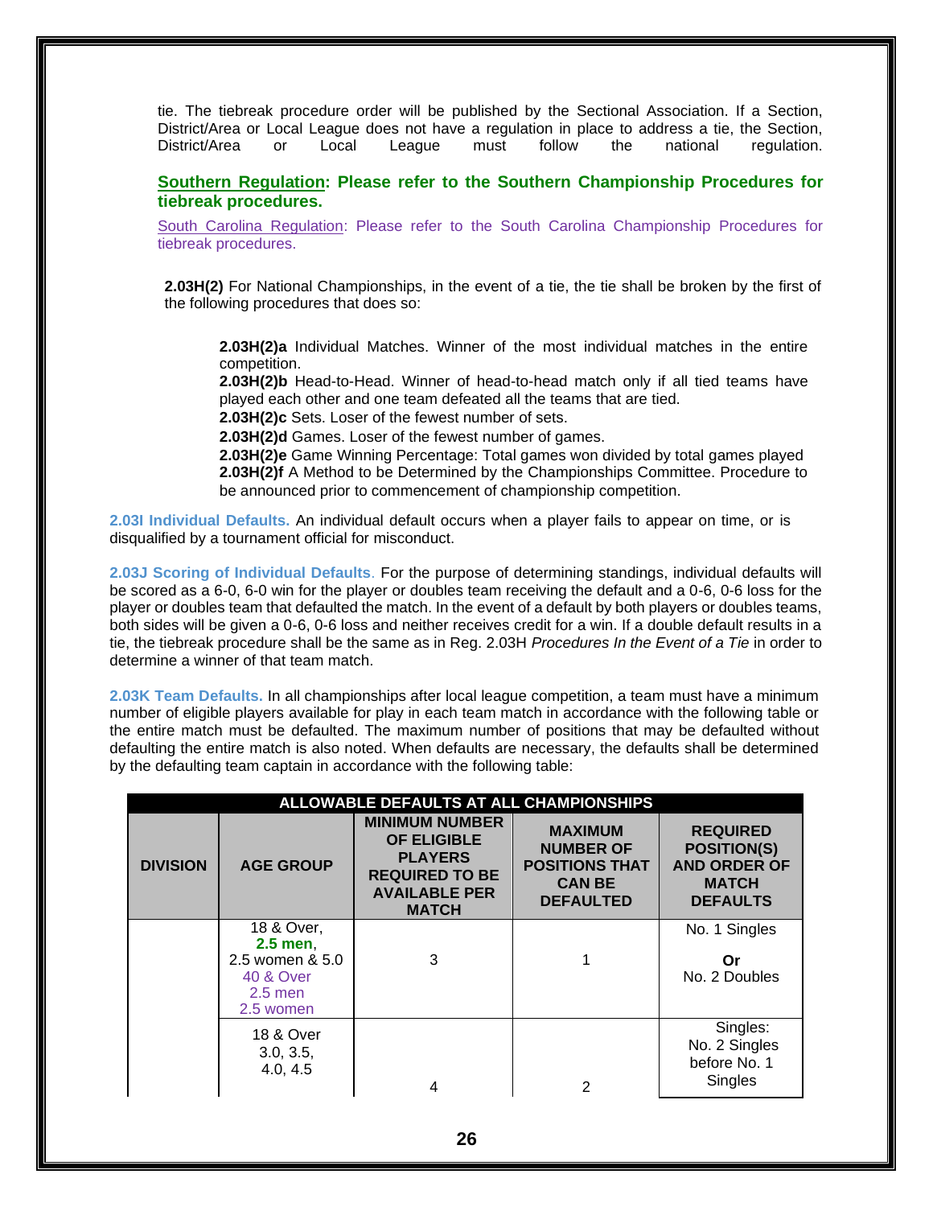tie. The tiebreak procedure order will be published by the Sectional Association. If a Section, District/Area or Local League does not have a regulation in place to address a tie, the Section, District/Area or Local League must follow the national regulation.

**Southern Regulation: Please refer to the Southern Championship Procedures for tiebreak procedures.**

South Carolina Regulation: Please refer to the South Carolina Championship Procedures for tiebreak procedures.

**2.03H(2)** For National Championships, in the event of a tie, the tie shall be broken by the first of the following procedures that does so:

**2.03H(2)a** Individual Matches. Winner of the most individual matches in the entire competition.
**2.03H(2)b** Head-to-Head. Winner of head-to-head match only if all tied teams have played each other and one team defeated all the teams that are tied.
**2.03H(2)c** Sets. Loser of the fewest number of sets.
**2.03H(2)d** Games. Loser of the fewest number of games.
**2.03H(2)e** Game Winning Percentage: Total games won divided by total games played
**2.03H(2)f** A Method to be Determined by the Championships Committee. Procedure to be announced prior to commencement of championship competition.

**2.03I Individual Defaults.** An individual default occurs when a player fails to appear on time, or is disqualified by a tournament official for misconduct.

**2.03J Scoring of Individual Defaults**. For the purpose of determining standings, individual defaults will be scored as a 6-0, 6-0 win for the player or doubles team receiving the default and a 0-6, 0-6 loss for the player or doubles team that defaulted the match. In the event of a default by both players or doubles teams, both sides will be given a 0-6, 0-6 loss and neither receives credit for a win. If a double default results in a tie, the tiebreak procedure shall be the same as in Reg. 2.03H *Procedures In the Event of a Tie* in order to determine a winner of that team match.

**2.03K Team Defaults.** In all championships after local league competition, a team must have a minimum number of eligible players available for play in each team match in accordance with the following table or the entire match must be defaulted. The maximum number of positions that may be defaulted without defaulting the entire match is also noted. When defaults are necessary, the defaults shall be determined by the defaulting team captain in accordance with the following table:

| ALLOWABLE DEFAULTS AT ALL CHAMPIONSHIPS | | | | |
|---|---|---|---|---|
| **DIVISION** | **AGE GROUP** | **MINIMUM NUMBER OF ELIGIBLE PLAYERS REQUIRED TO BE AVAILABLE PER MATCH** | **MAXIMUM NUMBER OF POSITIONS THAT CAN BE DEFAULTED** | **REQUIRED POSITION(S) AND ORDER OF MATCH DEFAULTS** |
| | 18 & Over, **2.5 men**, 2.5 women & 5.0<br>40 & Over 2.5 men 2.5 women | 3 | 1 | No. 1 Singles<br>**Or**<br>No. 2 Doubles |
| | 18 & Over 3.0, 3.5, 4.0, 4.5 | 4 | 2 | Singles: No. 2 Singles before No. 1 Singles |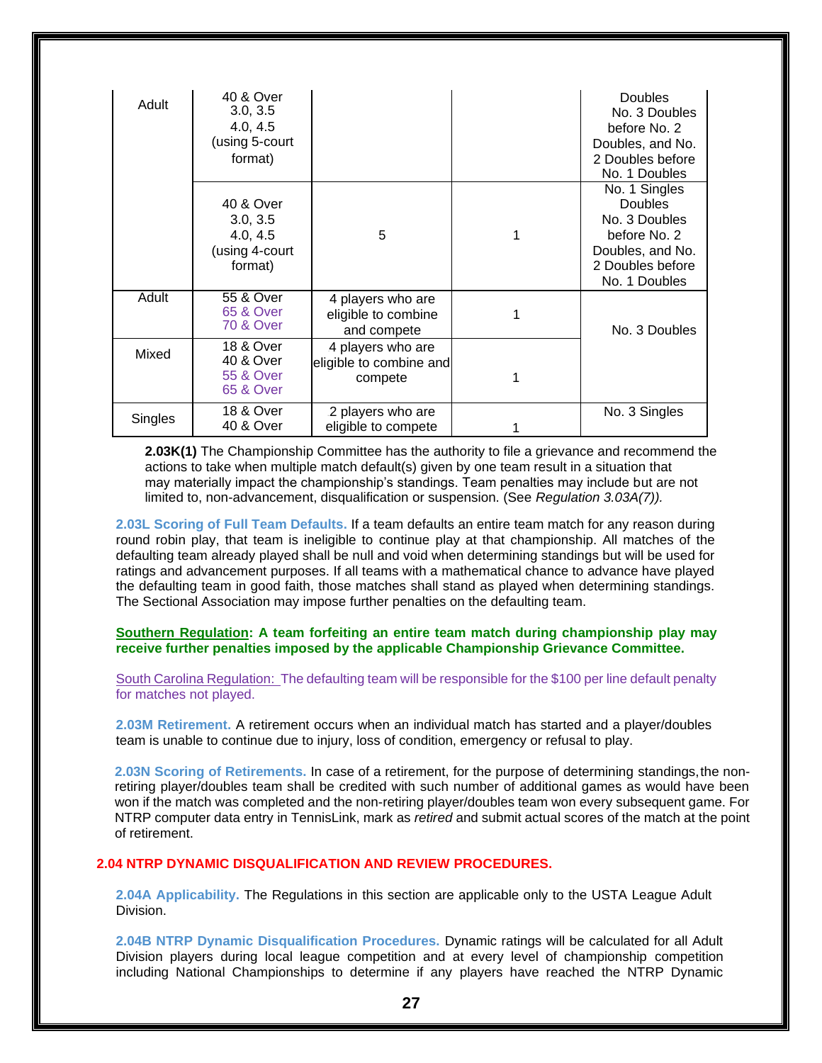| | | | | |
|---|---|---|---|---|
| Adult | 40 & Over 3.0, 3.5 4.0, 4.5 (using 5-court format) | | | Doubles No. 3 Doubles before No. 2 Doubles, and No. 2 Doubles before No. 1 Doubles |
| | 40 & Over 3.0, 3.5 4.0, 4.5 (using 4-court format) | 5 | 1 | No. 1 Singles Doubles No. 3 Doubles before No. 2 Doubles, and No. 2 Doubles before No. 1 Doubles |
| Adult | 55 & Over 65 & Over 70 & Over | 4 players who are eligible to combine and compete | 1 | No. 3 Doubles |
| Mixed | 18 & Over 40 & Over 55 & Over 65 & Over | 4 players who are eligible to combine and compete | 1 | |
| Singles | 18 & Over 40 & Over | 2 players who are eligible to compete | 1 | No. 3 Singles |

**2.03K(1)** The Championship Committee has the authority to file a grievance and recommend the actions to take when multiple match default(s) given by one team result in a situation that may materially impact the championship's standings. Team penalties may include but are not limited to, non-advancement, disqualification or suspension. (See *Regulation 3.03A(7)).*

**2.03L Scoring of Full Team Defaults.** If a team defaults an entire team match for any reason during round robin play, that team is ineligible to continue play at that championship. All matches of the defaulting team already played shall be null and void when determining standings but will be used for ratings and advancement purposes. If all teams with a mathematical chance to advance have played the defaulting team in good faith, those matches shall stand as played when determining standings. The Sectional Association may impose further penalties on the defaulting team.

**Southern Regulation: A team forfeiting an entire team match during championship play may receive further penalties imposed by the applicable Championship Grievance Committee.**

South Carolina Regulation: The defaulting team will be responsible for the $100 per line default penalty for matches not played.

**2.03M Retirement.** A retirement occurs when an individual match has started and a player/doubles team is unable to continue due to injury, loss of condition, emergency or refusal to play.

**2.03N Scoring of Retirements.** In case of a retirement, for the purpose of determining standings, the non-retiring player/doubles team shall be credited with such number of additional games as would have been won if the match was completed and the non-retiring player/doubles team won every subsequent game. For NTRP computer data entry in TennisLink, mark as *retired* and submit actual scores of the match at the point of retirement.

## 2.04 NTRP DYNAMIC DISQUALIFICATION AND REVIEW PROCEDURES.

**2.04A Applicability.** The Regulations in this section are applicable only to the USTA League Adult Division.

**2.04B NTRP Dynamic Disqualification Procedures.** Dynamic ratings will be calculated for all Adult Division players during local league competition and at every level of championship competition including National Championships to determine if any players have reached the NTRP Dynamic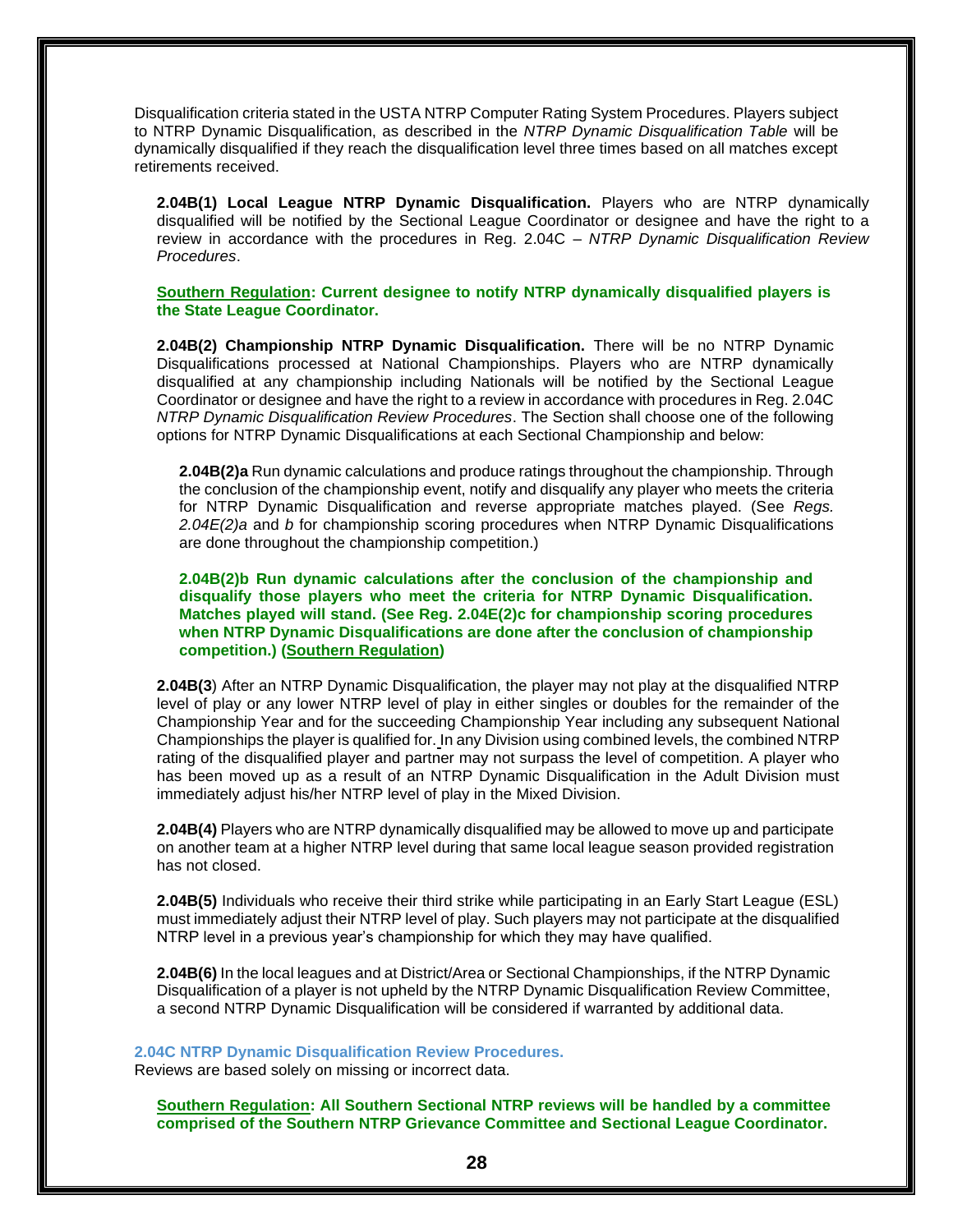Disqualification criteria stated in the USTA NTRP Computer Rating System Procedures. Players subject to NTRP Dynamic Disqualification, as described in the *NTRP Dynamic Disqualification Table* will be dynamically disqualified if they reach the disqualification level three times based on all matches except retirements received.

**2.04B(1) Local League NTRP Dynamic Disqualification.** Players who are NTRP dynamically disqualified will be notified by the Sectional League Coordinator or designee and have the right to a review in accordance with the procedures in Reg. 2.04C – *NTRP Dynamic Disqualification Review Procedures*.

**Southern Regulation: Current designee to notify NTRP dynamically disqualified players is the State League Coordinator.**

**2.04B(2) Championship NTRP Dynamic Disqualification.** There will be no NTRP Dynamic Disqualifications processed at National Championships. Players who are NTRP dynamically disqualified at any championship including Nationals will be notified by the Sectional League Coordinator or designee and have the right to a review in accordance with procedures in Reg. 2.04C *NTRP Dynamic Disqualification Review Procedures*. The Section shall choose one of the following options for NTRP Dynamic Disqualifications at each Sectional Championship and below:

**2.04B(2)a** Run dynamic calculations and produce ratings throughout the championship. Through the conclusion of the championship event, notify and disqualify any player who meets the criteria for NTRP Dynamic Disqualification and reverse appropriate matches played. (See *Regs. 2.04E(2)a* and *b* for championship scoring procedures when NTRP Dynamic Disqualifications are done throughout the championship competition.)

**2.04B(2)b Run dynamic calculations after the conclusion of the championship and disqualify those players who meet the criteria for NTRP Dynamic Disqualification. Matches played will stand. (See Reg. 2.04E(2)c for championship scoring procedures when NTRP Dynamic Disqualifications are done after the conclusion of championship competition.) (Southern Regulation)**

**2.04B(3**) After an NTRP Dynamic Disqualification, the player may not play at the disqualified NTRP level of play or any lower NTRP level of play in either singles or doubles for the remainder of the Championship Year and for the succeeding Championship Year including any subsequent National Championships the player is qualified for. In any Division using combined levels, the combined NTRP rating of the disqualified player and partner may not surpass the level of competition. A player who has been moved up as a result of an NTRP Dynamic Disqualification in the Adult Division must immediately adjust his/her NTRP level of play in the Mixed Division.

**2.04B(4)** Players who are NTRP dynamically disqualified may be allowed to move up and participate on another team at a higher NTRP level during that same local league season provided registration has not closed.

**2.04B(5)** Individuals who receive their third strike while participating in an Early Start League (ESL) must immediately adjust their NTRP level of play. Such players may not participate at the disqualified NTRP level in a previous year's championship for which they may have qualified.

**2.04B(6)** In the local leagues and at District/Area or Sectional Championships, if the NTRP Dynamic Disqualification of a player is not upheld by the NTRP Dynamic Disqualification Review Committee, a second NTRP Dynamic Disqualification will be considered if warranted by additional data.

### 2.04C NTRP Dynamic Disqualification Review Procedures.

Reviews are based solely on missing or incorrect data.

**Southern Regulation: All Southern Sectional NTRP reviews will be handled by a committee comprised of the Southern NTRP Grievance Committee and Sectional League Coordinator.**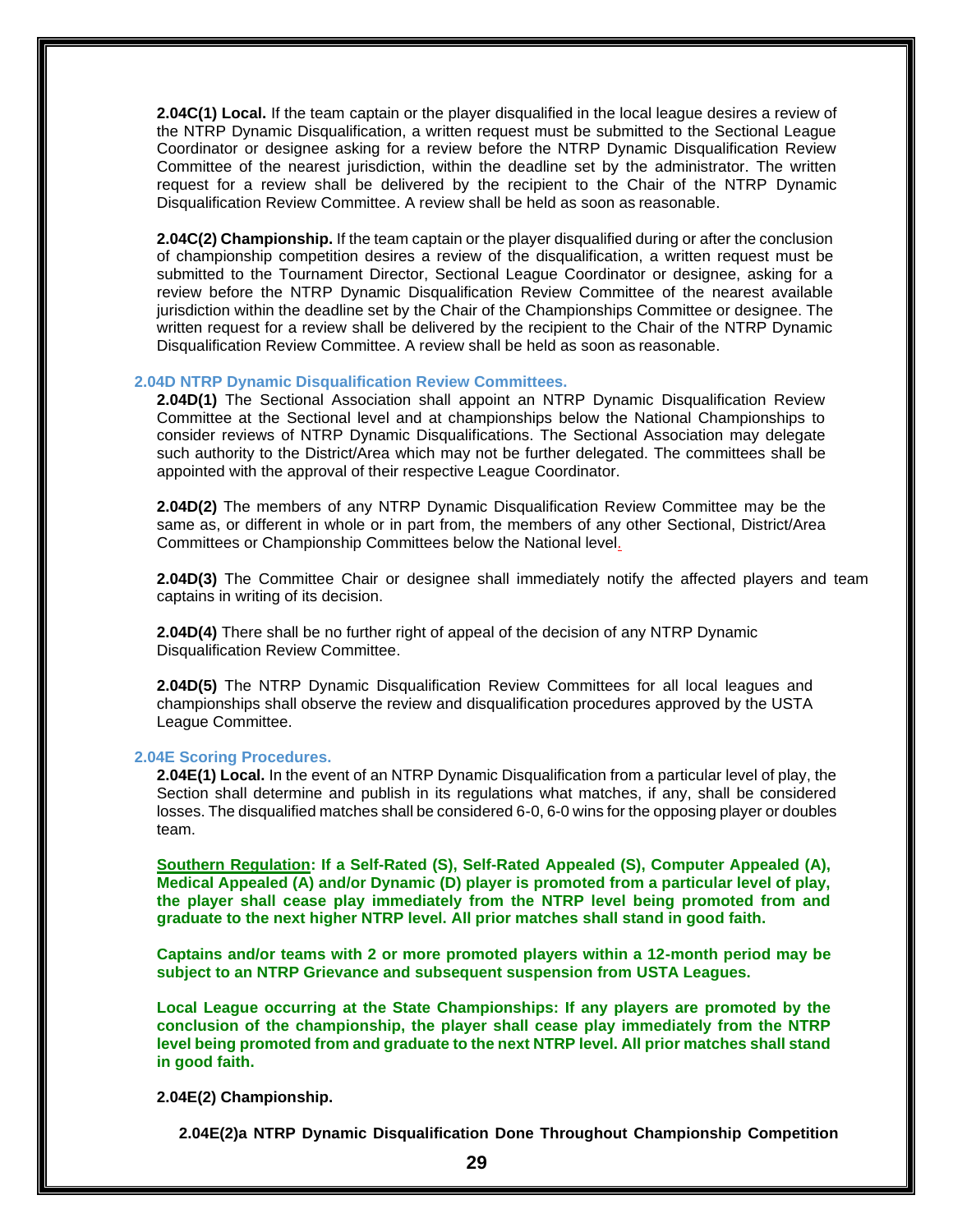**2.04C(1) Local.** If the team captain or the player disqualified in the local league desires a review of the NTRP Dynamic Disqualification, a written request must be submitted to the Sectional League Coordinator or designee asking for a review before the NTRP Dynamic Disqualification Review Committee of the nearest jurisdiction, within the deadline set by the administrator. The written request for a review shall be delivered by the recipient to the Chair of the NTRP Dynamic Disqualification Review Committee. A review shall be held as soon as reasonable.

**2.04C(2) Championship.** If the team captain or the player disqualified during or after the conclusion of championship competition desires a review of the disqualification, a written request must be submitted to the Tournament Director, Sectional League Coordinator or designee, asking for a review before the NTRP Dynamic Disqualification Review Committee of the nearest available jurisdiction within the deadline set by the Chair of the Championships Committee or designee. The written request for a review shall be delivered by the recipient to the Chair of the NTRP Dynamic Disqualification Review Committee. A review shall be held as soon as reasonable.

### 2.04D NTRP Dynamic Disqualification Review Committees.

**2.04D(1)** The Sectional Association shall appoint an NTRP Dynamic Disqualification Review Committee at the Sectional level and at championships below the National Championships to consider reviews of NTRP Dynamic Disqualifications. The Sectional Association may delegate such authority to the District/Area which may not be further delegated. The committees shall be appointed with the approval of their respective League Coordinator.

**2.04D(2)** The members of any NTRP Dynamic Disqualification Review Committee may be the same as, or different in whole or in part from, the members of any other Sectional, District/Area Committees or Championship Committees below the National level.

**2.04D(3)** The Committee Chair or designee shall immediately notify the affected players and team captains in writing of its decision.

**2.04D(4)** There shall be no further right of appeal of the decision of any NTRP Dynamic Disqualification Review Committee.

**2.04D(5)** The NTRP Dynamic Disqualification Review Committees for all local leagues and championships shall observe the review and disqualification procedures approved by the USTA League Committee.

### 2.04E Scoring Procedures.

**2.04E(1) Local.** In the event of an NTRP Dynamic Disqualification from a particular level of play, the Section shall determine and publish in its regulations what matches, if any, shall be considered losses. The disqualified matches shall be considered 6-0, 6-0 wins for the opposing player or doubles team.

**Southern Regulation: If a Self-Rated (S), Self-Rated Appealed (S), Computer Appealed (A), Medical Appealed (A) and/or Dynamic (D) player is promoted from a particular level of play, the player shall cease play immediately from the NTRP level being promoted from and graduate to the next higher NTRP level. All prior matches shall stand in good faith.**

**Captains and/or teams with 2 or more promoted players within a 12-month period may be subject to an NTRP Grievance and subsequent suspension from USTA Leagues.**

**Local League occurring at the State Championships: If any players are promoted by the conclusion of the championship, the player shall cease play immediately from the NTRP level being promoted from and graduate to the next NTRP level. All prior matches shall stand in good faith.**

**2.04E(2) Championship.**

**2.04E(2)a NTRP Dynamic Disqualification Done Throughout Championship Competition**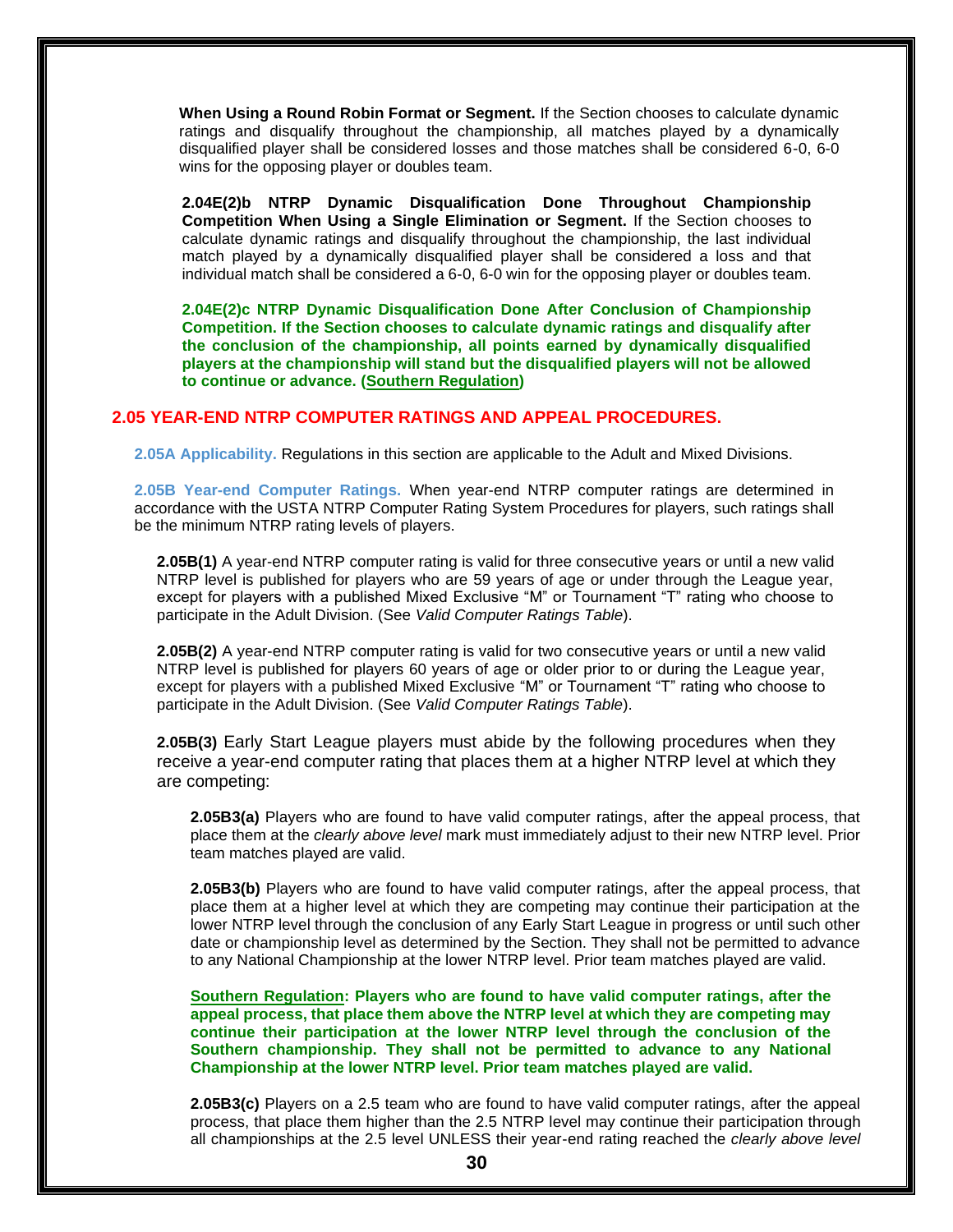**When Using a Round Robin Format or Segment.** If the Section chooses to calculate dynamic ratings and disqualify throughout the championship, all matches played by a dynamically disqualified player shall be considered losses and those matches shall be considered 6-0, 6-0 wins for the opposing player or doubles team.

**2.04E(2)b NTRP Dynamic Disqualification Done Throughout Championship Competition When Using a Single Elimination or Segment.** If the Section chooses to calculate dynamic ratings and disqualify throughout the championship, the last individual match played by a dynamically disqualified player shall be considered a loss and that individual match shall be considered a 6-0, 6-0 win for the opposing player or doubles team.

**2.04E(2)c NTRP Dynamic Disqualification Done After Conclusion of Championship Competition. If the Section chooses to calculate dynamic ratings and disqualify after the conclusion of the championship, all points earned by dynamically disqualified players at the championship will stand but the disqualified players will not be allowed to continue or advance. (Southern Regulation)**

## 2.05 YEAR-END NTRP COMPUTER RATINGS AND APPEAL PROCEDURES.

**2.05A Applicability.** Regulations in this section are applicable to the Adult and Mixed Divisions.

**2.05B Year-end Computer Ratings.** When year-end NTRP computer ratings are determined in accordance with the USTA NTRP Computer Rating System Procedures for players, such ratings shall be the minimum NTRP rating levels of players.

**2.05B(1)** A year-end NTRP computer rating is valid for three consecutive years or until a new valid NTRP level is published for players who are 59 years of age or under through the League year, except for players with a published Mixed Exclusive "M" or Tournament "T" rating who choose to participate in the Adult Division. (See *Valid Computer Ratings Table*).

**2.05B(2)** A year-end NTRP computer rating is valid for two consecutive years or until a new valid NTRP level is published for players 60 years of age or older prior to or during the League year, except for players with a published Mixed Exclusive "M" or Tournament "T" rating who choose to participate in the Adult Division. (See *Valid Computer Ratings Table*).

**2.05B(3)** Early Start League players must abide by the following procedures when they receive a year-end computer rating that places them at a higher NTRP level at which they are competing:

**2.05B3(a)** Players who are found to have valid computer ratings, after the appeal process, that place them at the *clearly above level* mark must immediately adjust to their new NTRP level. Prior team matches played are valid.

**2.05B3(b)** Players who are found to have valid computer ratings, after the appeal process, that place them at a higher level at which they are competing may continue their participation at the lower NTRP level through the conclusion of any Early Start League in progress or until such other date or championship level as determined by the Section. They shall not be permitted to advance to any National Championship at the lower NTRP level. Prior team matches played are valid.

**Southern Regulation: Players who are found to have valid computer ratings, after the appeal process, that place them above the NTRP level at which they are competing may continue their participation at the lower NTRP level through the conclusion of the Southern championship. They shall not be permitted to advance to any National Championship at the lower NTRP level. Prior team matches played are valid.**

**2.05B3(c)** Players on a 2.5 team who are found to have valid computer ratings, after the appeal process, that place them higher than the 2.5 NTRP level may continue their participation through all championships at the 2.5 level UNLESS their year-end rating reached the *clearly above level*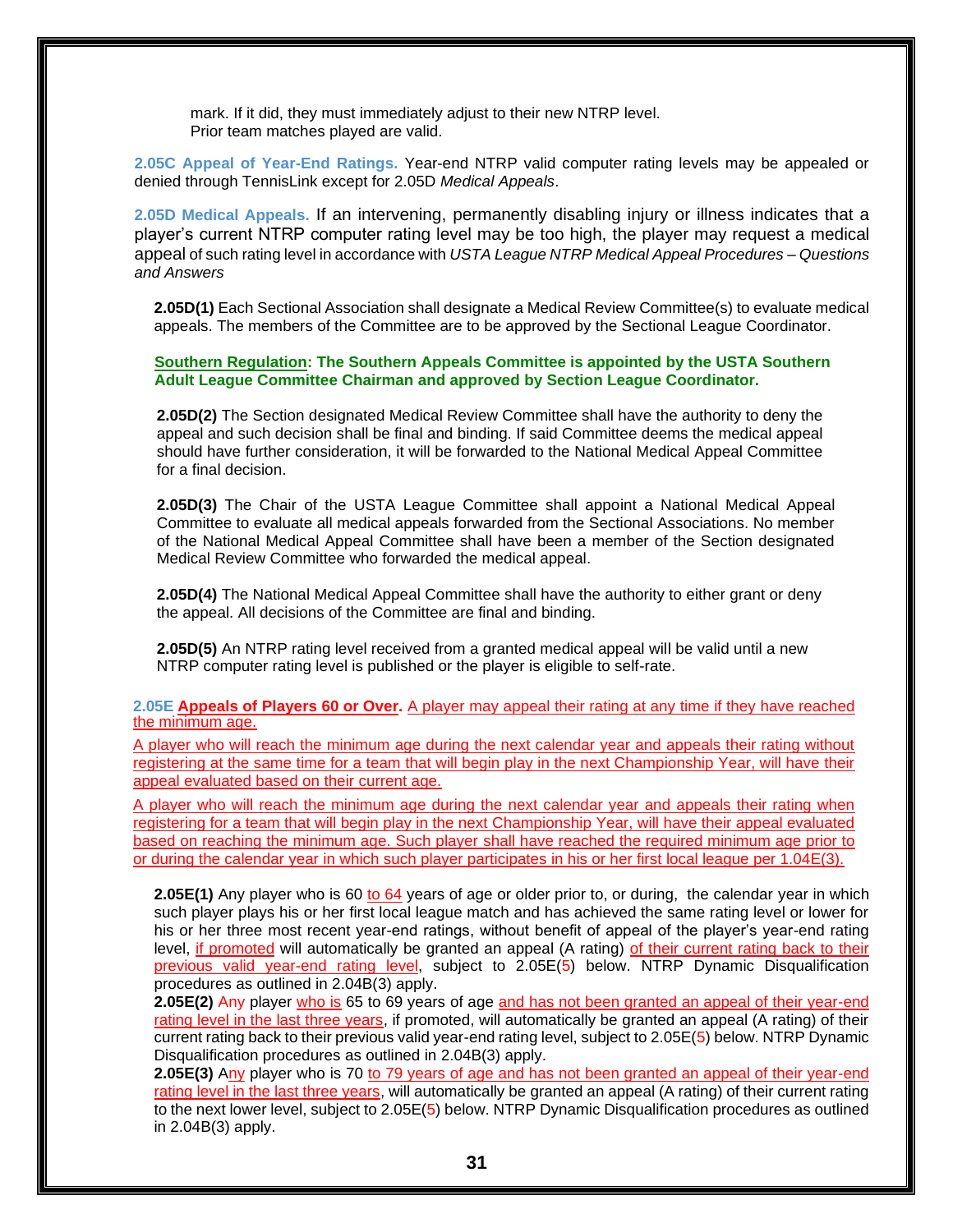mark. If it did, they must immediately adjust to their new NTRP level.
Prior team matches played are valid.

**2.05C Appeal of Year-End Ratings.** Year-end NTRP valid computer rating levels may be appealed or denied through TennisLink except for 2.05D *Medical Appeals*.

**2.05D Medical Appeals.** If an intervening, permanently disabling injury or illness indicates that a player's current NTRP computer rating level may be too high, the player may request a medical appeal of such rating level in accordance with *USTA League NTRP Medical Appeal Procedures – Questions and Answers*

**2.05D(1)** Each Sectional Association shall designate a Medical Review Committee(s) to evaluate medical appeals. The members of the Committee are to be approved by the Sectional League Coordinator.

**Southern Regulation: The Southern Appeals Committee is appointed by the USTA Southern Adult League Committee Chairman and approved by Section League Coordinator.**

**2.05D(2)** The Section designated Medical Review Committee shall have the authority to deny the appeal and such decision shall be final and binding. If said Committee deems the medical appeal should have further consideration, it will be forwarded to the National Medical Appeal Committee for a final decision.

**2.05D(3)** The Chair of the USTA League Committee shall appoint a National Medical Appeal Committee to evaluate all medical appeals forwarded from the Sectional Associations. No member of the National Medical Appeal Committee shall have been a member of the Section designated Medical Review Committee who forwarded the medical appeal.

**2.05D(4)** The National Medical Appeal Committee shall have the authority to either grant or deny the appeal. All decisions of the Committee are final and binding.

**2.05D(5)** An NTRP rating level received from a granted medical appeal will be valid until a new NTRP computer rating level is published or the player is eligible to self-rate.

**2.05E Appeals of Players 60 or Over.** A player may appeal their rating at any time if they have reached the minimum age.

A player who will reach the minimum age during the next calendar year and appeals their rating without registering at the same time for a team that will begin play in the next Championship Year, will have their appeal evaluated based on their current age.

A player who will reach the minimum age during the next calendar year and appeals their rating when registering for a team that will begin play in the next Championship Year, will have their appeal evaluated based on reaching the minimum age. Such player shall have reached the required minimum age prior to or during the calendar year in which such player participates in his or her first local league per 1.04E(3).

**2.05E(1)** Any player who is 60 to 64 years of age or older prior to, or during, the calendar year in which such player plays his or her first local league match and has achieved the same rating level or lower for his or her three most recent year-end ratings, without benefit of appeal of the player's year-end rating level, if promoted will automatically be granted an appeal (A rating) of their current rating back to their previous valid year-end rating level, subject to 2.05E(5) below. NTRP Dynamic Disqualification procedures as outlined in 2.04B(3) apply.

**2.05E(2)** Any player who is 65 to 69 years of age and has not been granted an appeal of their year-end rating level in the last three years, if promoted, will automatically be granted an appeal (A rating) of their current rating back to their previous valid year-end rating level, subject to 2.05E(5) below. NTRP Dynamic Disqualification procedures as outlined in 2.04B(3) apply.

**2.05E(3)** Any player who is 70 to 79 years of age and has not been granted an appeal of their year-end rating level in the last three years, will automatically be granted an appeal (A rating) of their current rating to the next lower level, subject to 2.05E(5) below. NTRP Dynamic Disqualification procedures as outlined in 2.04B(3) apply.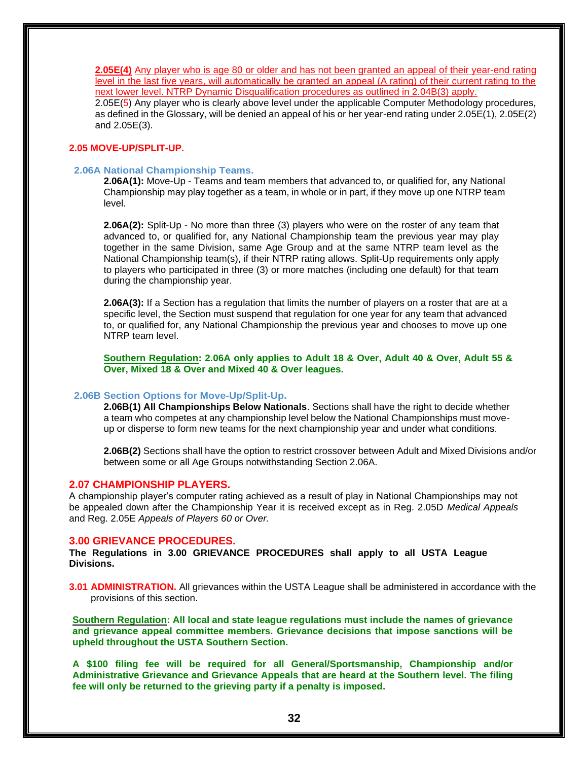**2.05E(4)** Any player who is age 80 or older and has not been granted an appeal of their year-end rating level in the last five years, will automatically be granted an appeal (A rating) of their current rating to the next lower level. NTRP Dynamic Disqualification procedures as outlined in 2.04B(3) apply.

2.05E(5) Any player who is clearly above level under the applicable Computer Methodology procedures, as defined in the Glossary, will be denied an appeal of his or her year-end rating under 2.05E(1), 2.05E(2) and 2.05E(3).

## 2.05 MOVE-UP/SPLIT-UP.

### 2.06A National Championship Teams.

**2.06A(1):** Move-Up - Teams and team members that advanced to, or qualified for, any National Championship may play together as a team, in whole or in part, if they move up one NTRP team level.

**2.06A(2):** Split-Up - No more than three (3) players who were on the roster of any team that advanced to, or qualified for, any National Championship team the previous year may play together in the same Division, same Age Group and at the same NTRP team level as the National Championship team(s), if their NTRP rating allows. Split-Up requirements only apply to players who participated in three (3) or more matches (including one default) for that team during the championship year.

**2.06A(3):** If a Section has a regulation that limits the number of players on a roster that are at a specific level, the Section must suspend that regulation for one year for any team that advanced to, or qualified for, any National Championship the previous year and chooses to move up one NTRP team level.

**Southern Regulation: 2.06A only applies to Adult 18 & Over, Adult 40 & Over, Adult 55 & Over, Mixed 18 & Over and Mixed 40 & Over leagues.**

### 2.06B Section Options for Move-Up/Split-Up.

**2.06B(1) All Championships Below Nationals**. Sections shall have the right to decide whether a team who competes at any championship level below the National Championships must move-up or disperse to form new teams for the next championship year and under what conditions.

**2.06B(2)** Sections shall have the option to restrict crossover between Adult and Mixed Divisions and/or between some or all Age Groups notwithstanding Section 2.06A.

## 2.07 CHAMPIONSHIP PLAYERS.

A championship player's computer rating achieved as a result of play in National Championships may not be appealed down after the Championship Year it is received except as in Reg. 2.05D *Medical Appeals* and Reg. 2.05E *Appeals of Players 60 or Over.*

# 3.00 GRIEVANCE PROCEDURES.

**The Regulations in 3.00 GRIEVANCE PROCEDURES shall apply to all USTA League Divisions.**

**3.01 ADMINISTRATION.** All grievances within the USTA League shall be administered in accordance with the provisions of this section.

**Southern Regulation: All local and state league regulations must include the names of grievance and grievance appeal committee members. Grievance decisions that impose sanctions will be upheld throughout the USTA Southern Section.**

**A $100 filing fee will be required for all General/Sportsmanship, Championship and/or Administrative Grievance and Grievance Appeals that are heard at the Southern level. The filing fee will only be returned to the grieving party if a penalty is imposed.**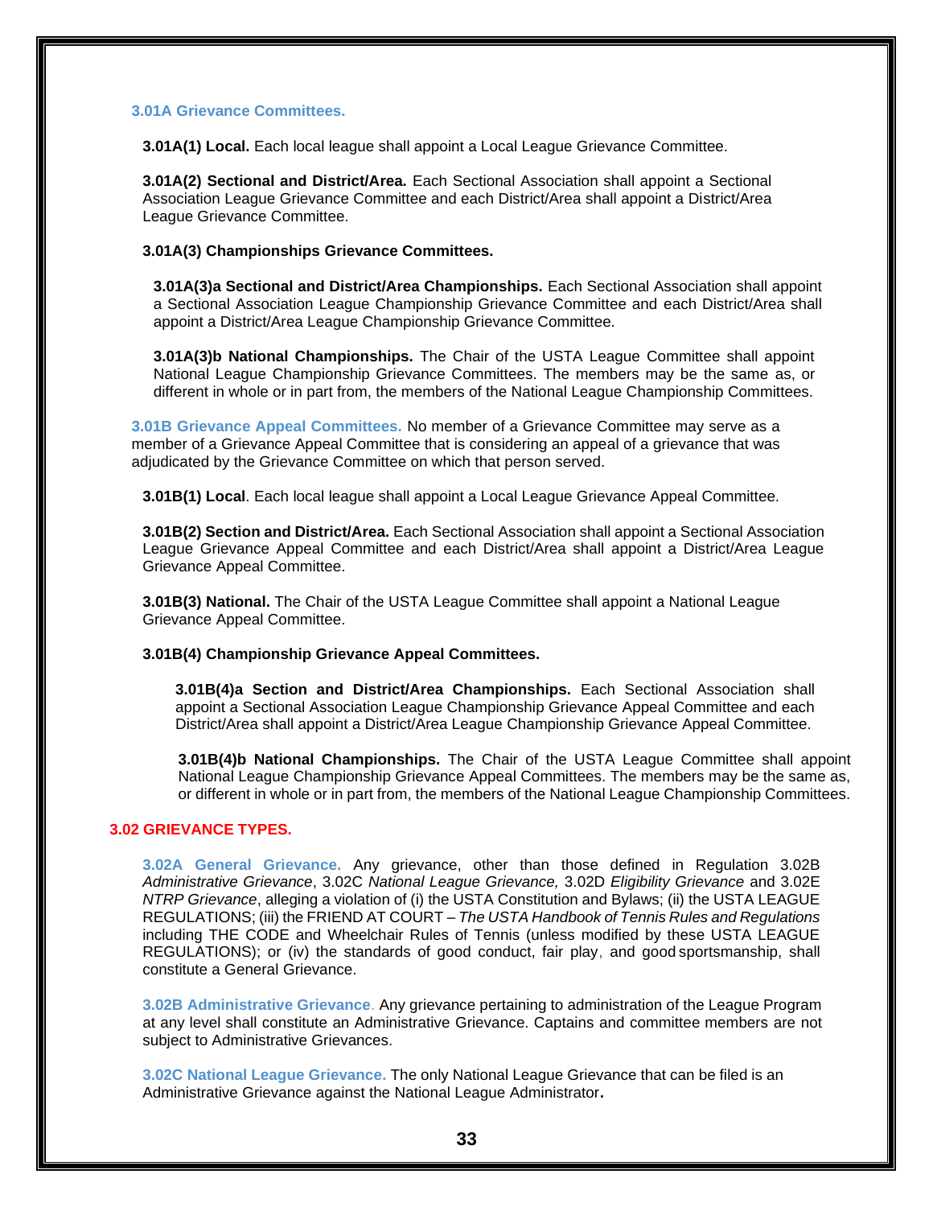### 3.01A Grievance Committees.

**3.01A(1) Local.** Each local league shall appoint a Local League Grievance Committee.

**3.01A(2) Sectional and District/Area.** Each Sectional Association shall appoint a Sectional Association League Grievance Committee and each District/Area shall appoint a District/Area League Grievance Committee.

**3.01A(3) Championships Grievance Committees.**

**3.01A(3)a Sectional and District/Area Championships.** Each Sectional Association shall appoint a Sectional Association League Championship Grievance Committee and each District/Area shall appoint a District/Area League Championship Grievance Committee.

**3.01A(3)b National Championships.** The Chair of the USTA League Committee shall appoint National League Championship Grievance Committees. The members may be the same as, or different in whole or in part from, the members of the National League Championship Committees.

**3.01B Grievance Appeal Committees.** No member of a Grievance Committee may serve as a member of a Grievance Appeal Committee that is considering an appeal of a grievance that was adjudicated by the Grievance Committee on which that person served.

**3.01B(1) Local**. Each local league shall appoint a Local League Grievance Appeal Committee.

**3.01B(2) Section and District/Area.** Each Sectional Association shall appoint a Sectional Association League Grievance Appeal Committee and each District/Area shall appoint a District/Area League Grievance Appeal Committee.

**3.01B(3) National.** The Chair of the USTA League Committee shall appoint a National League Grievance Appeal Committee.

**3.01B(4) Championship Grievance Appeal Committees.**

**3.01B(4)a Section and District/Area Championships.** Each Sectional Association shall appoint a Sectional Association League Championship Grievance Appeal Committee and each District/Area shall appoint a District/Area League Championship Grievance Appeal Committee.

**3.01B(4)b National Championships.** The Chair of the USTA League Committee shall appoint National League Championship Grievance Appeal Committees. The members may be the same as, or different in whole or in part from, the members of the National League Championship Committees.

## 3.02 GRIEVANCE TYPES.

**3.02A General Grievance.** Any grievance, other than those defined in Regulation 3.02B *Administrative Grievance*, 3.02C *National League Grievance,* 3.02D *Eligibility Grievance* and 3.02E *NTRP Grievance*, alleging a violation of (i) the USTA Constitution and Bylaws; (ii) the USTA LEAGUE REGULATIONS; (iii) the FRIEND AT COURT – *The USTA Handbook of Tennis Rules and Regulations* including THE CODE and Wheelchair Rules of Tennis (unless modified by these USTA LEAGUE REGULATIONS); or (iv) the standards of good conduct, fair play, and good sportsmanship, shall constitute a General Grievance.

**3.02B Administrative Grievance**. Any grievance pertaining to administration of the League Program at any level shall constitute an Administrative Grievance. Captains and committee members are not subject to Administrative Grievances.

**3.02C National League Grievance.** The only National League Grievance that can be filed is an Administrative Grievance against the National League Administrator**.**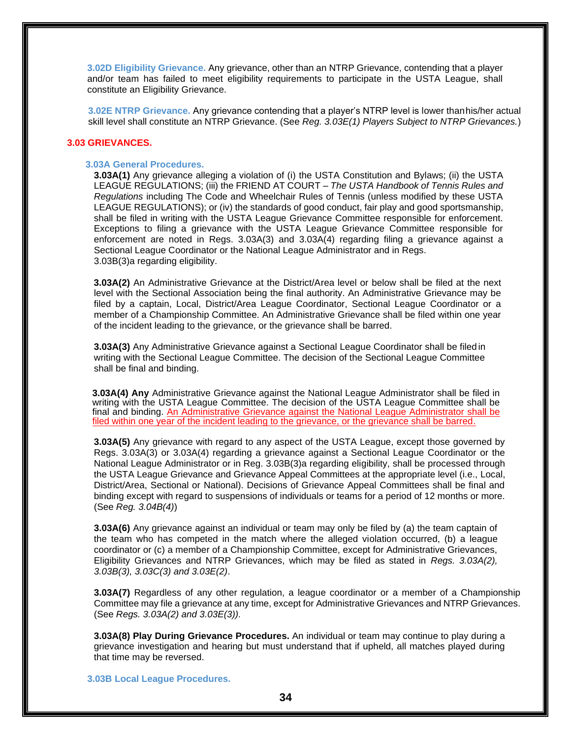**3.02D Eligibility Grievance.** Any grievance, other than an NTRP Grievance, contending that a player and/or team has failed to meet eligibility requirements to participate in the USTA League, shall constitute an Eligibility Grievance.

**3.02E NTRP Grievance.** Any grievance contending that a player's NTRP level is lower than his/her actual skill level shall constitute an NTRP Grievance. (See *Reg. 3.03E(1) Players Subject to NTRP Grievances.*)

## 3.03 GRIEVANCES.

### 3.03A General Procedures.

**3.03A(1)** Any grievance alleging a violation of (i) the USTA Constitution and Bylaws; (ii) the USTA LEAGUE REGULATIONS; (iii) the FRIEND AT COURT – *The USTA Handbook of Tennis Rules and Regulations* including The Code and Wheelchair Rules of Tennis (unless modified by these USTA LEAGUE REGULATIONS); or (iv) the standards of good conduct, fair play and good sportsmanship, shall be filed in writing with the USTA League Grievance Committee responsible for enforcement. Exceptions to filing a grievance with the USTA League Grievance Committee responsible for enforcement are noted in Regs. 3.03A(3) and 3.03A(4) regarding filing a grievance against a Sectional League Coordinator or the National League Administrator and in Regs. 3.03B(3)a regarding eligibility.

**3.03A(2)** An Administrative Grievance at the District/Area level or below shall be filed at the next level with the Sectional Association being the final authority. An Administrative Grievance may be filed by a captain, Local, District/Area League Coordinator, Sectional League Coordinator or a member of a Championship Committee. An Administrative Grievance shall be filed within one year of the incident leading to the grievance, or the grievance shall be barred.

**3.03A(3)** Any Administrative Grievance against a Sectional League Coordinator shall be filed in writing with the Sectional League Committee. The decision of the Sectional League Committee shall be final and binding.

**3.03A(4) Any** Administrative Grievance against the National League Administrator shall be filed in writing with the USTA League Committee. The decision of the USTA League Committee shall be final and binding. <u>An Administrative Grievance against the National League Administrator shall be filed within one year of the incident leading to the grievance, or the grievance shall be barred.</u>

**3.03A(5)** Any grievance with regard to any aspect of the USTA League, except those governed by Regs. 3.03A(3) or 3.03A(4) regarding a grievance against a Sectional League Coordinator or the National League Administrator or in Reg. 3.03B(3)a regarding eligibility, shall be processed through the USTA League Grievance and Grievance Appeal Committees at the appropriate level (i.e., Local, District/Area, Sectional or National). Decisions of Grievance Appeal Committees shall be final and binding except with regard to suspensions of individuals or teams for a period of 12 months or more. (See *Reg. 3.04B(4)*)

**3.03A(6)** Any grievance against an individual or team may only be filed by (a) the team captain of the team who has competed in the match where the alleged violation occurred, (b) a league coordinator or (c) a member of a Championship Committee, except for Administrative Grievances, Eligibility Grievances and NTRP Grievances, which may be filed as stated in *Regs. 3.03A(2), 3.03B(3), 3.03C(3) and 3.03E(2)*.

**3.03A(7)** Regardless of any other regulation, a league coordinator or a member of a Championship Committee may file a grievance at any time, except for Administrative Grievances and NTRP Grievances. (See *Regs. 3.03A(2) and 3.03E(3)).*

**3.03A(8) Play During Grievance Procedures.** An individual or team may continue to play during a grievance investigation and hearing but must understand that if upheld, all matches played during that time may be reversed.

### 3.03B Local League Procedures.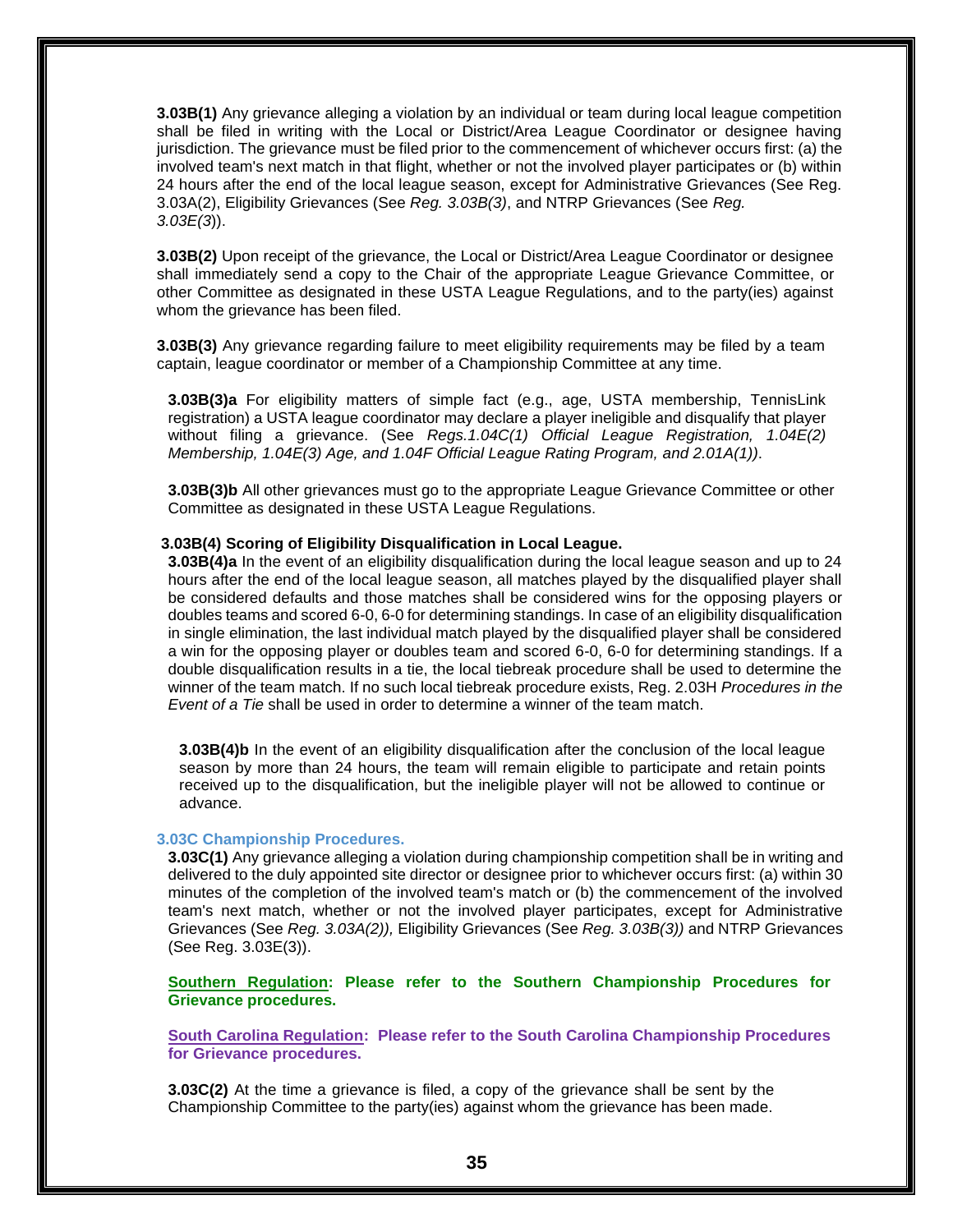**3.03B(1)** Any grievance alleging a violation by an individual or team during local league competition shall be filed in writing with the Local or District/Area League Coordinator or designee having jurisdiction. The grievance must be filed prior to the commencement of whichever occurs first: (a) the involved team's next match in that flight, whether or not the involved player participates or (b) within 24 hours after the end of the local league season, except for Administrative Grievances (See Reg. 3.03A(2), Eligibility Grievances (See *Reg. 3.03B(3)*, and NTRP Grievances (See *Reg. 3.03E(3)*)).

**3.03B(2)** Upon receipt of the grievance, the Local or District/Area League Coordinator or designee shall immediately send a copy to the Chair of the appropriate League Grievance Committee, or other Committee as designated in these USTA League Regulations, and to the party(ies) against whom the grievance has been filed.

**3.03B(3)** Any grievance regarding failure to meet eligibility requirements may be filed by a team captain, league coordinator or member of a Championship Committee at any time.

**3.03B(3)a** For eligibility matters of simple fact (e.g., age, USTA membership, TennisLink registration) a USTA league coordinator may declare a player ineligible and disqualify that player without filing a grievance. (See *Regs.1.04C(1) Official League Registration, 1.04E(2) Membership, 1.04E(3) Age, and 1.04F Official League Rating Program, and 2.01A(1))*.

**3.03B(3)b** All other grievances must go to the appropriate League Grievance Committee or other Committee as designated in these USTA League Regulations.

**3.03B(4) Scoring of Eligibility Disqualification in Local League.**

**3.03B(4)a** In the event of an eligibility disqualification during the local league season and up to 24 hours after the end of the local league season, all matches played by the disqualified player shall be considered defaults and those matches shall be considered wins for the opposing players or doubles teams and scored 6-0, 6-0 for determining standings. In case of an eligibility disqualification in single elimination, the last individual match played by the disqualified player shall be considered a win for the opposing player or doubles team and scored 6-0, 6-0 for determining standings. If a double disqualification results in a tie, the local tiebreak procedure shall be used to determine the winner of the team match. If no such local tiebreak procedure exists, Reg. 2.03H *Procedures in the Event of a Tie* shall be used in order to determine a winner of the team match.

**3.03B(4)b** In the event of an eligibility disqualification after the conclusion of the local league season by more than 24 hours, the team will remain eligible to participate and retain points received up to the disqualification, but the ineligible player will not be allowed to continue or advance.

**3.03C Championship Procedures.**

**3.03C(1)** Any grievance alleging a violation during championship competition shall be in writing and delivered to the duly appointed site director or designee prior to whichever occurs first: (a) within 30 minutes of the completion of the involved team's match or (b) the commencement of the involved team's next match, whether or not the involved player participates, except for Administrative Grievances (See *Reg. 3.03A(2)),* Eligibility Grievances (See *Reg. 3.03B(3))* and NTRP Grievances (See Reg. 3.03E(3)).

**Southern Regulation: Please refer to the Southern Championship Procedures for Grievance procedures.**

**South Carolina Regulation: Please refer to the South Carolina Championship Procedures for Grievance procedures.**

**3.03C(2)** At the time a grievance is filed, a copy of the grievance shall be sent by the Championship Committee to the party(ies) against whom the grievance has been made.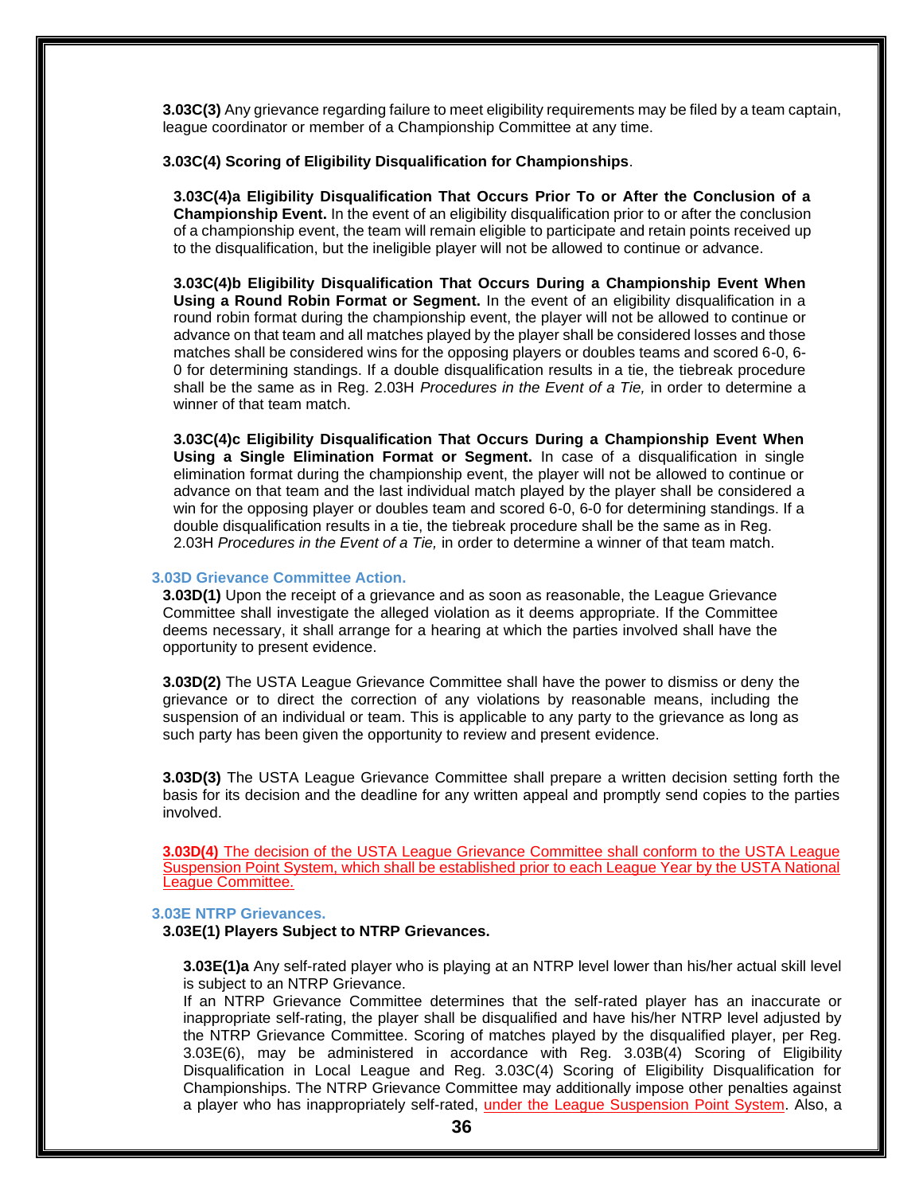**3.03C(3)** Any grievance regarding failure to meet eligibility requirements may be filed by a team captain, league coordinator or member of a Championship Committee at any time.

**3.03C(4) Scoring of Eligibility Disqualification for Championships**.

**3.03C(4)a Eligibility Disqualification That Occurs Prior To or After the Conclusion of a Championship Event.** In the event of an eligibility disqualification prior to or after the conclusion of a championship event, the team will remain eligible to participate and retain points received up to the disqualification, but the ineligible player will not be allowed to continue or advance.

**3.03C(4)b Eligibility Disqualification That Occurs During a Championship Event When Using a Round Robin Format or Segment.** In the event of an eligibility disqualification in a round robin format during the championship event, the player will not be allowed to continue or advance on that team and all matches played by the player shall be considered losses and those matches shall be considered wins for the opposing players or doubles teams and scored 6-0, 6-0 for determining standings. If a double disqualification results in a tie, the tiebreak procedure shall be the same as in Reg. 2.03H *Procedures in the Event of a Tie,* in order to determine a winner of that team match.

**3.03C(4)c Eligibility Disqualification That Occurs During a Championship Event When Using a Single Elimination Format or Segment.** In case of a disqualification in single elimination format during the championship event, the player will not be allowed to continue or advance on that team and the last individual match played by the player shall be considered a win for the opposing player or doubles team and scored 6-0, 6-0 for determining standings. If a double disqualification results in a tie, the tiebreak procedure shall be the same as in Reg. 2.03H *Procedures in the Event of a Tie,* in order to determine a winner of that team match.

### 3.03D Grievance Committee Action.

**3.03D(1)** Upon the receipt of a grievance and as soon as reasonable, the League Grievance Committee shall investigate the alleged violation as it deems appropriate. If the Committee deems necessary, it shall arrange for a hearing at which the parties involved shall have the opportunity to present evidence.

**3.03D(2)** The USTA League Grievance Committee shall have the power to dismiss or deny the grievance or to direct the correction of any violations by reasonable means, including the suspension of an individual or team. This is applicable to any party to the grievance as long as such party has been given the opportunity to review and present evidence.

**3.03D(3)** The USTA League Grievance Committee shall prepare a written decision setting forth the basis for its decision and the deadline for any written appeal and promptly send copies to the parties involved.

**3.03D(4)** The decision of the USTA League Grievance Committee shall conform to the USTA League Suspension Point System, which shall be established prior to each League Year by the USTA National League Committee.

### 3.03E NTRP Grievances.

**3.03E(1) Players Subject to NTRP Grievances.**

**3.03E(1)a** Any self-rated player who is playing at an NTRP level lower than his/her actual skill level is subject to an NTRP Grievance.
If an NTRP Grievance Committee determines that the self-rated player has an inaccurate or inappropriate self-rating, the player shall be disqualified and have his/her NTRP level adjusted by the NTRP Grievance Committee. Scoring of matches played by the disqualified player, per Reg. 3.03E(6), may be administered in accordance with Reg. 3.03B(4) Scoring of Eligibility Disqualification in Local League and Reg. 3.03C(4) Scoring of Eligibility Disqualification for Championships. The NTRP Grievance Committee may additionally impose other penalties against a player who has inappropriately self-rated, under the League Suspension Point System. Also, a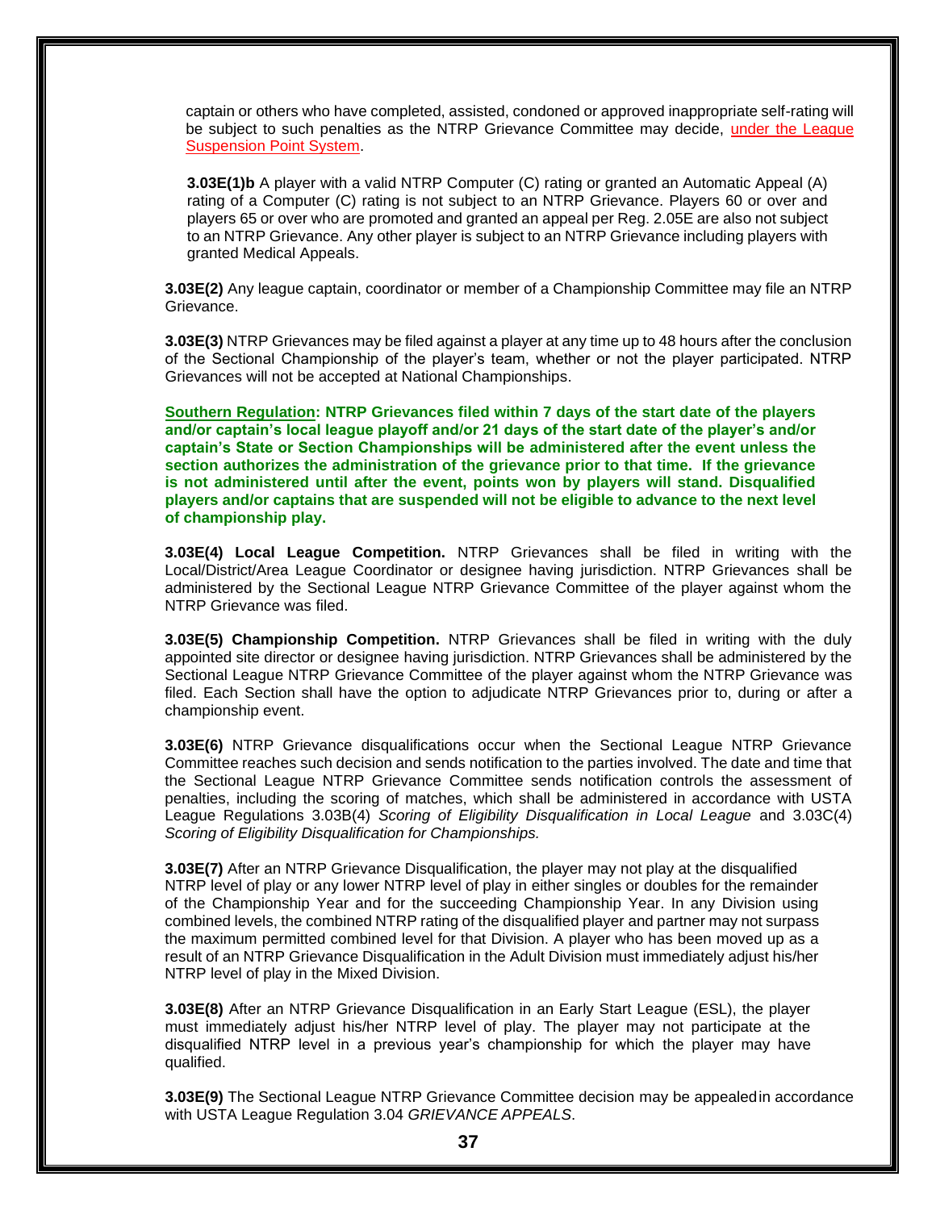captain or others who have completed, assisted, condoned or approved inappropriate self-rating will be subject to such penalties as the NTRP Grievance Committee may decide, under the League Suspension Point System.

**3.03E(1)b** A player with a valid NTRP Computer (C) rating or granted an Automatic Appeal (A) rating of a Computer (C) rating is not subject to an NTRP Grievance. Players 60 or over and players 65 or over who are promoted and granted an appeal per Reg. 2.05E are also not subject to an NTRP Grievance. Any other player is subject to an NTRP Grievance including players with granted Medical Appeals.

**3.03E(2)** Any league captain, coordinator or member of a Championship Committee may file an NTRP Grievance.

**3.03E(3)** NTRP Grievances may be filed against a player at any time up to 48 hours after the conclusion of the Sectional Championship of the player's team, whether or not the player participated. NTRP Grievances will not be accepted at National Championships.

**Southern Regulation: NTRP Grievances filed within 7 days of the start date of the players and/or captain's local league playoff and/or 21 days of the start date of the player's and/or captain's State or Section Championships will be administered after the event unless the section authorizes the administration of the grievance prior to that time. If the grievance is not administered until after the event, points won by players will stand. Disqualified players and/or captains that are suspended will not be eligible to advance to the next level of championship play.**

**3.03E(4) Local League Competition.** NTRP Grievances shall be filed in writing with the Local/District/Area League Coordinator or designee having jurisdiction. NTRP Grievances shall be administered by the Sectional League NTRP Grievance Committee of the player against whom the NTRP Grievance was filed.

**3.03E(5) Championship Competition.** NTRP Grievances shall be filed in writing with the duly appointed site director or designee having jurisdiction. NTRP Grievances shall be administered by the Sectional League NTRP Grievance Committee of the player against whom the NTRP Grievance was filed. Each Section shall have the option to adjudicate NTRP Grievances prior to, during or after a championship event.

**3.03E(6)** NTRP Grievance disqualifications occur when the Sectional League NTRP Grievance Committee reaches such decision and sends notification to the parties involved. The date and time that the Sectional League NTRP Grievance Committee sends notification controls the assessment of penalties, including the scoring of matches, which shall be administered in accordance with USTA League Regulations 3.03B(4) *Scoring of Eligibility Disqualification in Local League* and 3.03C(4) *Scoring of Eligibility Disqualification for Championships.*

**3.03E(7)** After an NTRP Grievance Disqualification, the player may not play at the disqualified NTRP level of play or any lower NTRP level of play in either singles or doubles for the remainder of the Championship Year and for the succeeding Championship Year. In any Division using combined levels, the combined NTRP rating of the disqualified player and partner may not surpass the maximum permitted combined level for that Division. A player who has been moved up as a result of an NTRP Grievance Disqualification in the Adult Division must immediately adjust his/her NTRP level of play in the Mixed Division.

**3.03E(8)** After an NTRP Grievance Disqualification in an Early Start League (ESL), the player must immediately adjust his/her NTRP level of play. The player may not participate at the disqualified NTRP level in a previous year's championship for which the player may have qualified.

**3.03E(9)** The Sectional League NTRP Grievance Committee decision may be appealed in accordance with USTA League Regulation 3.04 *GRIEVANCE APPEALS*.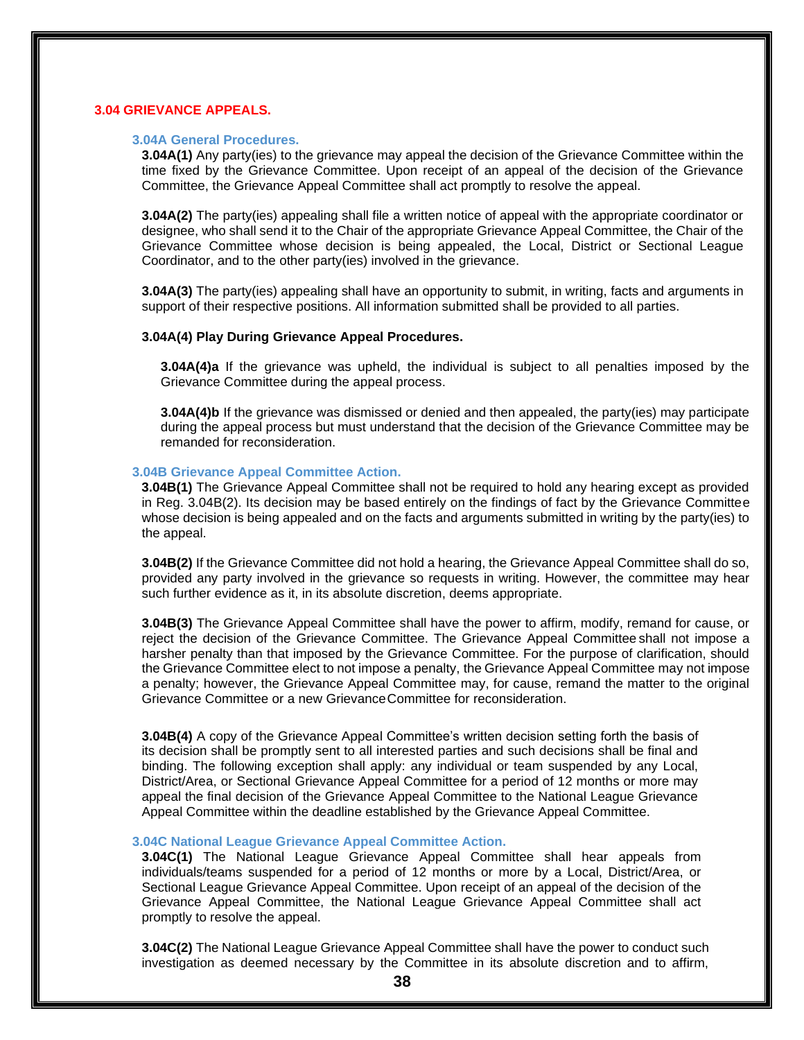## 3.04 GRIEVANCE APPEALS.

### 3.04A General Procedures.

**3.04A(1)** Any party(ies) to the grievance may appeal the decision of the Grievance Committee within the time fixed by the Grievance Committee. Upon receipt of an appeal of the decision of the Grievance Committee, the Grievance Appeal Committee shall act promptly to resolve the appeal.

**3.04A(2)** The party(ies) appealing shall file a written notice of appeal with the appropriate coordinator or designee, who shall send it to the Chair of the appropriate Grievance Appeal Committee, the Chair of the Grievance Committee whose decision is being appealed, the Local, District or Sectional League Coordinator, and to the other party(ies) involved in the grievance.

**3.04A(3)** The party(ies) appealing shall have an opportunity to submit, in writing, facts and arguments in support of their respective positions. All information submitted shall be provided to all parties.

**3.04A(4) Play During Grievance Appeal Procedures.**

**3.04A(4)a** If the grievance was upheld, the individual is subject to all penalties imposed by the Grievance Committee during the appeal process.

**3.04A(4)b** If the grievance was dismissed or denied and then appealed, the party(ies) may participate during the appeal process but must understand that the decision of the Grievance Committee may be remanded for reconsideration.

### 3.04B Grievance Appeal Committee Action.

**3.04B(1)** The Grievance Appeal Committee shall not be required to hold any hearing except as provided in Reg. 3.04B(2). Its decision may be based entirely on the findings of fact by the Grievance Committee whose decision is being appealed and on the facts and arguments submitted in writing by the party(ies) to the appeal.

**3.04B(2)** If the Grievance Committee did not hold a hearing, the Grievance Appeal Committee shall do so, provided any party involved in the grievance so requests in writing. However, the committee may hear such further evidence as it, in its absolute discretion, deems appropriate.

**3.04B(3)** The Grievance Appeal Committee shall have the power to affirm, modify, remand for cause, or reject the decision of the Grievance Committee. The Grievance Appeal Committee shall not impose a harsher penalty than that imposed by the Grievance Committee. For the purpose of clarification, should the Grievance Committee elect to not impose a penalty, the Grievance Appeal Committee may not impose a penalty; however, the Grievance Appeal Committee may, for cause, remand the matter to the original Grievance Committee or a new Grievance Committee for reconsideration.

**3.04B(4)** A copy of the Grievance Appeal Committee's written decision setting forth the basis of its decision shall be promptly sent to all interested parties and such decisions shall be final and binding. The following exception shall apply: any individual or team suspended by any Local, District/Area, or Sectional Grievance Appeal Committee for a period of 12 months or more may appeal the final decision of the Grievance Appeal Committee to the National League Grievance Appeal Committee within the deadline established by the Grievance Appeal Committee.

### 3.04C National League Grievance Appeal Committee Action.

**3.04C(1)** The National League Grievance Appeal Committee shall hear appeals from individuals/teams suspended for a period of 12 months or more by a Local, District/Area, or Sectional League Grievance Appeal Committee. Upon receipt of an appeal of the decision of the Grievance Appeal Committee, the National League Grievance Appeal Committee shall act promptly to resolve the appeal.

**3.04C(2)** The National League Grievance Appeal Committee shall have the power to conduct such investigation as deemed necessary by the Committee in its absolute discretion and to affirm,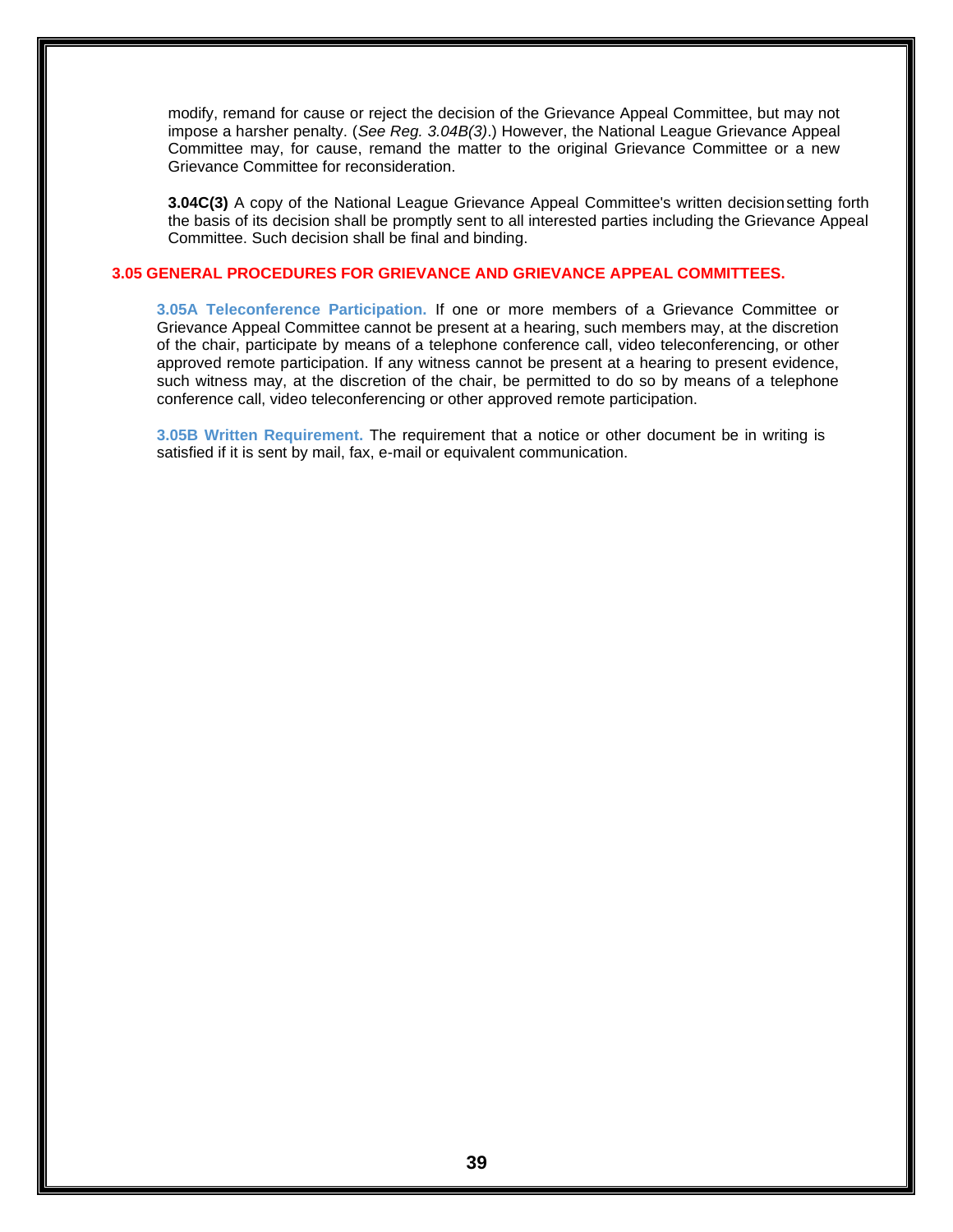modify, remand for cause or reject the decision of the Grievance Appeal Committee, but may not impose a harsher penalty. (*See Reg. 3.04B(3)*.) However, the National League Grievance Appeal Committee may, for cause, remand the matter to the original Grievance Committee or a new Grievance Committee for reconsideration.

**3.04C(3)** A copy of the National League Grievance Appeal Committee's written decision setting forth the basis of its decision shall be promptly sent to all interested parties including the Grievance Appeal Committee. Such decision shall be final and binding.

## 3.05 GENERAL PROCEDURES FOR GRIEVANCE AND GRIEVANCE APPEAL COMMITTEES.

**3.05A Teleconference Participation.** If one or more members of a Grievance Committee or Grievance Appeal Committee cannot be present at a hearing, such members may, at the discretion of the chair, participate by means of a telephone conference call, video teleconferencing, or other approved remote participation. If any witness cannot be present at a hearing to present evidence, such witness may, at the discretion of the chair, be permitted to do so by means of a telephone conference call, video teleconferencing or other approved remote participation.

**3.05B Written Requirement.** The requirement that a notice or other document be in writing is satisfied if it is sent by mail, fax, e-mail or equivalent communication.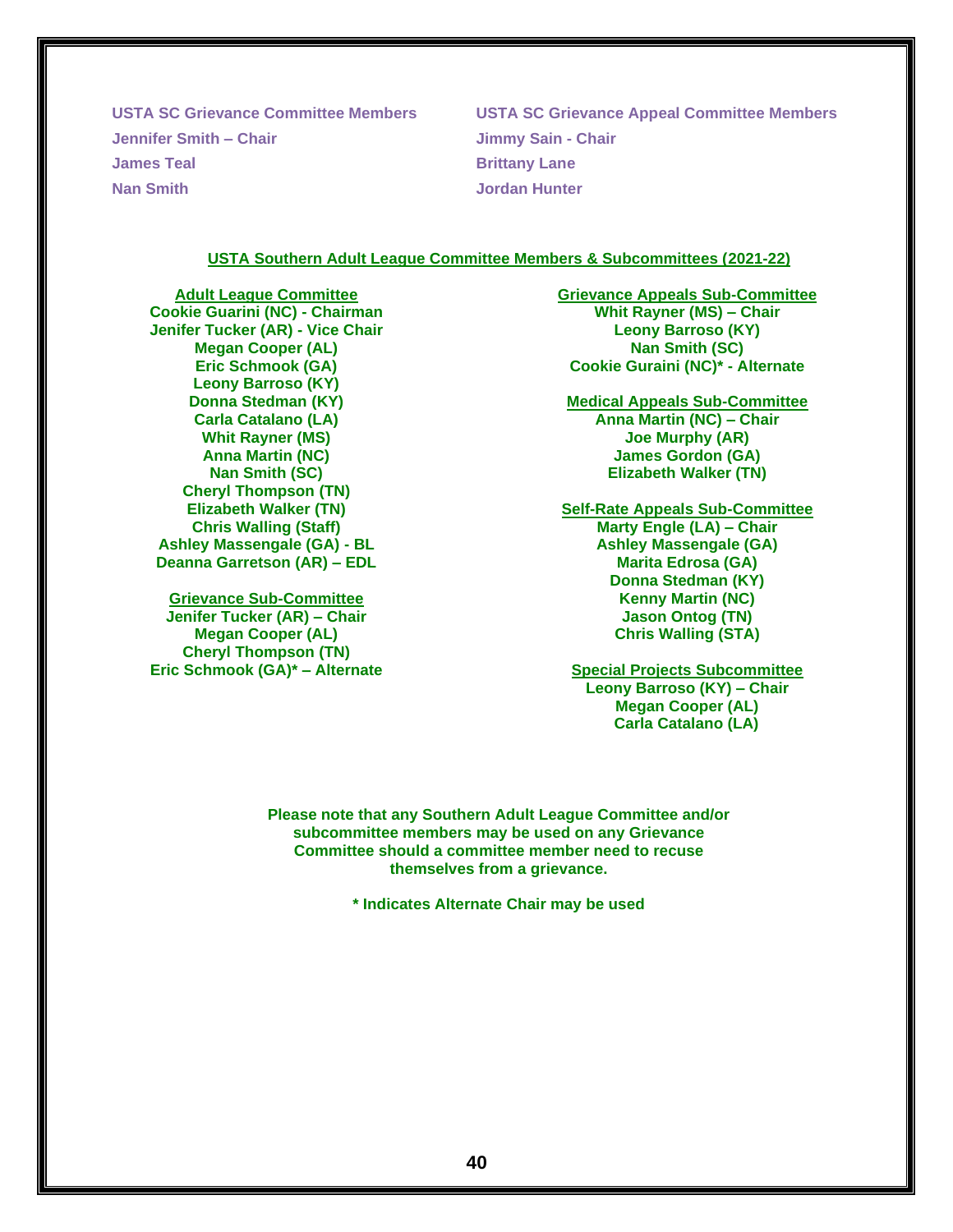**USTA SC Grievance Committee Members**

**Jennifer Smith – Chair**

**James Teal**

**Nan Smith**

**USTA SC Grievance Appeal Committee Members**

**Jimmy Sain - Chair**

**Brittany Lane**

**Jordan Hunter**

## USTA Southern Adult League Committee Members & Subcommittees (2021-22)

**Adult League Committee**

**Cookie Guarini (NC) - Chairman**
**Jenifer Tucker (AR) - Vice Chair**
**Megan Cooper (AL)**
**Eric Schmook (GA)**
**Leony Barroso (KY)**
**Donna Stedman (KY)**
**Carla Catalano (LA)**
**Whit Rayner (MS)**
**Anna Martin (NC)**
**Nan Smith (SC)**
**Cheryl Thompson (TN)**
**Elizabeth Walker (TN)**
**Chris Walling (Staff)**
**Ashley Massengale (GA) - BL**
**Deanna Garretson (AR) – EDL**

**Grievance Sub-Committee**

**Jenifer Tucker (AR) – Chair**
**Megan Cooper (AL)**
**Cheryl Thompson (TN)**
**Eric Schmook (GA)* – Alternate**

**Grievance Appeals Sub-Committee**

**Whit Rayner (MS) – Chair**
**Leony Barroso (KY)**
**Nan Smith (SC)**
**Cookie Guraini (NC)* - Alternate**

**Medical Appeals Sub-Committee**

**Anna Martin (NC) – Chair**
**Joe Murphy (AR)**
**James Gordon (GA)**
**Elizabeth Walker (TN)**

**Self-Rate Appeals Sub-Committee**

**Marty Engle (LA) – Chair**
**Ashley Massengale (GA)**
**Marita Edrosa (GA)**
**Donna Stedman (KY)**
**Kenny Martin (NC)**
**Jason Ontog (TN)**
**Chris Walling (STA)**

**Special Projects Subcommittee**

**Leony Barroso (KY) – Chair**
**Megan Cooper (AL)**
**Carla Catalano (LA)**

**Please note that any Southern Adult League Committee and/or subcommittee members may be used on any Grievance Committee should a committee member need to recuse themselves from a grievance.**

**\* Indicates Alternate Chair may be used**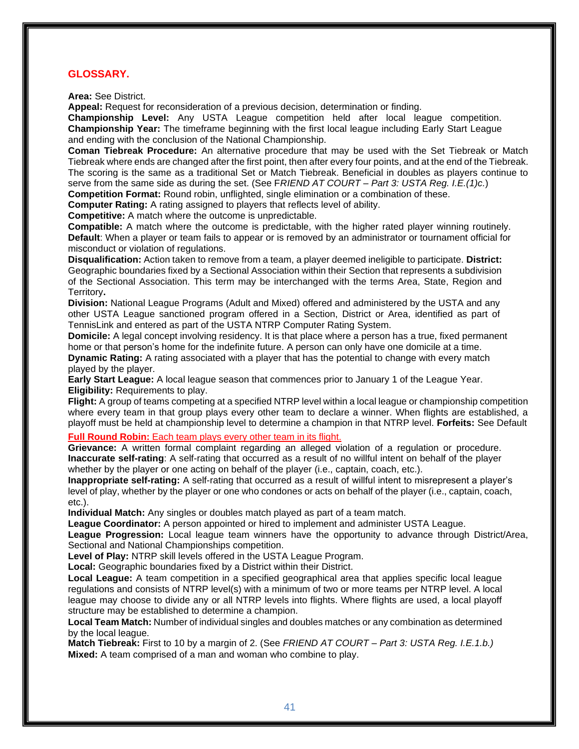## GLOSSARY.

**Area:** See District.
**Appeal:** Request for reconsideration of a previous decision, determination or finding.
**Championship Level:** Any USTA League competition held after local league competition.
**Championship Year:** The timeframe beginning with the first local league including Early Start League and ending with the conclusion of the National Championship.
**Coman Tiebreak Procedure:** An alternative procedure that may be used with the Set Tiebreak or Match Tiebreak where ends are changed after the first point, then after every four points, and at the end of the Tiebreak. The scoring is the same as a traditional Set or Match Tiebreak. Beneficial in doubles as players continue to serve from the same side as during the set. (See F*RIEND AT COURT – Part 3: USTA Reg. I.E.(1)c.*)
**Competition Format:** Round robin, unflighted, single elimination or a combination of these.
**Computer Rating:** A rating assigned to players that reflects level of ability.
**Competitive:** A match where the outcome is unpredictable.
**Compatible:** A match where the outcome is predictable, with the higher rated player winning routinely.
**Default**: When a player or team fails to appear or is removed by an administrator or tournament official for misconduct or violation of regulations.
**Disqualification:** Action taken to remove from a team, a player deemed ineligible to participate.
**District:** Geographic boundaries fixed by a Sectional Association within their Section that represents a subdivision of the Sectional Association. This term may be interchanged with the terms Area, State, Region and Territory**.**
**Division:** National League Programs (Adult and Mixed) offered and administered by the USTA and any other USTA League sanctioned program offered in a Section, District or Area, identified as part of TennisLink and entered as part of the USTA NTRP Computer Rating System.
**Domicile:** A legal concept involving residency. It is that place where a person has a true, fixed permanent home or that person's home for the indefinite future. A person can only have one domicile at a time.
**Dynamic Rating:** A rating associated with a player that has the potential to change with every match played by the player.
**Early Start League:** A local league season that commences prior to January 1 of the League Year.
**Eligibility:** Requirements to play.
**Flight:** A group of teams competing at a specified NTRP level within a local league or championship competition where every team in that group plays every other team to declare a winner. When flights are established, a playoff must be held at championship level to determine a champion in that NTRP level.
**Forfeits:** See Default
**Full Round Robin:** Each team plays every other team in its flight.
**Grievance:** A written formal complaint regarding an alleged violation of a regulation or procedure.
**Inaccurate self-rating**: A self-rating that occurred as a result of no willful intent on behalf of the player whether by the player or one acting on behalf of the player (i.e., captain, coach, etc.).
**Inappropriate self-rating:** A self-rating that occurred as a result of willful intent to misrepresent a player's level of play, whether by the player or one who condones or acts on behalf of the player (i.e., captain, coach, etc.).
**Individual Match:** Any singles or doubles match played as part of a team match.
**League Coordinator:** A person appointed or hired to implement and administer USTA League.
**League Progression:** Local league team winners have the opportunity to advance through District/Area, Sectional and National Championships competition.
**Level of Play:** NTRP skill levels offered in the USTA League Program.
**Local:** Geographic boundaries fixed by a District within their District.
**Local League:** A team competition in a specified geographical area that applies specific local league regulations and consists of NTRP level(s) with a minimum of two or more teams per NTRP level. A local league may choose to divide any or all NTRP levels into flights. Where flights are used, a local playoff structure may be established to determine a champion.
**Local Team Match:** Number of individual singles and doubles matches or any combination as determined by the local league.
**Match Tiebreak:** First to 10 by a margin of 2. (See *FRIEND AT COURT – Part 3: USTA Reg. I.E.1.b.)*
**Mixed:** A team comprised of a man and woman who combine to play.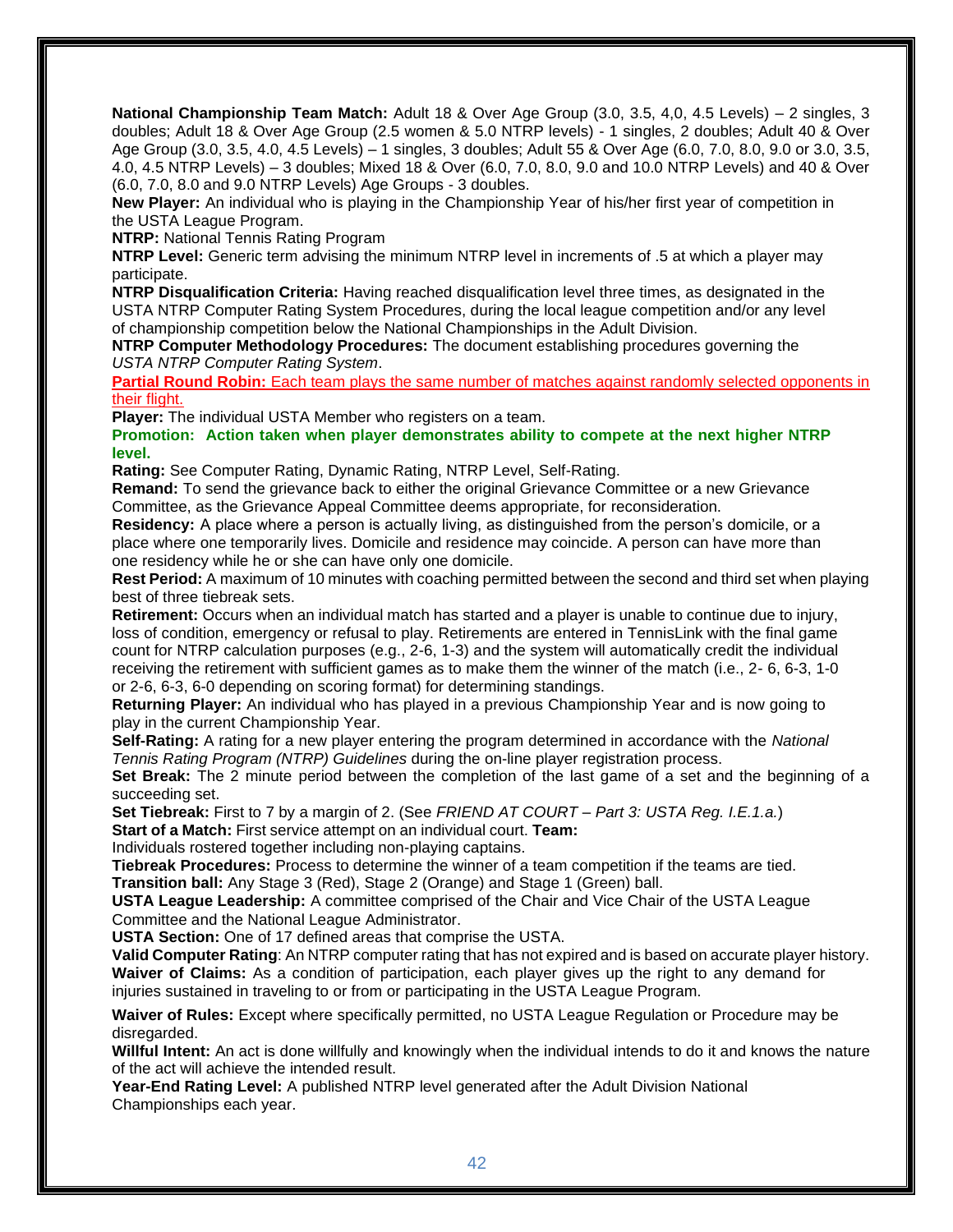**National Championship Team Match:** Adult 18 & Over Age Group (3.0, 3.5, 4,0, 4.5 Levels) – 2 singles, 3 doubles; Adult 18 & Over Age Group (2.5 women & 5.0 NTRP levels) - 1 singles, 2 doubles; Adult 40 & Over Age Group (3.0, 3.5, 4.0, 4.5 Levels) – 1 singles, 3 doubles; Adult 55 & Over Age (6.0, 7.0, 8.0, 9.0 or 3.0, 3.5, 4.0, 4.5 NTRP Levels) – 3 doubles; Mixed 18 & Over (6.0, 7.0, 8.0, 9.0 and 10.0 NTRP Levels) and 40 & Over (6.0, 7.0, 8.0 and 9.0 NTRP Levels) Age Groups - 3 doubles.

**New Player:** An individual who is playing in the Championship Year of his/her first year of competition in the USTA League Program.

**NTRP:** National Tennis Rating Program

**NTRP Level:** Generic term advising the minimum NTRP level in increments of .5 at which a player may participate.

**NTRP Disqualification Criteria:** Having reached disqualification level three times, as designated in the USTA NTRP Computer Rating System Procedures, during the local league competition and/or any level of championship competition below the National Championships in the Adult Division.

**NTRP Computer Methodology Procedures:** The document establishing procedures governing the *USTA NTRP Computer Rating System*.

**Partial Round Robin:** Each team plays the same number of matches against randomly selected opponents in their flight.

**Player:** The individual USTA Member who registers on a team.

**Promotion: Action taken when player demonstrates ability to compete at the next higher NTRP level.**

**Rating:** See Computer Rating, Dynamic Rating, NTRP Level, Self-Rating.

**Remand:** To send the grievance back to either the original Grievance Committee or a new Grievance Committee, as the Grievance Appeal Committee deems appropriate, for reconsideration.

**Residency:** A place where a person is actually living, as distinguished from the person's domicile, or a place where one temporarily lives. Domicile and residence may coincide. A person can have more than one residency while he or she can have only one domicile.

**Rest Period:** A maximum of 10 minutes with coaching permitted between the second and third set when playing best of three tiebreak sets.

**Retirement:** Occurs when an individual match has started and a player is unable to continue due to injury, loss of condition, emergency or refusal to play. Retirements are entered in TennisLink with the final game count for NTRP calculation purposes (e.g., 2-6, 1-3) and the system will automatically credit the individual receiving the retirement with sufficient games as to make them the winner of the match (i.e., 2- 6, 6-3, 1-0 or 2-6, 6-3, 6-0 depending on scoring format) for determining standings.

**Returning Player:** An individual who has played in a previous Championship Year and is now going to play in the current Championship Year.

**Self-Rating:** A rating for a new player entering the program determined in accordance with the *National Tennis Rating Program (NTRP) Guidelines* during the on-line player registration process.

**Set Break:** The 2 minute period between the completion of the last game of a set and the beginning of a succeeding set.

**Set Tiebreak:** First to 7 by a margin of 2. (See *FRIEND AT COURT – Part 3: USTA Reg. I.E.1.a.*)

**Start of a Match:** First service attempt on an individual court.

**Team:** Individuals rostered together including non-playing captains.

**Tiebreak Procedures:** Process to determine the winner of a team competition if the teams are tied.

**Transition ball:** Any Stage 3 (Red), Stage 2 (Orange) and Stage 1 (Green) ball.

**USTA League Leadership:** A committee comprised of the Chair and Vice Chair of the USTA League Committee and the National League Administrator.

**USTA Section:** One of 17 defined areas that comprise the USTA.

**Valid Computer Rating**: An NTRP computer rating that has not expired and is based on accurate player history.

**Waiver of Claims:** As a condition of participation, each player gives up the right to any demand for injuries sustained in traveling to or from or participating in the USTA League Program.

**Waiver of Rules:** Except where specifically permitted, no USTA League Regulation or Procedure may be disregarded.

**Willful Intent:** An act is done willfully and knowingly when the individual intends to do it and knows the nature of the act will achieve the intended result.

**Year-End Rating Level:** A published NTRP level generated after the Adult Division National Championships each year.